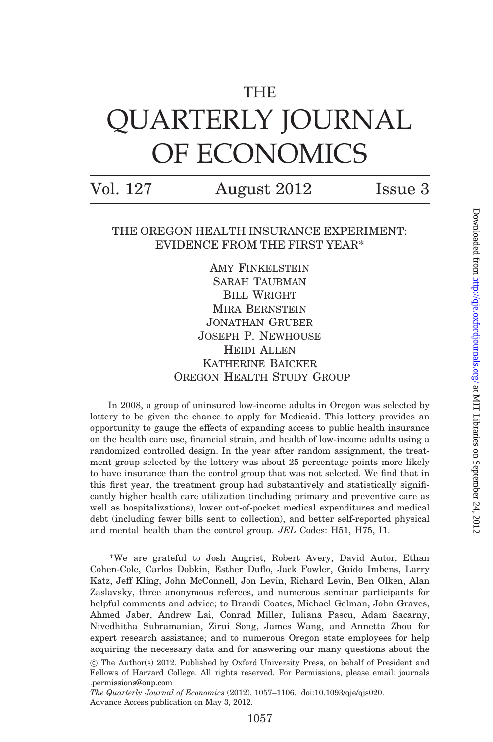# THE QUARTERLY JOURNAL OF ECONOMICS

Vol. 127 August 2012 Issue 3

## THE OREGON HEALTH INSURANCE EXPERIMENT: EVIDENCE FROM THE FIRST YEAR*

Amy Finkelstein
Sarah Taubman
Bill Wright
Mira Bernstein
Jonathan Gruber
Joseph P. Newhouse
Heidi Allen
Katherine Baicker
Oregon Health Study Group

In 2008, a group of uninsured low-income adults in Oregon was selected by lottery to be given the chance to apply for Medicaid. This lottery provides an opportunity to gauge the effects of expanding access to public health insurance on the health care use, financial strain, and health of low-income adults using a randomized controlled design. In the year after random assignment, the treatment group selected by the lottery was about 25 percentage points more likely to have insurance than the control group that was not selected. We find that in this first year, the treatment group had substantively and statistically significantly higher health care utilization (including primary and preventive care as well as hospitalizations), lower out-of-pocket medical expenditures and medical debt (including fewer bills sent to collection), and better self-reported physical and mental health than the control group. *JEL* Codes: H51, H75, I1.

*We are grateful to Josh Angrist, Robert Avery, David Autor, Ethan Cohen-Cole, Carlos Dobkin, Esther Duflo, Jack Fowler, Guido Imbens, Larry Katz, Jeff Kling, John McConnell, Jon Levin, Richard Levin, Ben Olken, Alan Zaslavsky, three anonymous referees, and numerous seminar participants for helpful comments and advice; to Brandi Coates, Michael Gelman, John Graves, Ahmed Jaber, Andrew Lai, Conrad Miller, Iuliana Pascu, Adam Sacarny, Nivedhitha Subramanian, Zirui Song, James Wang, and Annetta Zhou for expert research assistance; and to numerous Oregon state employees for help acquiring the necessary data and for answering our many questions about the

© The Author(s) 2012. Published by Oxford University Press, on behalf of President and Fellows of Harvard College. All rights reserved. For Permissions, please email: journals.permissions@oup.com

*The Quarterly Journal of Economics* (2012), 1057–1106. doi:10.1093/qje/qjs020.
Advance Access publication on May 3, 2012.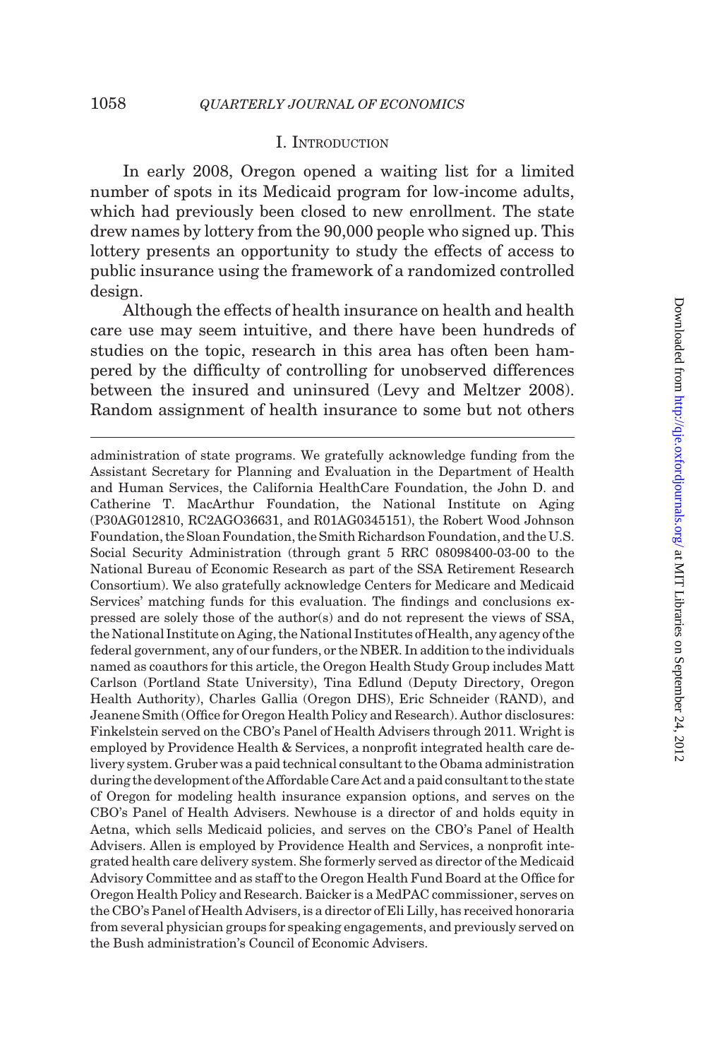## I. Introduction

In early 2008, Oregon opened a waiting list for a limited number of spots in its Medicaid program for low-income adults, which had previously been closed to new enrollment. The state drew names by lottery from the 90,000 people who signed up. This lottery presents an opportunity to study the effects of access to public insurance using the framework of a randomized controlled design.

Although the effects of health insurance on health and health care use may seem intuitive, and there have been hundreds of studies on the topic, research in this area has often been hampered by the difficulty of controlling for unobserved differences between the insured and uninsured (Levy and Meltzer 2008). Random assignment of health insurance to some but not others

---

administration of state programs. We gratefully acknowledge funding from the Assistant Secretary for Planning and Evaluation in the Department of Health and Human Services, the California HealthCare Foundation, the John D. and Catherine T. MacArthur Foundation, the National Institute on Aging (P30AG012810, RC2AGO36631, and R01AG0345151), the Robert Wood Johnson Foundation, the Sloan Foundation, the Smith Richardson Foundation, and the U.S. Social Security Administration (through grant 5 RRC 08098400-03-00 to the National Bureau of Economic Research as part of the SSA Retirement Research Consortium). We also gratefully acknowledge Centers for Medicare and Medicaid Services' matching funds for this evaluation. The findings and conclusions expressed are solely those of the author(s) and do not represent the views of SSA, the National Institute on Aging, the National Institutes of Health, any agency of the federal government, any of our funders, or the NBER. In addition to the individuals named as coauthors for this article, the Oregon Health Study Group includes Matt Carlson (Portland State University), Tina Edlund (Deputy Directory, Oregon Health Authority), Charles Gallia (Oregon DHS), Eric Schneider (RAND), and Jeanene Smith (Office for Oregon Health Policy and Research). Author disclosures: Finkelstein served on the CBO's Panel of Health Advisers through 2011. Wright is employed by Providence Health & Services, a nonprofit integrated health care delivery system. Gruber was a paid technical consultant to the Obama administration during the development of the Affordable Care Act and a paid consultant to the state of Oregon for modeling health insurance expansion options, and serves on the CBO's Panel of Health Advisers. Newhouse is a director of and holds equity in Aetna, which sells Medicaid policies, and serves on the CBO's Panel of Health Advisers. Allen is employed by Providence Health and Services, a nonprofit integrated health care delivery system. She formerly served as director of the Medicaid Advisory Committee and as staff to the Oregon Health Fund Board at the Office for Oregon Health Policy and Research. Baicker is a MedPAC commissioner, serves on the CBO's Panel of Health Advisers, is a director of Eli Lilly, has received honoraria from several physician groups for speaking engagements, and previously served on the Bush administration's Council of Economic Advisers.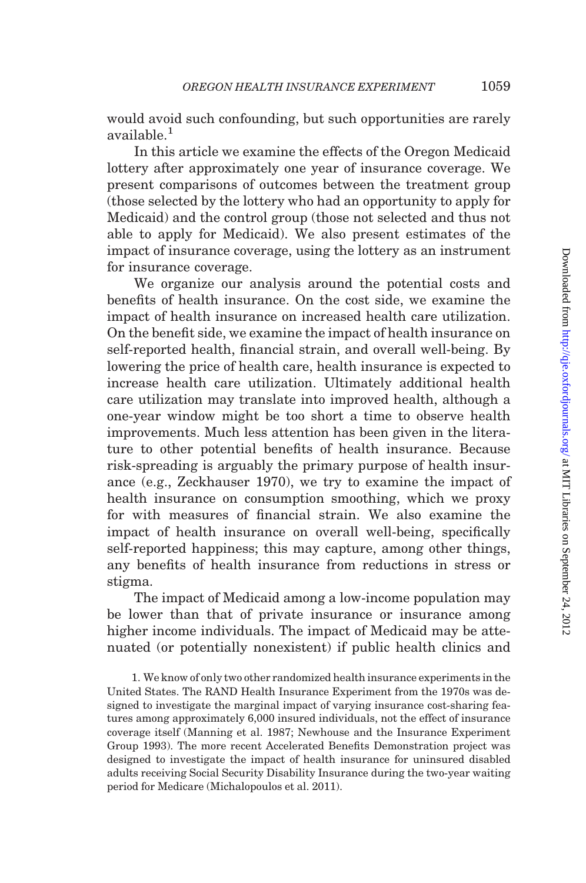would avoid such confounding, but such opportunities are rarely available.[1]

In this article we examine the effects of the Oregon Medicaid lottery after approximately one year of insurance coverage. We present comparisons of outcomes between the treatment group (those selected by the lottery who had an opportunity to apply for Medicaid) and the control group (those not selected and thus not able to apply for Medicaid). We also present estimates of the impact of insurance coverage, using the lottery as an instrument for insurance coverage.

We organize our analysis around the potential costs and benefits of health insurance. On the cost side, we examine the impact of health insurance on increased health care utilization. On the benefit side, we examine the impact of health insurance on self-reported health, financial strain, and overall well-being. By lowering the price of health care, health insurance is expected to increase health care utilization. Ultimately additional health care utilization may translate into improved health, although a one-year window might be too short a time to observe health improvements. Much less attention has been given in the literature to other potential benefits of health insurance. Because risk-spreading is arguably the primary purpose of health insurance (e.g., Zeckhauser 1970), we try to examine the impact of health insurance on consumption smoothing, which we proxy for with measures of financial strain. We also examine the impact of health insurance on overall well-being, specifically self-reported happiness; this may capture, among other things, any benefits of health insurance from reductions in stress or stigma.

The impact of Medicaid among a low-income population may be lower than that of private insurance or insurance among higher income individuals. The impact of Medicaid may be attenuated (or potentially nonexistent) if public health clinics and

1. We know of only two other randomized health insurance experiments in the United States. The RAND Health Insurance Experiment from the 1970s was designed to investigate the marginal impact of varying insurance cost-sharing features among approximately 6,000 insured individuals, not the effect of insurance coverage itself (Manning et al. 1987; Newhouse and the Insurance Experiment Group 1993). The more recent Accelerated Benefits Demonstration project was designed to investigate the impact of health insurance for uninsured disabled adults receiving Social Security Disability Insurance during the two-year waiting period for Medicare (Michalopoulos et al. 2011).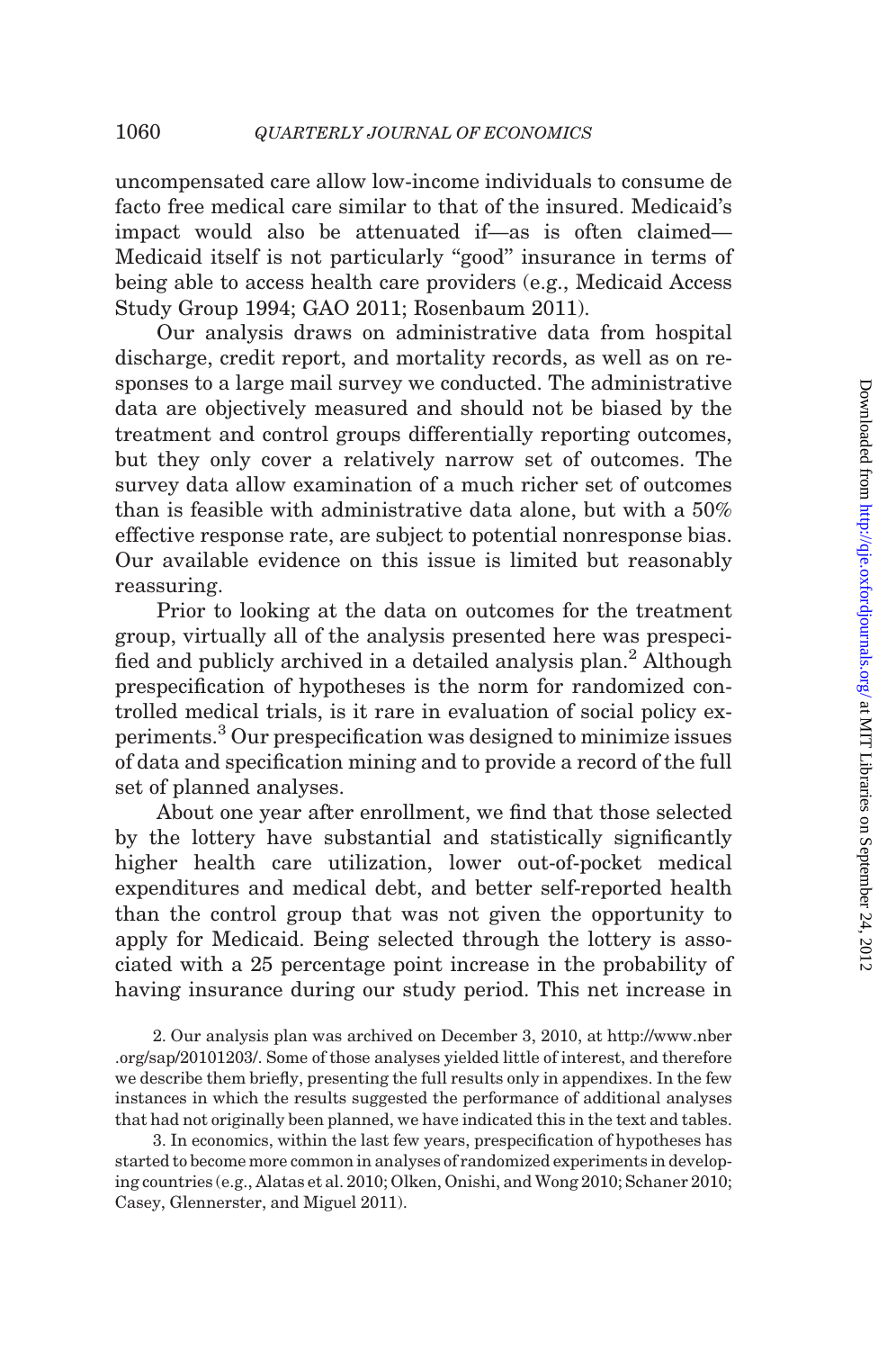uncompensated care allow low-income individuals to consume de facto free medical care similar to that of the insured. Medicaid's impact would also be attenuated if—as is often claimed—Medicaid itself is not particularly "good" insurance in terms of being able to access health care providers (e.g., Medicaid Access Study Group 1994; GAO 2011; Rosenbaum 2011).

Our analysis draws on administrative data from hospital discharge, credit report, and mortality records, as well as on responses to a large mail survey we conducted. The administrative data are objectively measured and should not be biased by the treatment and control groups differentially reporting outcomes, but they only cover a relatively narrow set of outcomes. The survey data allow examination of a much richer set of outcomes than is feasible with administrative data alone, but with a 50% effective response rate, are subject to potential nonresponse bias. Our available evidence on this issue is limited but reasonably reassuring.

Prior to looking at the data on outcomes for the treatment group, virtually all of the analysis presented here was prespecified and publicly archived in a detailed analysis plan.[2] Although prespecification of hypotheses is the norm for randomized controlled medical trials, is it rare in evaluation of social policy experiments.[3] Our prespecification was designed to minimize issues of data and specification mining and to provide a record of the full set of planned analyses.

About one year after enrollment, we find that those selected by the lottery have substantial and statistically significantly higher health care utilization, lower out-of-pocket medical expenditures and medical debt, and better self-reported health than the control group that was not given the opportunity to apply for Medicaid. Being selected through the lottery is associated with a 25 percentage point increase in the probability of having insurance during our study period. This net increase in

2. Our analysis plan was archived on December 3, 2010, at http://www.nber.org/sap/20101203/. Some of those analyses yielded little of interest, and therefore we describe them briefly, presenting the full results only in appendixes. In the few instances in which the results suggested the performance of additional analyses that had not originally been planned, we have indicated this in the text and tables.

3. In economics, within the last few years, prespecification of hypotheses has started to become more common in analyses of randomized experiments in developing countries (e.g., Alatas et al. 2010; Olken, Onishi, and Wong 2010; Schaner 2010; Casey, Glennerster, and Miguel 2011).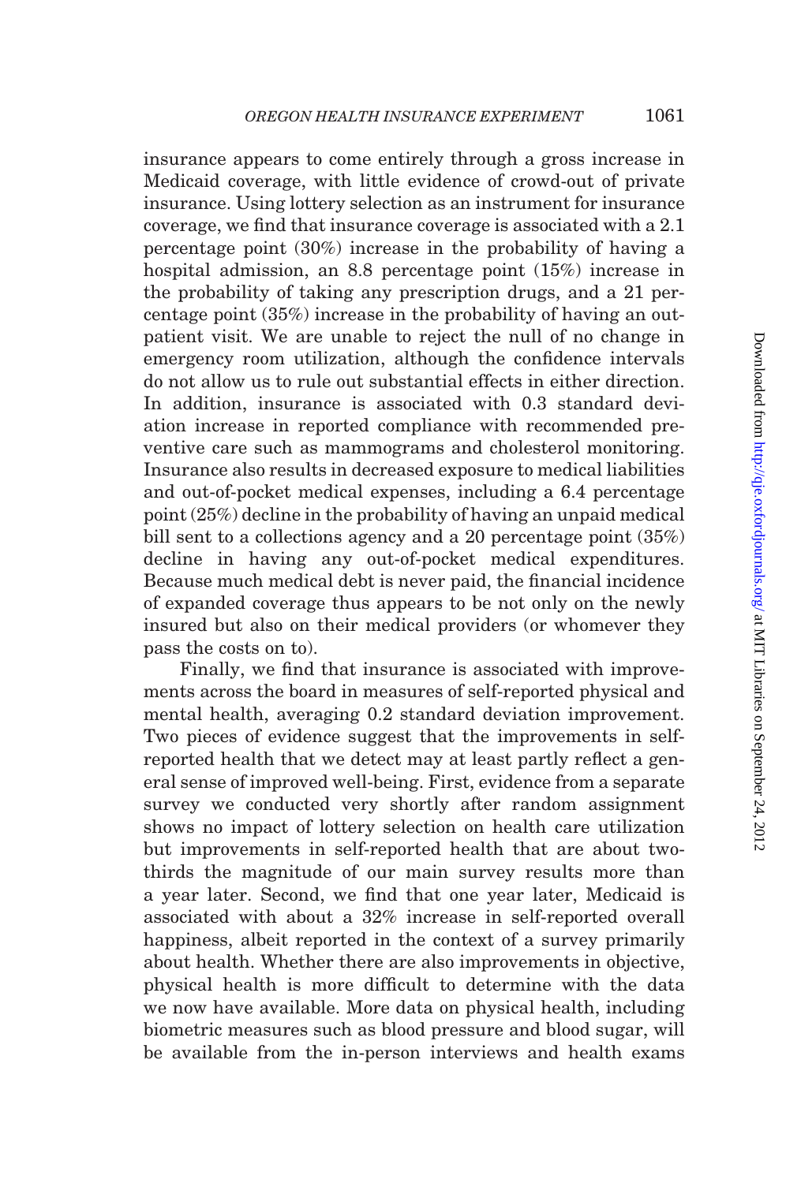insurance appears to come entirely through a gross increase in Medicaid coverage, with little evidence of crowd-out of private insurance. Using lottery selection as an instrument for insurance coverage, we find that insurance coverage is associated with a 2.1 percentage point (30%) increase in the probability of having a hospital admission, an 8.8 percentage point (15%) increase in the probability of taking any prescription drugs, and a 21 percentage point (35%) increase in the probability of having an outpatient visit. We are unable to reject the null of no change in emergency room utilization, although the confidence intervals do not allow us to rule out substantial effects in either direction. In addition, insurance is associated with 0.3 standard deviation increase in reported compliance with recommended preventive care such as mammograms and cholesterol monitoring. Insurance also results in decreased exposure to medical liabilities and out-of-pocket medical expenses, including a 6.4 percentage point (25%) decline in the probability of having an unpaid medical bill sent to a collections agency and a 20 percentage point (35%) decline in having any out-of-pocket medical expenditures. Because much medical debt is never paid, the financial incidence of expanded coverage thus appears to be not only on the newly insured but also on their medical providers (or whomever they pass the costs on to).

Finally, we find that insurance is associated with improvements across the board in measures of self-reported physical and mental health, averaging 0.2 standard deviation improvement. Two pieces of evidence suggest that the improvements in self-reported health that we detect may at least partly reflect a general sense of improved well-being. First, evidence from a separate survey we conducted very shortly after random assignment shows no impact of lottery selection on health care utilization but improvements in self-reported health that are about two-thirds the magnitude of our main survey results more than a year later. Second, we find that one year later, Medicaid is associated with about a 32% increase in self-reported overall happiness, albeit reported in the context of a survey primarily about health. Whether there are also improvements in objective, physical health is more difficult to determine with the data we now have available. More data on physical health, including biometric measures such as blood pressure and blood sugar, will be available from the in-person interviews and health exams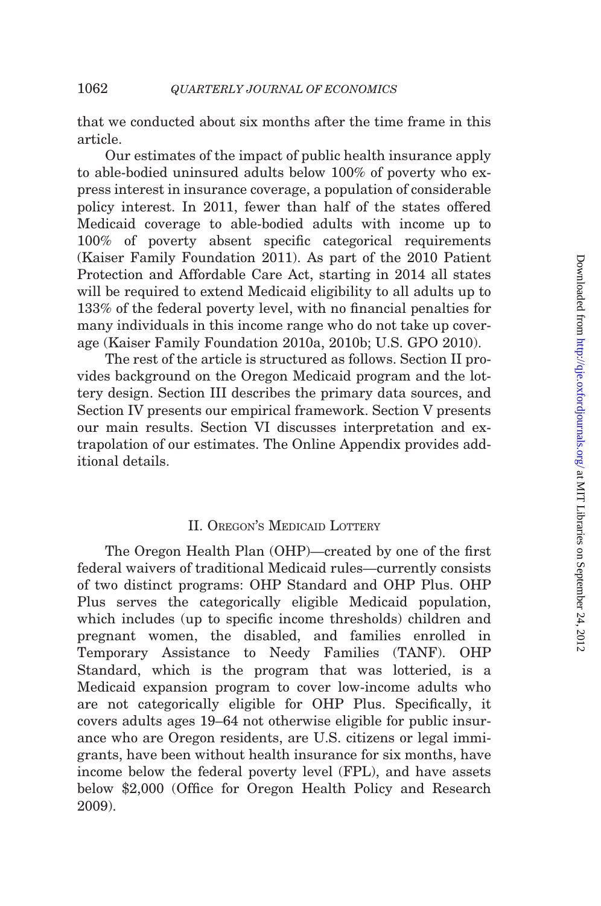that we conducted about six months after the time frame in this article.

Our estimates of the impact of public health insurance apply to able-bodied uninsured adults below 100% of poverty who express interest in insurance coverage, a population of considerable policy interest. In 2011, fewer than half of the states offered Medicaid coverage to able-bodied adults with income up to 100% of poverty absent specific categorical requirements (Kaiser Family Foundation 2011). As part of the 2010 Patient Protection and Affordable Care Act, starting in 2014 all states will be required to extend Medicaid eligibility to all adults up to 133% of the federal poverty level, with no financial penalties for many individuals in this income range who do not take up coverage (Kaiser Family Foundation 2010a, 2010b; U.S. GPO 2010).

The rest of the article is structured as follows. Section II provides background on the Oregon Medicaid program and the lottery design. Section III describes the primary data sources, and Section IV presents our empirical framework. Section V presents our main results. Section VI discusses interpretation and extrapolation of our estimates. The Online Appendix provides additional details.

## II. Oregon's Medicaid Lottery

The Oregon Health Plan (OHP)—created by one of the first federal waivers of traditional Medicaid rules—currently consists of two distinct programs: OHP Standard and OHP Plus. OHP Plus serves the categorically eligible Medicaid population, which includes (up to specific income thresholds) children and pregnant women, the disabled, and families enrolled in Temporary Assistance to Needy Families (TANF). OHP Standard, which is the program that was lotteried, is a Medicaid expansion program to cover low-income adults who are not categorically eligible for OHP Plus. Specifically, it covers adults ages 19–64 not otherwise eligible for public insurance who are Oregon residents, are U.S. citizens or legal immigrants, have been without health insurance for six months, have income below the federal poverty level (FPL), and have assets below $2,000 (Office for Oregon Health Policy and Research 2009).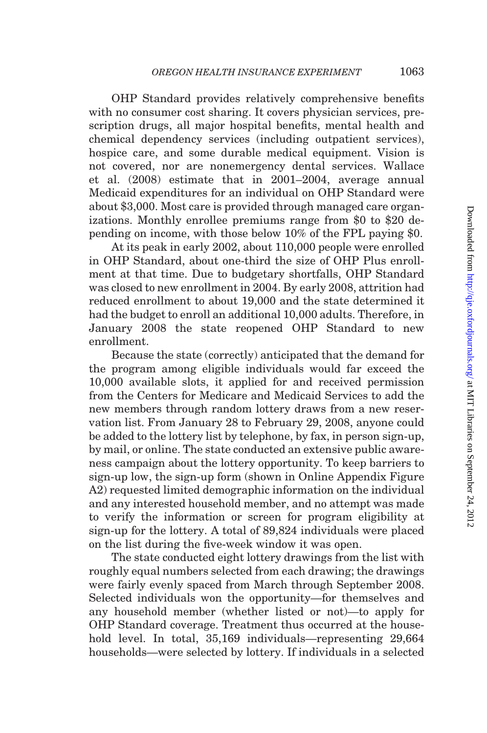OHP Standard provides relatively comprehensive benefits with no consumer cost sharing. It covers physician services, prescription drugs, all major hospital benefits, mental health and chemical dependency services (including outpatient services), hospice care, and some durable medical equipment. Vision is not covered, nor are nonemergency dental services. Wallace et al. (2008) estimate that in 2001–2004, average annual Medicaid expenditures for an individual on OHP Standard were about $3,000. Most care is provided through managed care organizations. Monthly enrollee premiums range from $0 to $20 depending on income, with those below 10% of the FPL paying $0.

At its peak in early 2002, about 110,000 people were enrolled in OHP Standard, about one-third the size of OHP Plus enrollment at that time. Due to budgetary shortfalls, OHP Standard was closed to new enrollment in 2004. By early 2008, attrition had reduced enrollment to about 19,000 and the state determined it had the budget to enroll an additional 10,000 adults. Therefore, in January 2008 the state reopened OHP Standard to new enrollment.

Because the state (correctly) anticipated that the demand for the program among eligible individuals would far exceed the 10,000 available slots, it applied for and received permission from the Centers for Medicare and Medicaid Services to add the new members through random lottery draws from a new reservation list. From January 28 to February 29, 2008, anyone could be added to the lottery list by telephone, by fax, in person sign-up, by mail, or online. The state conducted an extensive public awareness campaign about the lottery opportunity. To keep barriers to sign-up low, the sign-up form (shown in Online Appendix Figure A2) requested limited demographic information on the individual and any interested household member, and no attempt was made to verify the information or screen for program eligibility at sign-up for the lottery. A total of 89,824 individuals were placed on the list during the five-week window it was open.

The state conducted eight lottery drawings from the list with roughly equal numbers selected from each drawing; the drawings were fairly evenly spaced from March through September 2008. Selected individuals won the opportunity—for themselves and any household member (whether listed or not)—to apply for OHP Standard coverage. Treatment thus occurred at the household level. In total, 35,169 individuals—representing 29,664 households—were selected by lottery. If individuals in a selected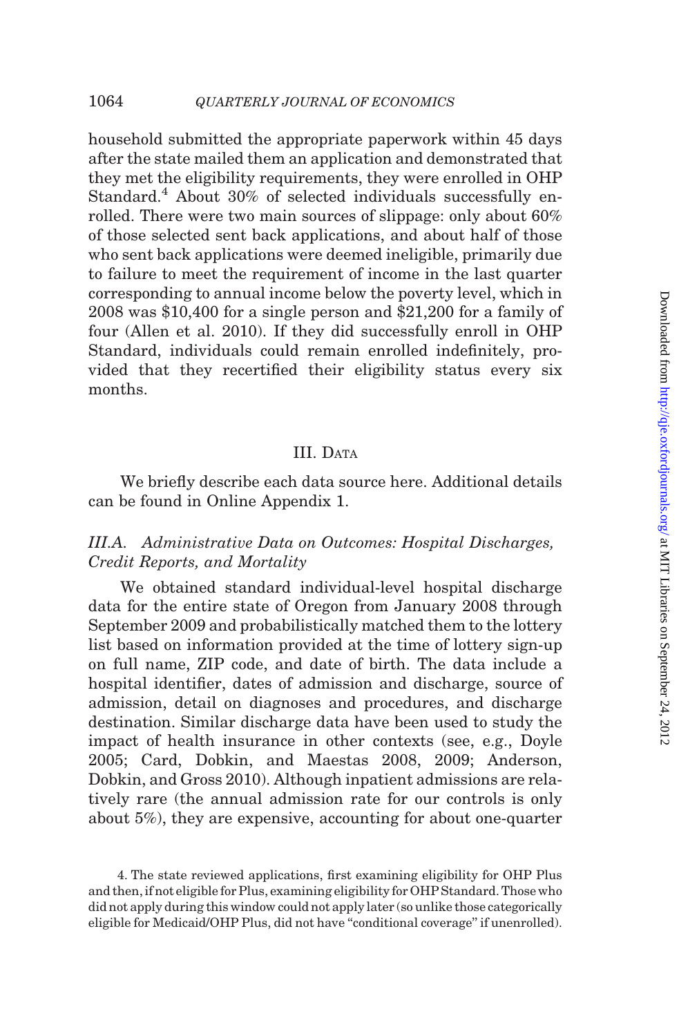household submitted the appropriate paperwork within 45 days after the state mailed them an application and demonstrated that they met the eligibility requirements, they were enrolled in OHP Standard.[4] About 30% of selected individuals successfully enrolled. There were two main sources of slippage: only about 60% of those selected sent back applications, and about half of those who sent back applications were deemed ineligible, primarily due to failure to meet the requirement of income in the last quarter corresponding to annual income below the poverty level, which in 2008 was $10,400 for a single person and $21,200 for a family of four (Allen et al. 2010). If they did successfully enroll in OHP Standard, individuals could remain enrolled indefinitely, provided that they recertified their eligibility status every six months.

## III. Data

We briefly describe each data source here. Additional details can be found in Online Appendix 1.

### III.A. *Administrative Data on Outcomes: Hospital Discharges, Credit Reports, and Mortality*

We obtained standard individual-level hospital discharge data for the entire state of Oregon from January 2008 through September 2009 and probabilistically matched them to the lottery list based on information provided at the time of lottery sign-up on full name, ZIP code, and date of birth. The data include a hospital identifier, dates of admission and discharge, source of admission, detail on diagnoses and procedures, and discharge destination. Similar discharge data have been used to study the impact of health insurance in other contexts (see, e.g., Doyle 2005; Card, Dobkin, and Maestas 2008, 2009; Anderson, Dobkin, and Gross 2010). Although inpatient admissions are relatively rare (the annual admission rate for our controls is only about 5%), they are expensive, accounting for about one-quarter

4. The state reviewed applications, first examining eligibility for OHP Plus and then, if not eligible for Plus, examining eligibility for OHP Standard. Those who did not apply during this window could not apply later (so unlike those categorically eligible for Medicaid/OHP Plus, did not have "conditional coverage" if unenrolled).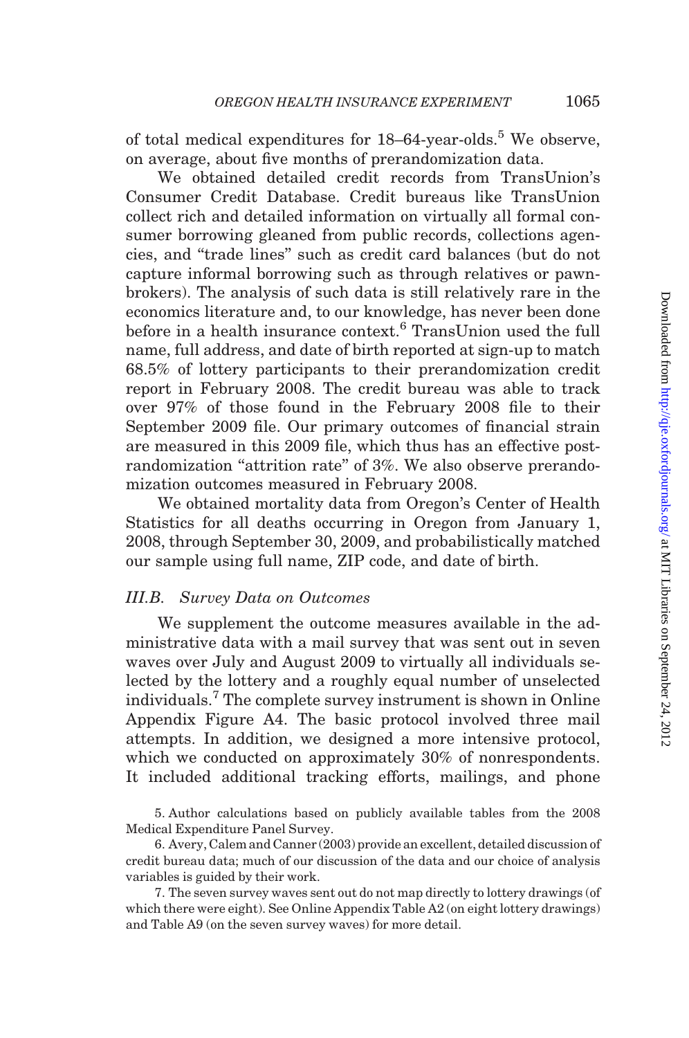of total medical expenditures for 18–64-year-olds.[5] We observe, on average, about five months of prerandomization data.

We obtained detailed credit records from TransUnion's Consumer Credit Database. Credit bureaus like TransUnion collect rich and detailed information on virtually all formal consumer borrowing gleaned from public records, collections agencies, and "trade lines" such as credit card balances (but do not capture informal borrowing such as through relatives or pawnbrokers). The analysis of such data is still relatively rare in the economics literature and, to our knowledge, has never been done before in a health insurance context.[6] TransUnion used the full name, full address, and date of birth reported at sign-up to match 68.5% of lottery participants to their prerandomization credit report in February 2008. The credit bureau was able to track over 97% of those found in the February 2008 file to their September 2009 file. Our primary outcomes of financial strain are measured in this 2009 file, which thus has an effective postrandomization "attrition rate" of 3%. We also observe prerandomization outcomes measured in February 2008.

We obtained mortality data from Oregon's Center of Health Statistics for all deaths occurring in Oregon from January 1, 2008, through September 30, 2009, and probabilistically matched our sample using full name, ZIP code, and date of birth.

### *III.B. Survey Data on Outcomes*

We supplement the outcome measures available in the administrative data with a mail survey that was sent out in seven waves over July and August 2009 to virtually all individuals selected by the lottery and a roughly equal number of unselected individuals.[7] The complete survey instrument is shown in Online Appendix Figure A4. The basic protocol involved three mail attempts. In addition, we designed a more intensive protocol, which we conducted on approximately 30% of nonrespondents. It included additional tracking efforts, mailings, and phone

5. Author calculations based on publicly available tables from the 2008 Medical Expenditure Panel Survey.

6. Avery, Calem and Canner (2003) provide an excellent, detailed discussion of credit bureau data; much of our discussion of the data and our choice of analysis variables is guided by their work.

7. The seven survey waves sent out do not map directly to lottery drawings (of which there were eight). See Online Appendix Table A2 (on eight lottery drawings) and Table A9 (on the seven survey waves) for more detail.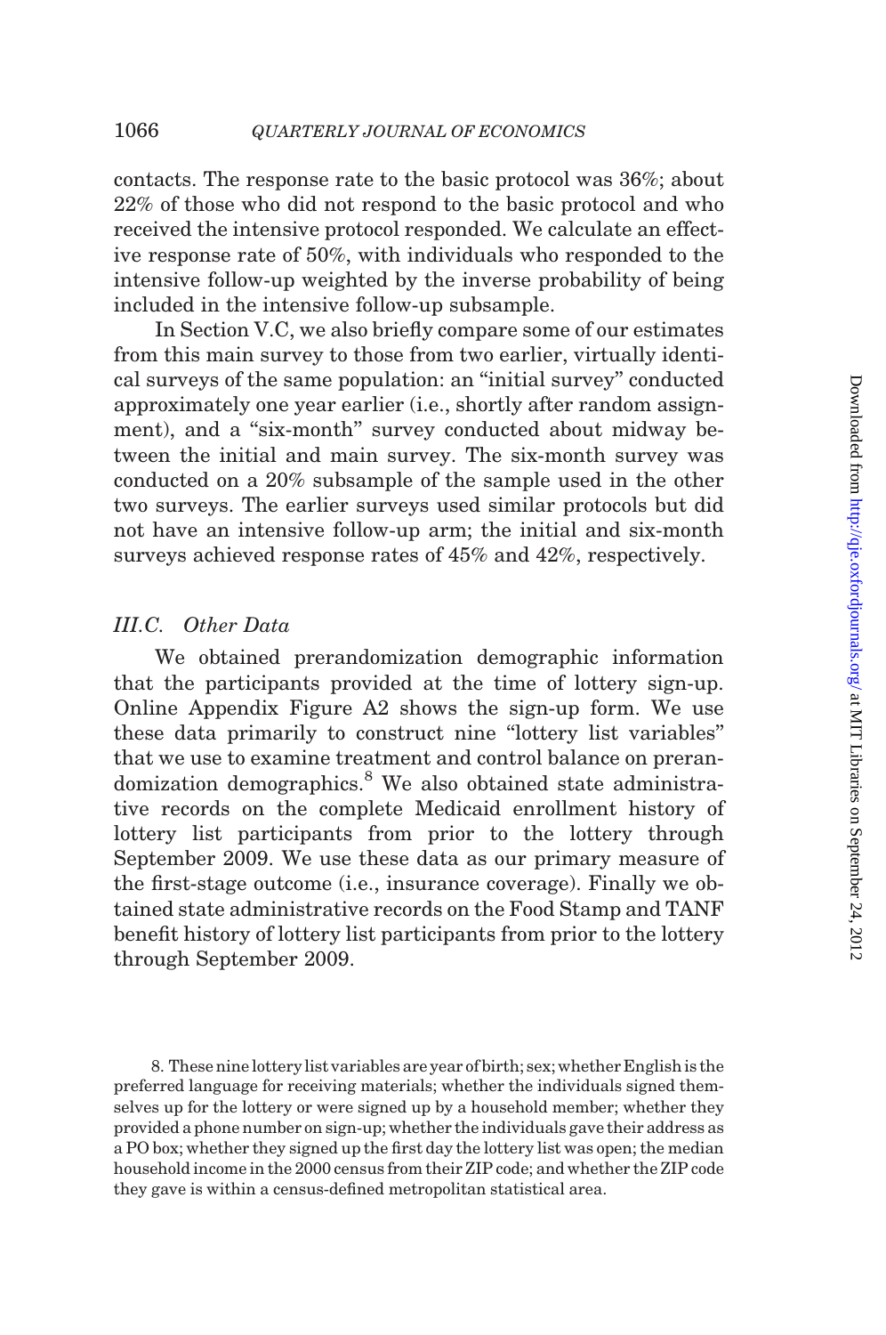contacts. The response rate to the basic protocol was 36%; about 22% of those who did not respond to the basic protocol and who received the intensive protocol responded. We calculate an effective response rate of 50%, with individuals who responded to the intensive follow-up weighted by the inverse probability of being included in the intensive follow-up subsample.

In Section V.C, we also briefly compare some of our estimates from this main survey to those from two earlier, virtually identical surveys of the same population: an "initial survey" conducted approximately one year earlier (i.e., shortly after random assignment), and a "six-month" survey conducted about midway between the initial and main survey. The six-month survey was conducted on a 20% subsample of the sample used in the other two surveys. The earlier surveys used similar protocols but did not have an intensive follow-up arm; the initial and six-month surveys achieved response rates of 45% and 42%, respectively.

### *III.C. Other Data*

We obtained prerandomization demographic information that the participants provided at the time of lottery sign-up. Online Appendix Figure A2 shows the sign-up form. We use these data primarily to construct nine "lottery list variables" that we use to examine treatment and control balance on prerandomization demographics.[8] We also obtained state administrative records on the complete Medicaid enrollment history of lottery list participants from prior to the lottery through September 2009. We use these data as our primary measure of the first-stage outcome (i.e., insurance coverage). Finally we obtained state administrative records on the Food Stamp and TANF benefit history of lottery list participants from prior to the lottery through September 2009.

8. These nine lottery list variables are year of birth; sex; whether English is the preferred language for receiving materials; whether the individuals signed themselves up for the lottery or were signed up by a household member; whether they provided a phone number on sign-up; whether the individuals gave their address as a PO box; whether they signed up the first day the lottery list was open; the median household income in the 2000 census from their ZIP code; and whether the ZIP code they gave is within a census-defined metropolitan statistical area.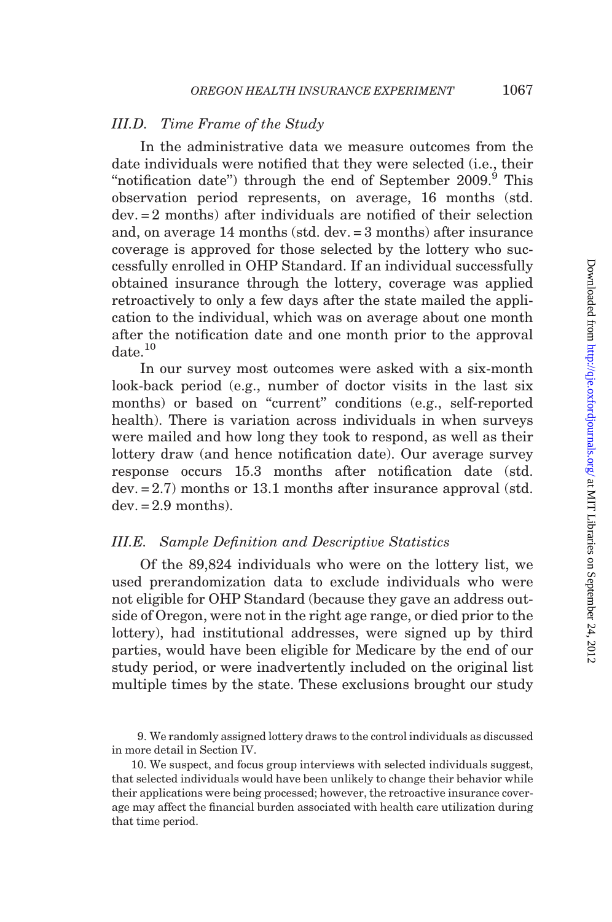### III.D. Time Frame of the Study

In the administrative data we measure outcomes from the date individuals were notified that they were selected (i.e., their "notification date") through the end of September 2009.[9] This observation period represents, on average, 16 months (std. dev. = 2 months) after individuals are notified of their selection and, on average 14 months (std. dev. = 3 months) after insurance coverage is approved for those selected by the lottery who successfully enrolled in OHP Standard. If an individual successfully obtained insurance through the lottery, coverage was applied retroactively to only a few days after the state mailed the application to the individual, which was on average about one month after the notification date and one month prior to the approval date.[10]

In our survey most outcomes were asked with a six-month look-back period (e.g., number of doctor visits in the last six months) or based on "current" conditions (e.g., self-reported health). There is variation across individuals in when surveys were mailed and how long they took to respond, as well as their lottery draw (and hence notification date). Our average survey response occurs 15.3 months after notification date (std. dev. = 2.7) months or 13.1 months after insurance approval (std. dev. = 2.9 months).

### III.E. Sample Definition and Descriptive Statistics

Of the 89,824 individuals who were on the lottery list, we used prerandomization data to exclude individuals who were not eligible for OHP Standard (because they gave an address outside of Oregon, were not in the right age range, or died prior to the lottery), had institutional addresses, were signed up by third parties, would have been eligible for Medicare by the end of our study period, or were inadvertently included on the original list multiple times by the state. These exclusions brought our study

9. We randomly assigned lottery draws to the control individuals as discussed in more detail in Section IV.

10. We suspect, and focus group interviews with selected individuals suggest, that selected individuals would have been unlikely to change their behavior while their applications were being processed; however, the retroactive insurance coverage may affect the financial burden associated with health care utilization during that time period.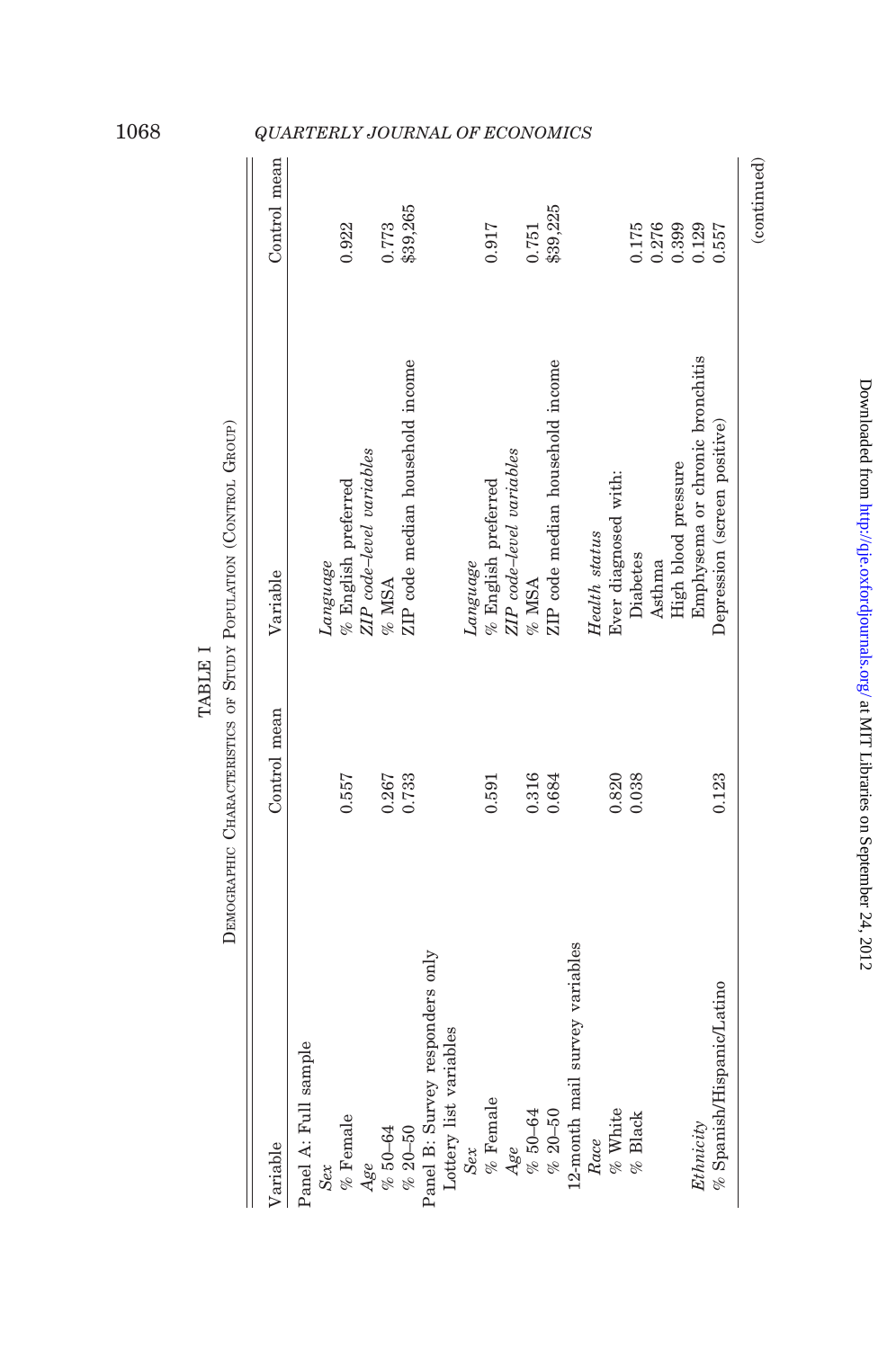TABLE I

DEMOGRAPHIC CHARACTERISTICS OF STUDY POPULATION (CONTROL GROUP)

| Variable | Control mean | Variable | Control mean |
|---|---|---|---|
| Panel A: Full sample | | | |
| *Sex* | | *Language* | |
| % Female | 0.557 | % English preferred | 0.922 |
| *Age* | | *ZIP code–level variables* | |
| % 50–64 | 0.267 | % MSA | 0.773 |
| % 20–50 | 0.733 | ZIP code median household income | $39,265 |
| Panel B: Survey responders only | | | |
| Lottery list variables | | | |
| *Sex* | | *Language* | |
| % Female | 0.591 | % English preferred | 0.917 |
| *Age* | | *ZIP code–level variables* | |
| % 50–64 | 0.316 | % MSA | 0.751 |
| % 20–50 | 0.684 | ZIP code median household income | $39,225 |
| 12-month mail survey variables | | | |
| *Race* | | *Health status* | |
| % White | 0.820 | Ever diagnosed with: | |
| % Black | 0.038 | Diabetes | 0.175 |
| | | Asthma | 0.276 |
| | | High blood pressure | 0.399 |
| *Ethnicity* | | Emphysema or chronic bronchitis | 0.129 |
| % Spanish/Hispanic/Latino | 0.123 | Depression (screen positive) | 0.557 |

(continued)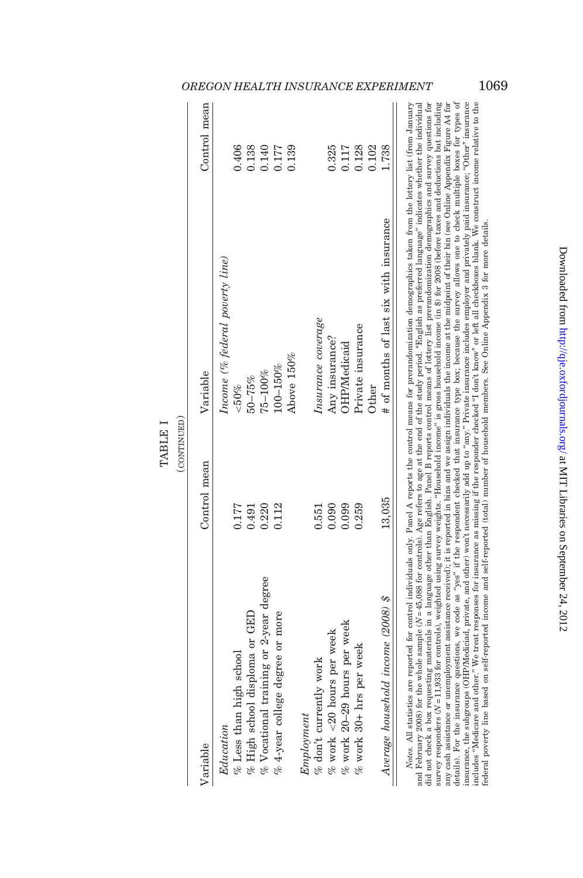TABLE I
(CONTINUED)

| Variable | Control mean | Variable | Control mean |
|---|---|---|---|
| *Education* | | *Income (% federal poverty line)* | |
| % Less than high school | 0.177 | <50% | 0.406 |
| % High school diploma or GED | 0.491 | 50–75% | 0.138 |
| % Vocational training or 2-year degree | 0.220 | 75–100% | 0.140 |
| % 4-year college degree or more | 0.112 | 100–150% | 0.177 |
| | | Above 150% | 0.139 |
| *Employment* | | *Insurance coverage* | |
| % don't currently work | 0.551 | Any insurance? | 0.325 |
| % work <20 hours per week | 0.090 | OHP/Medicaid | 0.117 |
| % work 20–29 hours per week | 0.099 | Private insurance | 0.128 |
| % work 30+ hrs per week | 0.259 | Other | 0.102 |
| *Average household income (2008) $* | 13,035 | # of months of last six with insurance | 1.738 |

*Notes.* All statistics are reported for control individuals only. Panel A reports the control means for prerandomization demographics taken from the lottery list (from January and February 2008) for the whole sample ($N$ = 45,088 for controls). Age refers to age at the end of the study period. "English as preferred language" indicates whether the individual did not check a box requesting materials in a language other than English. Panel B reports control means of lottery list prerandomization demographics and survey questions for survey responders ($N$ = 11,933 for controls), weighted using survey weights. "Household income" is gross household income (in $) for 2008 (before taxes and deductions but including any cash assistance or unemployment assistance received); it is reported in bins and we assign individuals the income at the midpoint of their bin (see Online Appendix Figure A4 for details). For the insurance questions, we code as "yes" if the respondent checked that insurance type box; because the survey allows one to check multiple boxes for types of insurance, the subgroups (OHP/Medicaid, private, and other) won't necessarily add up to "any." Private insurance includes employer and privately paid insurance; "Other" insurance includes "Medicare and other." We treat responses for insurance as missing if the responder checked "I don't know" or left all checkboxes blank. We construct income relative to the federal poverty line based on self-reported income and self-reported (total) number of household members. See Online Appendix 3 for more details.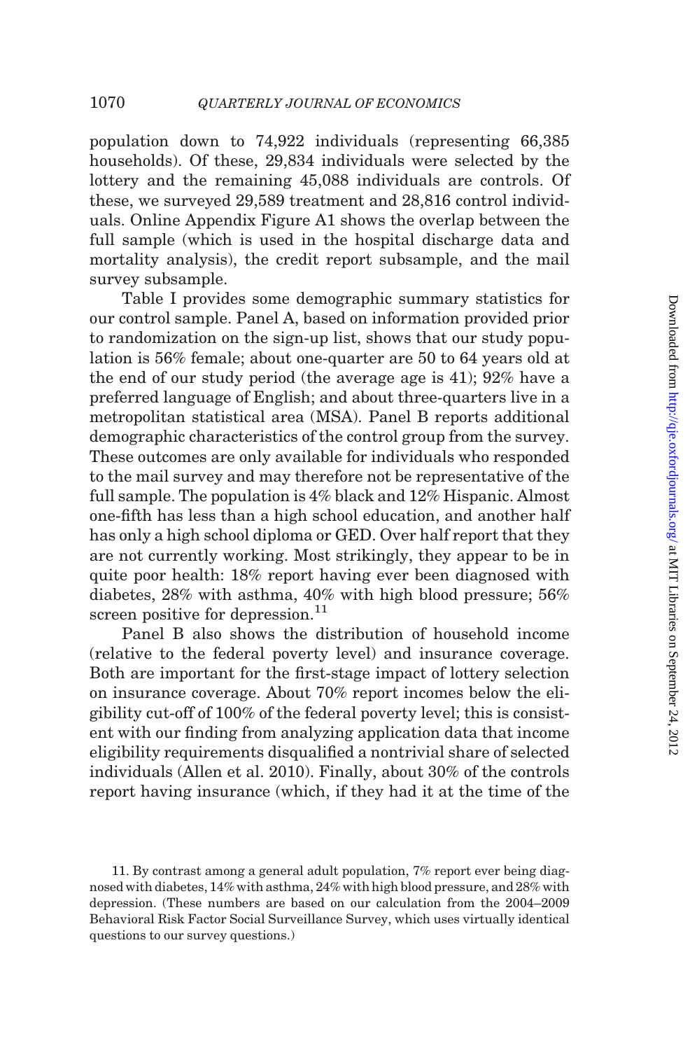population down to 74,922 individuals (representing 66,385 households). Of these, 29,834 individuals were selected by the lottery and the remaining 45,088 individuals are controls. Of these, we surveyed 29,589 treatment and 28,816 control individuals. Online Appendix Figure A1 shows the overlap between the full sample (which is used in the hospital discharge data and mortality analysis), the credit report subsample, and the mail survey subsample.

Table I provides some demographic summary statistics for our control sample. Panel A, based on information provided prior to randomization on the sign-up list, shows that our study population is 56% female; about one-quarter are 50 to 64 years old at the end of our study period (the average age is 41); 92% have a preferred language of English; and about three-quarters live in a metropolitan statistical area (MSA). Panel B reports additional demographic characteristics of the control group from the survey. These outcomes are only available for individuals who responded to the mail survey and may therefore not be representative of the full sample. The population is 4% black and 12% Hispanic. Almost one-fifth has less than a high school education, and another half has only a high school diploma or GED. Over half report that they are not currently working. Most strikingly, they appear to be in quite poor health: 18% report having ever been diagnosed with diabetes, 28% with asthma, 40% with high blood pressure; 56% screen positive for depression.[11]

Panel B also shows the distribution of household income (relative to the federal poverty level) and insurance coverage. Both are important for the first-stage impact of lottery selection on insurance coverage. About 70% report incomes below the eligibility cut-off of 100% of the federal poverty level; this is consistent with our finding from analyzing application data that income eligibility requirements disqualified a nontrivial share of selected individuals (Allen et al. 2010). Finally, about 30% of the controls report having insurance (which, if they had it at the time of the

11. By contrast among a general adult population, 7% report ever being diagnosed with diabetes, 14% with asthma, 24% with high blood pressure, and 28% with depression. (These numbers are based on our calculation from the 2004–2009 Behavioral Risk Factor Social Surveillance Survey, which uses virtually identical questions to our survey questions.)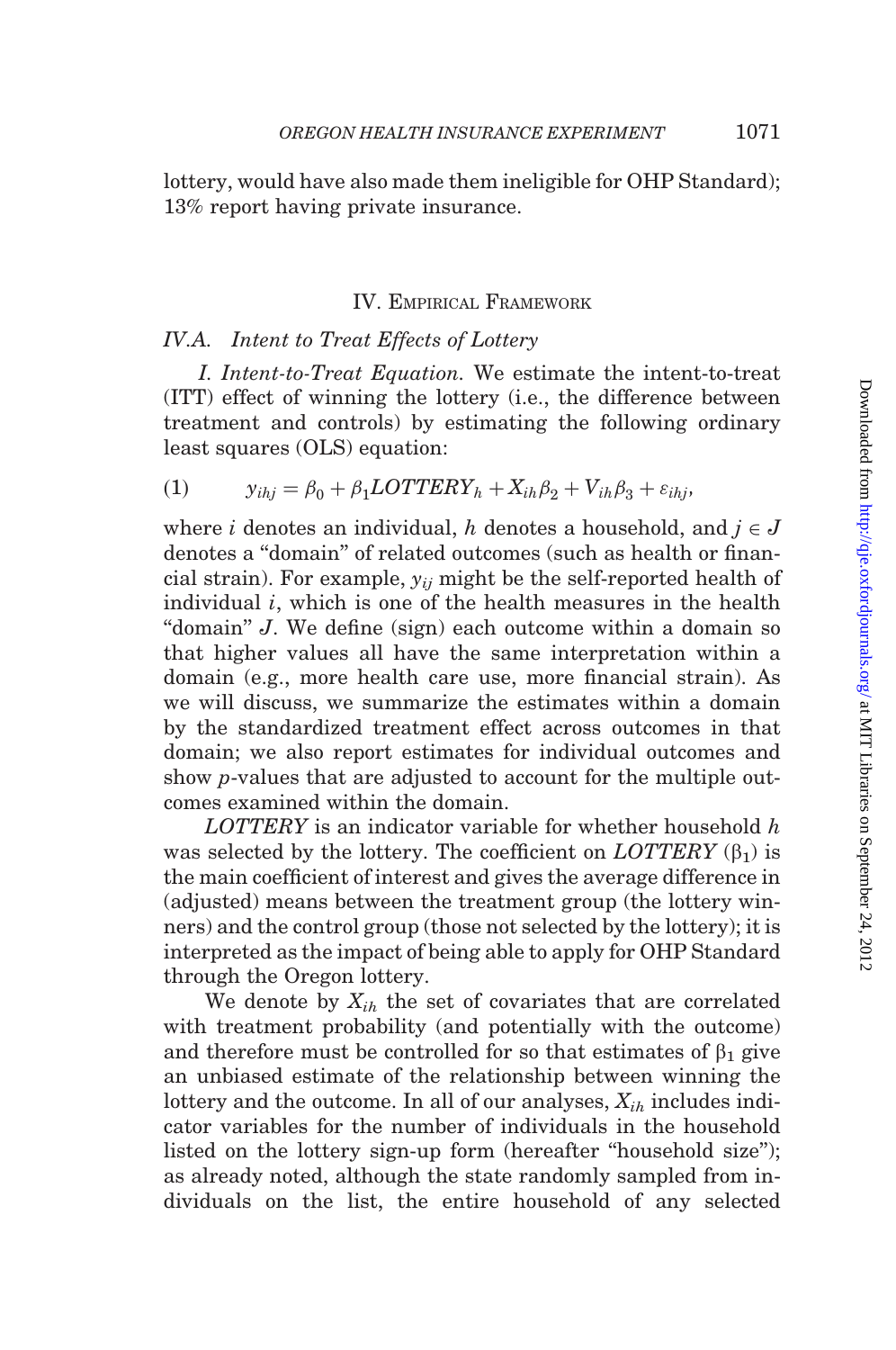lottery, would have also made them ineligible for OHP Standard); 13% report having private insurance.

## IV. Empirical Framework

### IV.A. Intent to Treat Effects of Lottery

*I. Intent-to-Treat Equation.* We estimate the intent-to-treat (ITT) effect of winning the lottery (i.e., the difference between treatment and controls) by estimating the following ordinary least squares (OLS) equation:

$$y_{ihj} = \beta_0 + \beta_1 LOTTERY_h + X_{ih}\beta_2 + V_{ih}\beta_3 + \varepsilon_{ihj}, \tag{1}$$

where $i$ denotes an individual, $h$ denotes a household, and $j \in J$ denotes a "domain" of related outcomes (such as health or financial strain). For example, $y_{ij}$ might be the self-reported health of individual $i$, which is one of the health measures in the health "domain" $J$. We define (sign) each outcome within a domain so that higher values all have the same interpretation within a domain (e.g., more health care use, more financial strain). As we will discuss, we summarize the estimates within a domain by the standardized treatment effect across outcomes in that domain; we also report estimates for individual outcomes and show $p$-values that are adjusted to account for the multiple outcomes examined within the domain.

*LOTTERY* is an indicator variable for whether household $h$ was selected by the lottery. The coefficient on *LOTTERY* ($\beta_1$) is the main coefficient of interest and gives the average difference in (adjusted) means between the treatment group (the lottery winners) and the control group (those not selected by the lottery); it is interpreted as the impact of being able to apply for OHP Standard through the Oregon lottery.

We denote by $X_{ih}$ the set of covariates that are correlated with treatment probability (and potentially with the outcome) and therefore must be controlled for so that estimates of $\beta_1$ give an unbiased estimate of the relationship between winning the lottery and the outcome. In all of our analyses, $X_{ih}$ includes indicator variables for the number of individuals in the household listed on the lottery sign-up form (hereafter "household size"); as already noted, although the state randomly sampled from individuals on the list, the entire household of any selected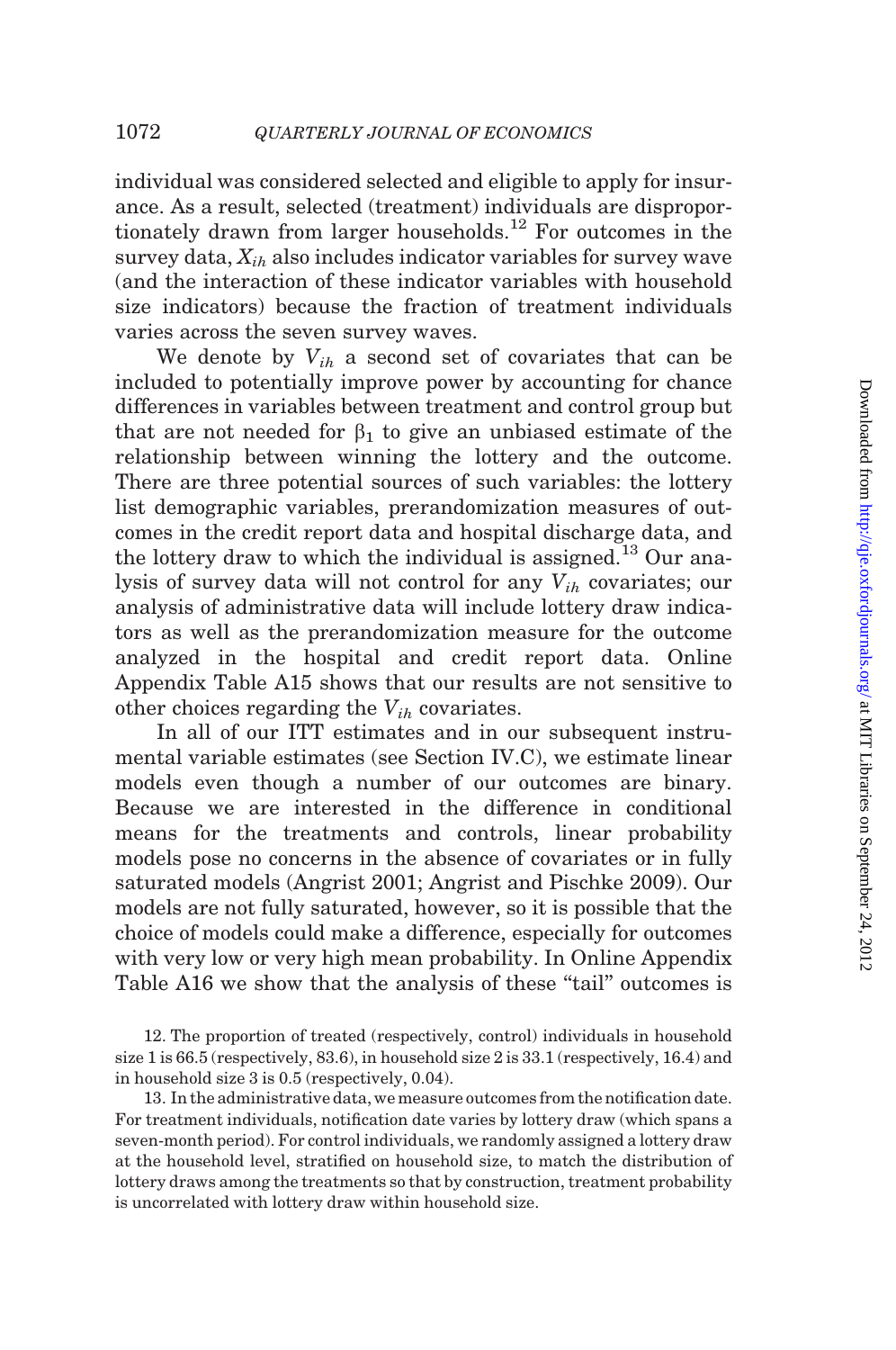individual was considered selected and eligible to apply for insurance. As a result, selected (treatment) individuals are disproportionately drawn from larger households.[12] For outcomes in the survey data, $X_{ih}$ also includes indicator variables for survey wave (and the interaction of these indicator variables with household size indicators) because the fraction of treatment individuals varies across the seven survey waves.

We denote by $V_{ih}$ a second set of covariates that can be included to potentially improve power by accounting for chance differences in variables between treatment and control group but that are not needed for $\beta_1$ to give an unbiased estimate of the relationship between winning the lottery and the outcome. There are three potential sources of such variables: the lottery list demographic variables, prerandomization measures of outcomes in the credit report data and hospital discharge data, and the lottery draw to which the individual is assigned.[13] Our analysis of survey data will not control for any $V_{ih}$ covariates; our analysis of administrative data will include lottery draw indicators as well as the prerandomization measure for the outcome analyzed in the hospital and credit report data. Online Appendix Table A15 shows that our results are not sensitive to other choices regarding the $V_{ih}$ covariates.

In all of our ITT estimates and in our subsequent instrumental variable estimates (see Section IV.C), we estimate linear models even though a number of our outcomes are binary. Because we are interested in the difference in conditional means for the treatments and controls, linear probability models pose no concerns in the absence of covariates or in fully saturated models (Angrist 2001; Angrist and Pischke 2009). Our models are not fully saturated, however, so it is possible that the choice of models could make a difference, especially for outcomes with very low or very high mean probability. In Online Appendix Table A16 we show that the analysis of these "tail" outcomes is

12. The proportion of treated (respectively, control) individuals in household size 1 is 66.5 (respectively, 83.6), in household size 2 is 33.1 (respectively, 16.4) and in household size 3 is 0.5 (respectively, 0.04).

13. In the administrative data, we measure outcomes from the notification date. For treatment individuals, notification date varies by lottery draw (which spans a seven-month period). For control individuals, we randomly assigned a lottery draw at the household level, stratified on household size, to match the distribution of lottery draws among the treatments so that by construction, treatment probability is uncorrelated with lottery draw within household size.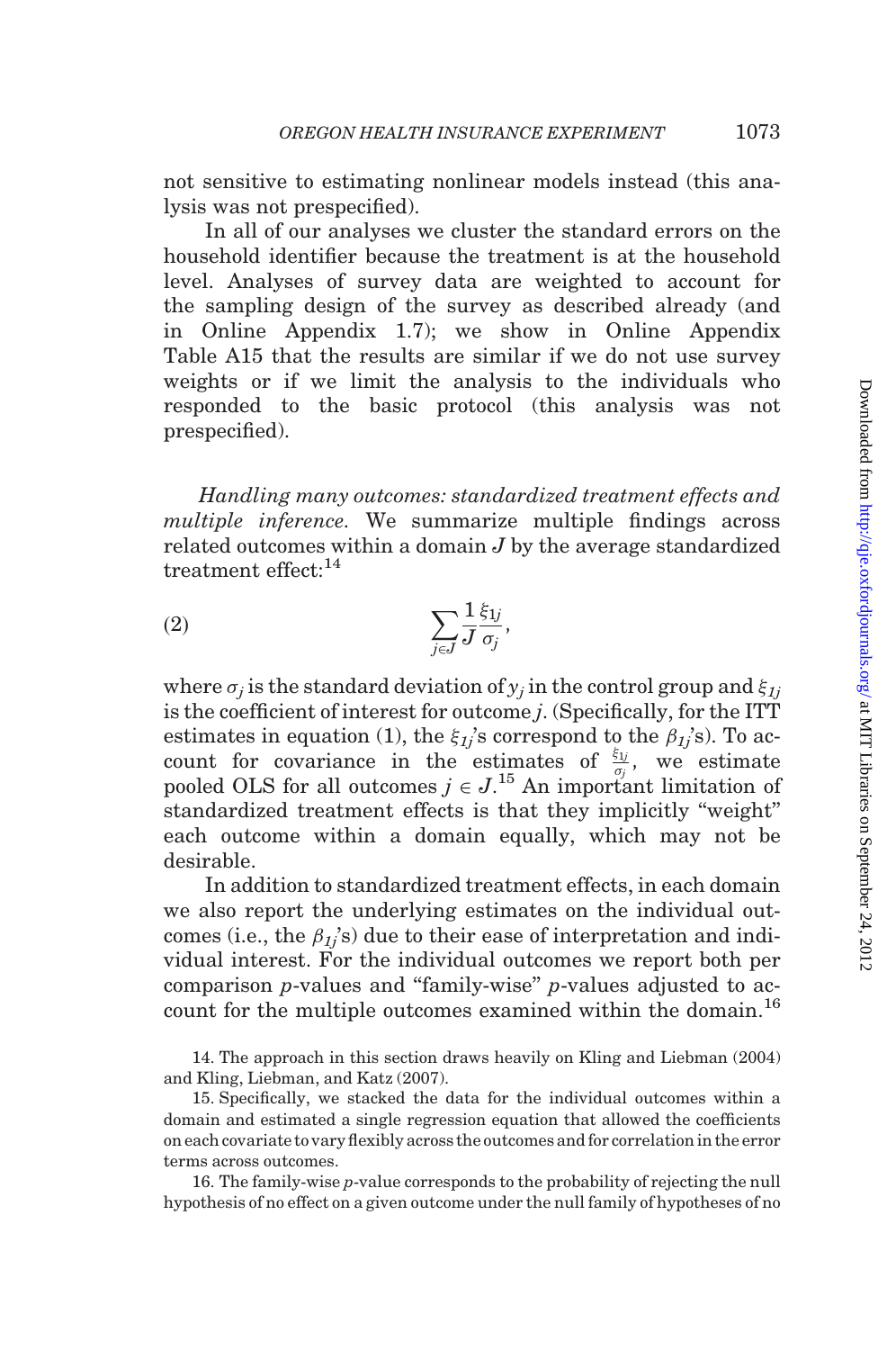not sensitive to estimating nonlinear models instead (this analysis was not prespecified).

In all of our analyses we cluster the standard errors on the household identifier because the treatment is at the household level. Analyses of survey data are weighted to account for the sampling design of the survey as described already (and in Online Appendix 1.7); we show in Online Appendix Table A15 that the results are similar if we do not use survey weights or if we limit the analysis to the individuals who responded to the basic protocol (this analysis was not prespecified).

*Handling many outcomes: standardized treatment effects and multiple inference.* We summarize multiple findings across related outcomes within a domain $J$ by the average standardized treatment effect:[14]

$$\sum_{j \in J} \frac{1}{J} \frac{\xi_{1j}}{\sigma_j}, \tag{2}$$

where $\sigma_j$ is the standard deviation of $y_j$ in the control group and $\xi_{1j}$ is the coefficient of interest for outcome $j$. (Specifically, for the ITT estimates in equation (1), the $\xi_{1j}$'s correspond to the $\beta_{1j}$'s). To account for covariance in the estimates of $\frac{\xi_{1j}}{\sigma_j}$, we estimate pooled OLS for all outcomes $j \in J$.[15] An important limitation of standardized treatment effects is that they implicitly "weight" each outcome within a domain equally, which may not be desirable.

In addition to standardized treatment effects, in each domain we also report the underlying estimates on the individual outcomes (i.e., the $\beta_{1j}$'s) due to their ease of interpretation and individual interest. For the individual outcomes we report both per comparison $p$-values and "family-wise" $p$-values adjusted to account for the multiple outcomes examined within the domain.[16]

14. The approach in this section draws heavily on Kling and Liebman (2004) and Kling, Liebman, and Katz (2007).

15. Specifically, we stacked the data for the individual outcomes within a domain and estimated a single regression equation that allowed the coefficients on each covariate to vary flexibly across the outcomes and for correlation in the error terms across outcomes.

16. The family-wise $p$-value corresponds to the probability of rejecting the null hypothesis of no effect on a given outcome under the null family of hypotheses of no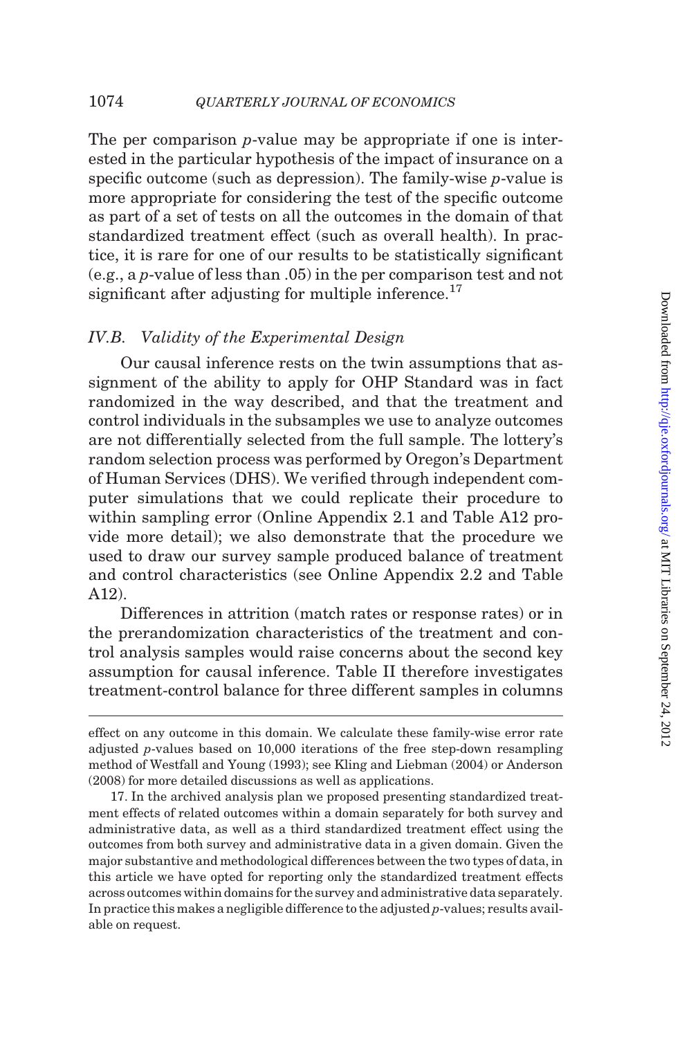The per comparison $p$-value may be appropriate if one is interested in the particular hypothesis of the impact of insurance on a specific outcome (such as depression). The family-wise $p$-value is more appropriate for considering the test of the specific outcome as part of a set of tests on all the outcomes in the domain of that standardized treatment effect (such as overall health). In practice, it is rare for one of our results to be statistically significant (e.g., a $p$-value of less than .05) in the per comparison test and not significant after adjusting for multiple inference.[17]

### IV.B. *Validity of the Experimental Design*

Our causal inference rests on the twin assumptions that assignment of the ability to apply for OHP Standard was in fact randomized in the way described, and that the treatment and control individuals in the subsamples we use to analyze outcomes are not differentially selected from the full sample. The lottery's random selection process was performed by Oregon's Department of Human Services (DHS). We verified through independent computer simulations that we could replicate their procedure to within sampling error (Online Appendix 2.1 and Table A12 provide more detail); we also demonstrate that the procedure we used to draw our survey sample produced balance of treatment and control characteristics (see Online Appendix 2.2 and Table A12).

Differences in attrition (match rates or response rates) or in the prerandomization characteristics of the treatment and control analysis samples would raise concerns about the second key assumption for causal inference. Table II therefore investigates treatment-control balance for three different samples in columns

---

effect on any outcome in this domain. We calculate these family-wise error rate adjusted $p$-values based on 10,000 iterations of the free step-down resampling method of Westfall and Young (1993); see Kling and Liebman (2004) or Anderson (2008) for more detailed discussions as well as applications.

17. In the archived analysis plan we proposed presenting standardized treatment effects of related outcomes within a domain separately for both survey and administrative data, as well as a third standardized treatment effect using the outcomes from both survey and administrative data in a given domain. Given the major substantive and methodological differences between the two types of data, in this article we have opted for reporting only the standardized treatment effects across outcomes within domains for the survey and administrative data separately. In practice this makes a negligible difference to the adjusted $p$-values; results available on request.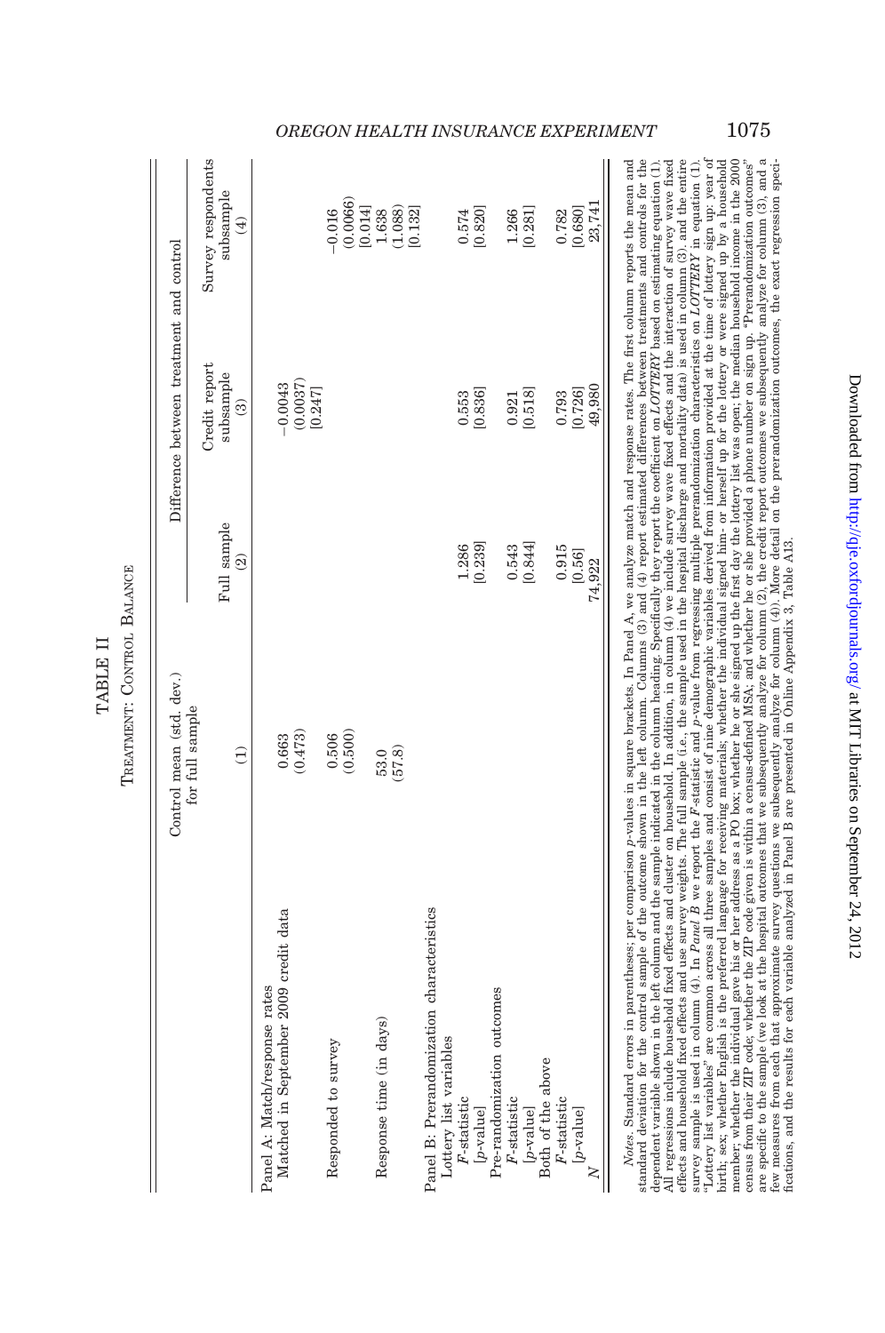TABLE II

TREATMENT: CONTROL BALANCE

| | Control mean (std. dev.) for full sample | Difference between treatment and control | | |
|---|---|---|---|---|
| | | Full sample | Credit report subsample | Survey respondents subsample |
| | (1) | (2) | (3) | (4) |
| Panel A: Match/response rates | | | | |
| Matched in September 2009 credit data | 0.663 | | −0.0043 | |
| | (0.473) | | (0.0037) | |
| | | | [0.247] | |
| Responded to survey | 0.506 | | | −0.016 |
| | (0.500) | | | (0.0066) |
| | | | | [0.014] |
| Response time (in days) | 53.0 | | | 1.638 |
| | (57.8) | | | (1.088) |
| | | | | [0.132] |
| Panel B: Prerandomization characteristics | | | | |
| Lottery list variables | | | | |
| $F$-statistic | | 1.286 | 0.553 | 0.574 |
| [$p$-value] | | [0.239] | [0.836] | [0.820] |
| Pre-randomization outcomes | | | | |
| $F$-statistic | | 0.543 | 0.921 | 1.266 |
| [$p$-value] | | [0.844] | [0.518] | [0.281] |
| Both of the above | | | | |
| $F$-statistic | | 0.915 | 0.793 | 0.782 |
| [$p$-value] | | [0.56] | [0.726] | [0.680] |
| $N$ | | 74,922 | 49,980 | 23,741 |

*Notes*. Standard errors in parentheses; per comparison $p$-values in square brackets. In Panel A, we analyze match and response rates. The first column reports the mean and standard deviation for the control sample of the outcome shown in the left column. Columns (3) and (4) report estimated differences between treatments and controls for the dependent variable shown in the left column and the sample indicated in the column heading. Specifically they report the coefficient on *LOTTERY* based on estimating equation (1). All regressions include household fixed effects and cluster on household. In addition, in column (4) we include survey wave fixed effects and household fixed effects and use survey weights. The full sample (i.e., the sample used in the hospital discharge and mortality data) is used in column (3), and the entire survey sample is used in column (4). In *Panel B* we report the $F$-statistic and $p$-value from regressing multiple prerandomization characteristics on *LOTTERY* in equation (1). "Lottery list variables" are common across all three samples and consist of nine demographic variables derived from information provided at the time of lottery sign up: year of birth; sex; whether English is the preferred language for receiving materials; whether the individual signed him- or herself up for the lottery or were signed up by a household member; whether the individual gave his or her address as a PO box; whether he or she signed up the first day the lottery list was open; the median household income in the 2000 census from their ZIP code; whether the ZIP code given is within a census-defined MSA; and whether he or she provided a phone number on sign up. "Prerandomization outcomes" are specific to the sample (we look at the hospital outcomes that we subsequently analyze for column (2), the credit report outcomes we subsequently analyze for column (3), and a few measures from each that approximate survey questions we subsequently analyze for column (4)). More detail on the prerandomization outcomes, the exact regression specifications, and the results for each variable analyzed in Panel B are presented in Online Appendix 3, Table A13.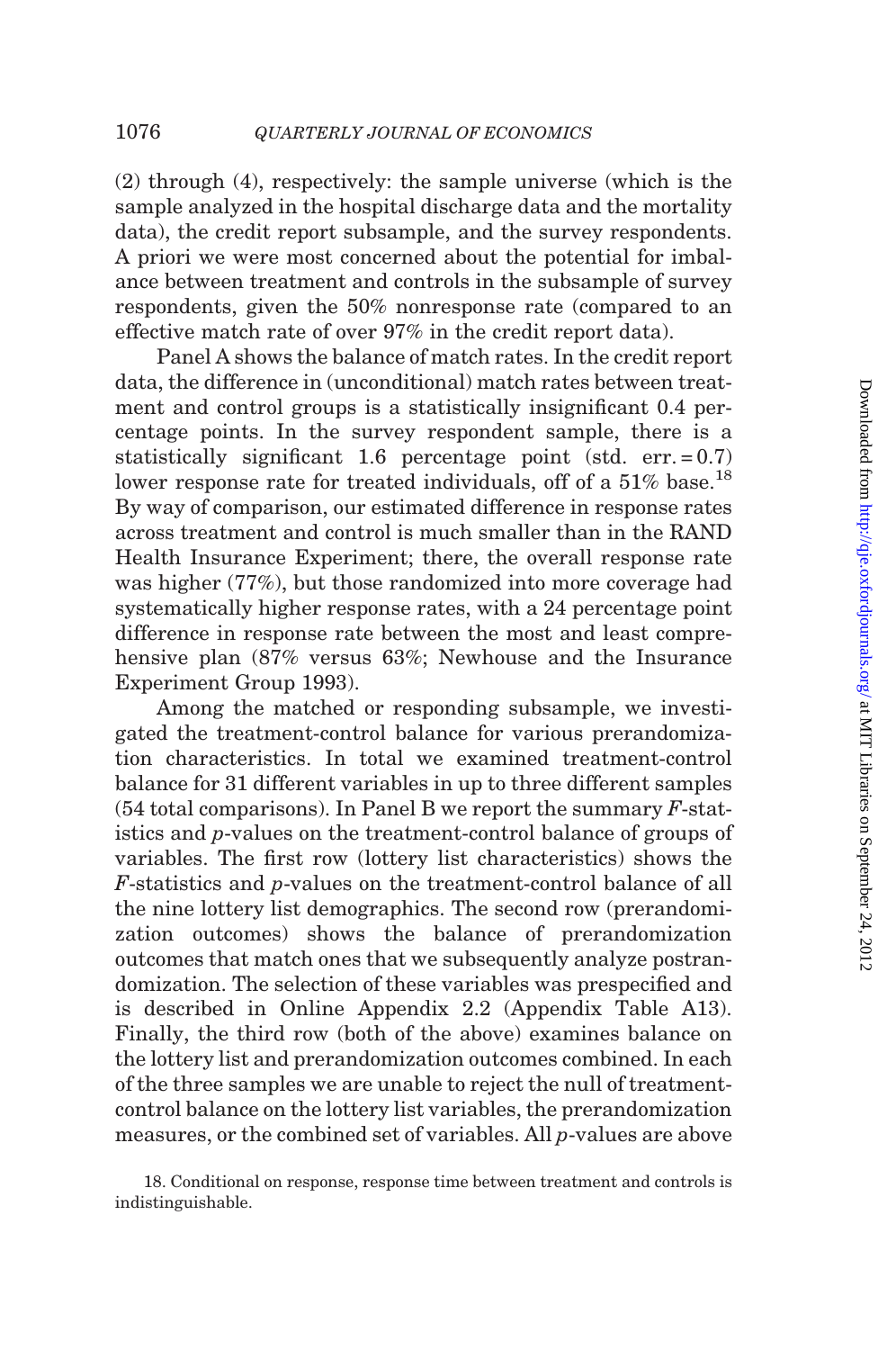(2) through (4), respectively: the sample universe (which is the sample analyzed in the hospital discharge data and the mortality data), the credit report subsample, and the survey respondents. A priori we were most concerned about the potential for imbalance between treatment and controls in the subsample of survey respondents, given the 50% nonresponse rate (compared to an effective match rate of over 97% in the credit report data).

Panel A shows the balance of match rates. In the credit report data, the difference in (unconditional) match rates between treatment and control groups is a statistically insignificant 0.4 percentage points. In the survey respondent sample, there is a statistically significant 1.6 percentage point (std. err. = 0.7) lower response rate for treated individuals, off of a 51% base.[18] By way of comparison, our estimated difference in response rates across treatment and control is much smaller than in the RAND Health Insurance Experiment; there, the overall response rate was higher (77%), but those randomized into more coverage had systematically higher response rates, with a 24 percentage point difference in response rate between the most and least comprehensive plan (87% versus 63%; Newhouse and the Insurance Experiment Group 1993).

Among the matched or responding subsample, we investigated the treatment-control balance for various prerandomization characteristics. In total we examined treatment-control balance for 31 different variables in up to three different samples (54 total comparisons). In Panel B we report the summary *F*-statistics and *p*-values on the treatment-control balance of groups of variables. The first row (lottery list characteristics) shows the *F*-statistics and *p*-values on the treatment-control balance of all the nine lottery list demographics. The second row (prerandomization outcomes) shows the balance of prerandomization outcomes that match ones that we subsequently analyze postrandomization. The selection of these variables was prespecified and is described in Online Appendix 2.2 (Appendix Table A13). Finally, the third row (both of the above) examines balance on the lottery list and prerandomization outcomes combined. In each of the three samples we are unable to reject the null of treatment-control balance on the lottery list variables, the prerandomization measures, or the combined set of variables. All *p*-values are above

18. Conditional on response, response time between treatment and controls is indistinguishable.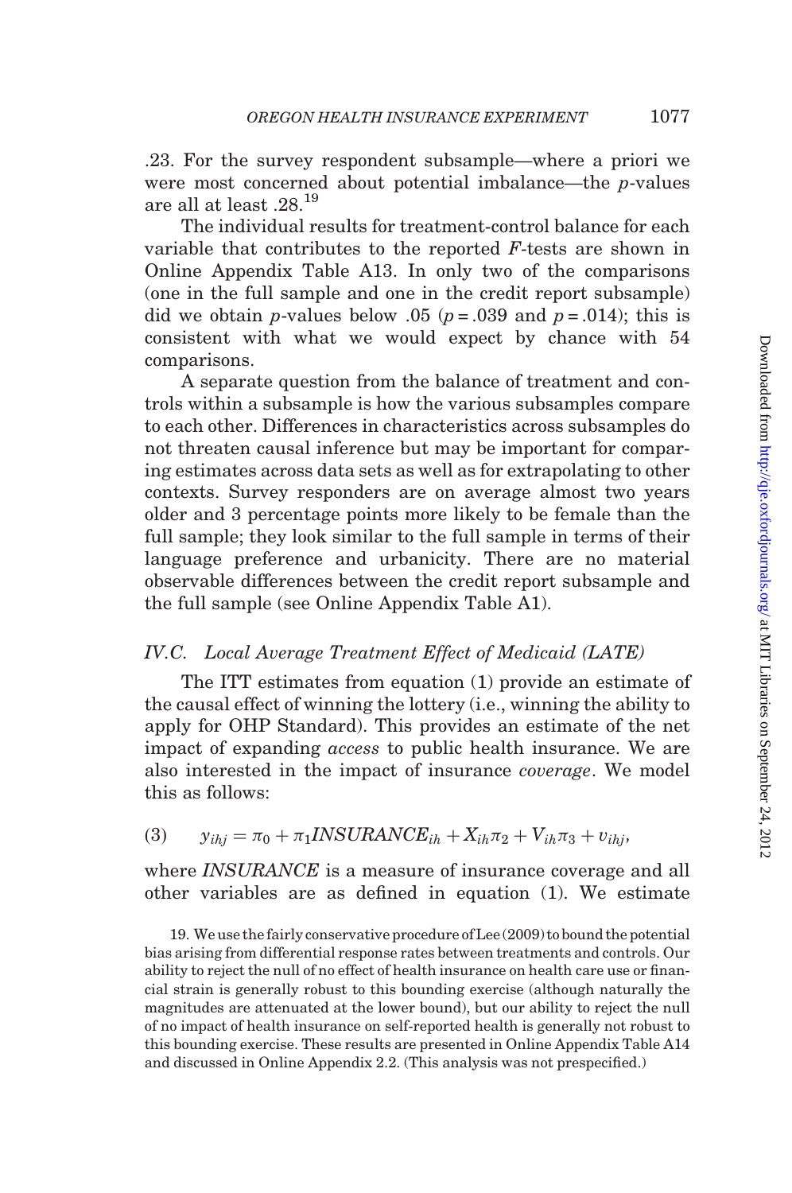.23. For the survey respondent subsample—where a priori we were most concerned about potential imbalance—the *p*-values are all at least .28.[19]

The individual results for treatment-control balance for each variable that contributes to the reported *F*-tests are shown in Online Appendix Table A13. In only two of the comparisons (one in the full sample and one in the credit report subsample) did we obtain *p*-values below .05 ($p = .039$ and $p = .014$); this is consistent with what we would expect by chance with 54 comparisons.

A separate question from the balance of treatment and controls within a subsample is how the various subsamples compare to each other. Differences in characteristics across subsamples do not threaten causal inference but may be important for comparing estimates across data sets as well as for extrapolating to other contexts. Survey responders are on average almost two years older and 3 percentage points more likely to be female than the full sample; they look similar to the full sample in terms of their language preference and urbanicity. There are no material observable differences between the credit report subsample and the full sample (see Online Appendix Table A1).

### IV.C. *Local Average Treatment Effect of Medicaid (LATE)*

The ITT estimates from equation (1) provide an estimate of the causal effect of winning the lottery (i.e., winning the ability to apply for OHP Standard). This provides an estimate of the net impact of expanding *access* to public health insurance. We are also interested in the impact of insurance *coverage*. We model this as follows:

$$(3) \qquad y_{ihj} = \pi_0 + \pi_1 INSURANCE_{ih} + X_{ih}\pi_2 + V_{ih}\pi_3 + v_{ihj},$$

where *INSURANCE* is a measure of insurance coverage and all other variables are as defined in equation (1). We estimate

19. We use the fairly conservative procedure of Lee (2009) to bound the potential bias arising from differential response rates between treatments and controls. Our ability to reject the null of no effect of health insurance on health care use or financial strain is generally robust to this bounding exercise (although naturally the magnitudes are attenuated at the lower bound), but our ability to reject the null of no impact of health insurance on self-reported health is generally not robust to this bounding exercise. These results are presented in Online Appendix Table A14 and discussed in Online Appendix 2.2. (This analysis was not prespecified.)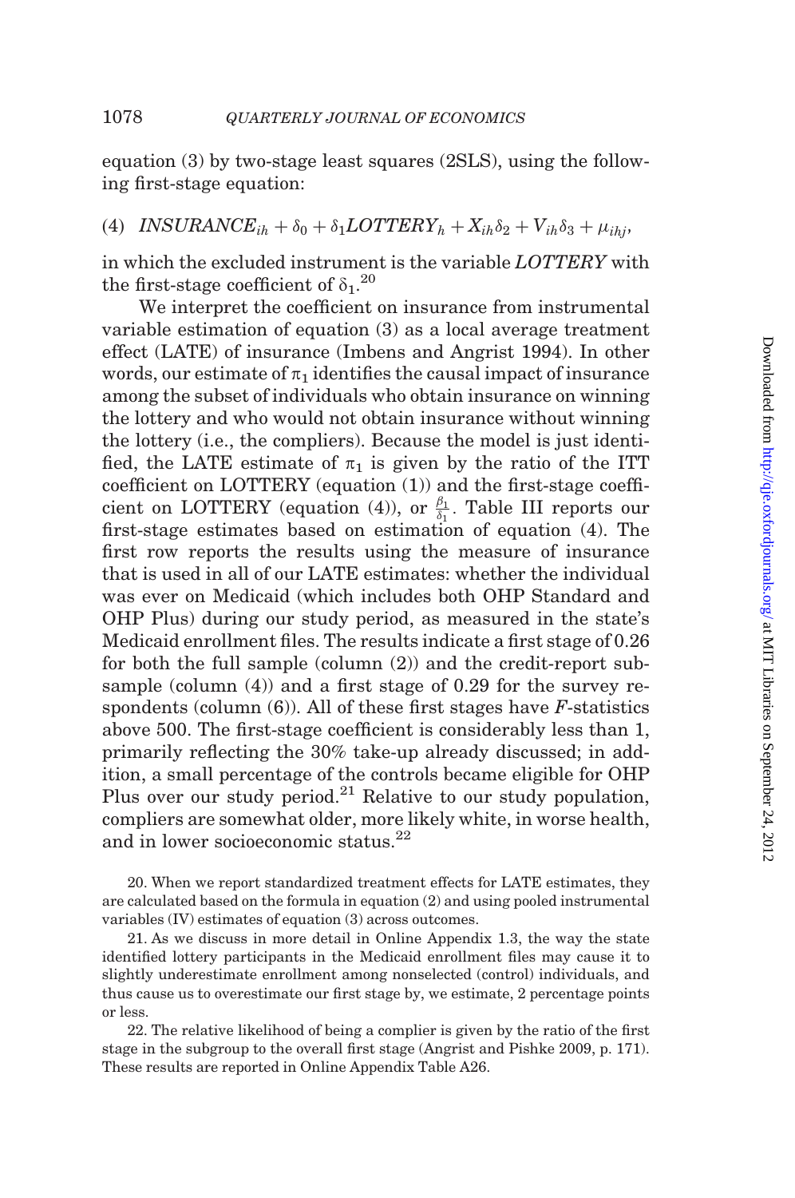equation (3) by two-stage least squares (2SLS), using the following first-stage equation:

$$(4) \quad INSURANCE_{ih} + \delta_0 + \delta_1 LOTTERY_h + X_{ih}\delta_2 + V_{ih}\delta_3 + \mu_{ihj},$$

in which the excluded instrument is the variable *LOTTERY* with the first-stage coefficient of $\delta_1$.[20]

We interpret the coefficient on insurance from instrumental variable estimation of equation (3) as a local average treatment effect (LATE) of insurance (Imbens and Angrist 1994). In other words, our estimate of $\pi_1$ identifies the causal impact of insurance among the subset of individuals who obtain insurance on winning the lottery and who would not obtain insurance without winning the lottery (i.e., the compliers). Because the model is just identified, the LATE estimate of $\pi_1$ is given by the ratio of the ITT coefficient on LOTTERY (equation (1)) and the first-stage coefficient on LOTTERY (equation (4)), or $\frac{\beta_1}{\delta_1}$. Table III reports our first-stage estimates based on estimation of equation (4). The first row reports the results using the measure of insurance that is used in all of our LATE estimates: whether the individual was ever on Medicaid (which includes both OHP Standard and OHP Plus) during our study period, as measured in the state's Medicaid enrollment files. The results indicate a first stage of 0.26 for both the full sample (column (2)) and the credit-report subsample (column (4)) and a first stage of 0.29 for the survey respondents (column (6)). All of these first stages have $F$-statistics above 500. The first-stage coefficient is considerably less than 1, primarily reflecting the 30% take-up already discussed; in addition, a small percentage of the controls became eligible for OHP Plus over our study period.[21] Relative to our study population, compliers are somewhat older, more likely white, in worse health, and in lower socioeconomic status.[22]

20. When we report standardized treatment effects for LATE estimates, they are calculated based on the formula in equation (2) and using pooled instrumental variables (IV) estimates of equation (3) across outcomes.

21. As we discuss in more detail in Online Appendix 1.3, the way the state identified lottery participants in the Medicaid enrollment files may cause it to slightly underestimate enrollment among nonselected (control) individuals, and thus cause us to overestimate our first stage by, we estimate, 2 percentage points or less.

22. The relative likelihood of being a complier is given by the ratio of the first stage in the subgroup to the overall first stage (Angrist and Pishke 2009, p. 171). These results are reported in Online Appendix Table A26.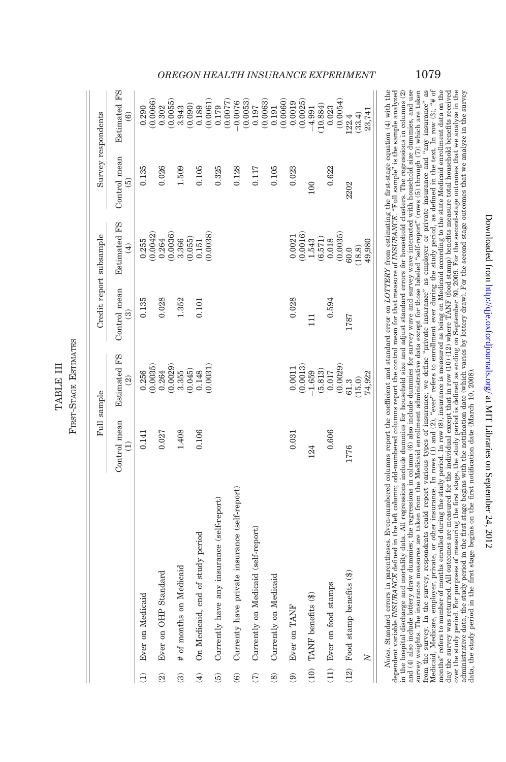TABLE III

FIRST-STAGE ESTIMATES

| | Full sample | | Credit report subsample | | Survey respondents | |
|---|---|---|---|---|---|---|
| | Control mean (1) | Estimated FS (2) | Control mean (3) | Estimated FS (4) | Control mean (5) | Estimated FS (6) |
| (1) Ever on Medicaid | 0.141 | 0.256 (0.0035) | 0.135 | 0.255 (0.0042) | 0.135 | 0.290 (0.0066) |
| (2) Ever on OHP Standard | 0.027 | 0.264 (0.0029) | 0.028 | 0.264 (0.0036) | 0.026 | 0.302 (0.0055) |
| (3) # of months on Medicaid | 1.408 | 3.355 (0.045) | 1.352 | 3.366 (0.055) | 1.509 | 3.943 (0.090) |
| (4) On Medicaid, end of study period | 0.106 | 0.148 (0.0031) | 0.101 | 0.151 (0.0038) | 0.105 | 0.189 (0.0061) |
| (5) Currently have any insurance (self-report) | | | | | 0.325 | 0.179 (0.0077) |
| (6) Currenty have private insurance (self-report) | | | | | 0.128 | −0.0076 (0.0053) |
| (7) Currently on Medicaid (self-report) | | | | | 0.117 | 0.197 (0.0063) |
| (8) Currently on Medicaid | | | | | 0.105 | 0.191 (0.0060) |
| (9) Ever on TANF | 0.031 | 0.0011 (0.0013) | 0.028 | 0.0021 (0.0016) | 0.023 | 0.0019 (0.0025) |
| (10) TANF benefits ($) | 124 | −1.659 (5.813) | 111 | 1.543 (6.571) | 100 | −4.991 (10.884) |
| (11) Ever on food stamps | 0.606 | 0.017 (0.0029) | 0.594 | 0.018 (0.0035) | 0.622 | 0.023 (0.0054) |
| (12) Food stamp benefits ($) | 1776 | 61.3 (15.0) | 1787 | 60.0 (18.8) | 2202 | 122.4 (33.4) |
| $N$ | | 74,922 | | 49,980 | | 23,741 |

*Notes.* Standard errors in parentheses. Even-numbered columns report the coefficient and standard error on *LOTTERY* from estimating the first-stage equation (4) with the dependent variable *INSURANCE* defined in the left column; odd-numbered columns report the control mean for that measure of *INSURANCE*. "Full sample" is the sample analyzed in the hospital discharge and mortality data. All regressions include dummies for household size and adjust standard errors for household clusters. The regressions in columns (2) and (4) also include lottery draw dummies; the regressions in column (6) also include dummies for survey wave and survey wave interacted with household size dummies, and use survey weights. The insurance measures are taken from the Medicaid enrollment administrative data except for those labeled "self-report" (rows (5) through (7)) which are taken from the survey. In the survey, respondents could report various types of insurance; we define "private insurance" as employer or private insurance and "any insurance" as Medicaid, Medicare, employer, private, or other insurance. In rows (1) and (2), "ever" refers to enrollment ever during the study period, as defined in the text. In row (3), "# of months" refers to number of months enrolled during the study period. In row (8), insurance is measured as being on Medicaid according to the state Medicaid enrollment data on the day the survey was returned. All outcomes are measured for the individual except that in row (10) (12) where TANF (food stamp) benefits measure total household benefits received over the study period. For purposes of measuring the first stage, the study period is defined as ending on September 30, 2009. For the second-stage outcomes that we analyze in the administrative data, the study period in the first stage begins with the notification date (which varies by lottery draw). For the second stage outcomes that we analyze in the survey data, the study period in the first stage begins on the first notification date (March 10, 2008).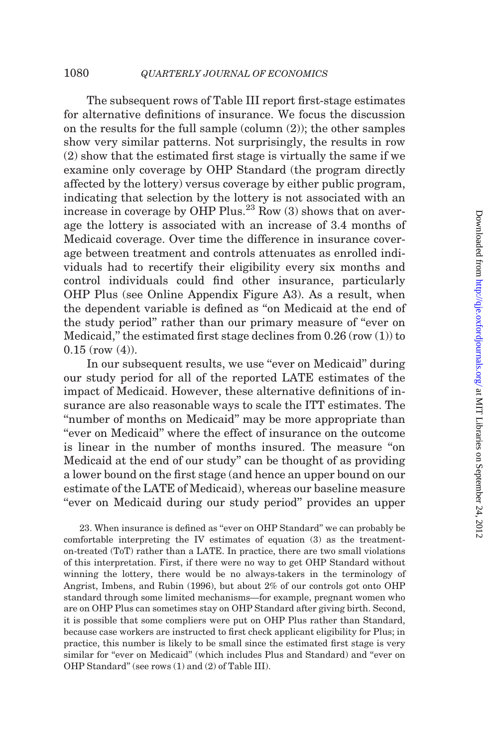The subsequent rows of Table III report first-stage estimates for alternative definitions of insurance. We focus the discussion on the results for the full sample (column (2)); the other samples show very similar patterns. Not surprisingly, the results in row (2) show that the estimated first stage is virtually the same if we examine only coverage by OHP Standard (the program directly affected by the lottery) versus coverage by either public program, indicating that selection by the lottery is not associated with an increase in coverage by OHP Plus.[23] Row (3) shows that on average the lottery is associated with an increase of 3.4 months of Medicaid coverage. Over time the difference in insurance coverage between treatment and controls attenuates as enrolled individuals had to recertify their eligibility every six months and control individuals could find other insurance, particularly OHP Plus (see Online Appendix Figure A3). As a result, when the dependent variable is defined as "on Medicaid at the end of the study period" rather than our primary measure of "ever on Medicaid," the estimated first stage declines from 0.26 (row (1)) to 0.15 (row (4)).

In our subsequent results, we use "ever on Medicaid" during our study period for all of the reported LATE estimates of the impact of Medicaid. However, these alternative definitions of insurance are also reasonable ways to scale the ITT estimates. The "number of months on Medicaid" may be more appropriate than "ever on Medicaid" where the effect of insurance on the outcome is linear in the number of months insured. The measure "on Medicaid at the end of our study" can be thought of as providing a lower bound on the first stage (and hence an upper bound on our estimate of the LATE of Medicaid), whereas our baseline measure "ever on Medicaid during our study period" provides an upper

23. When insurance is defined as "ever on OHP Standard" we can probably be comfortable interpreting the IV estimates of equation (3) as the treatment-on-treated (ToT) rather than a LATE. In practice, there are two small violations of this interpretation. First, if there were no way to get OHP Standard without winning the lottery, there would be no always-takers in the terminology of Angrist, Imbens, and Rubin (1996), but about 2% of our controls got onto OHP standard through some limited mechanisms—for example, pregnant women who are on OHP Plus can sometimes stay on OHP Standard after giving birth. Second, it is possible that some compliers were put on OHP Plus rather than Standard, because case workers are instructed to first check applicant eligibility for Plus; in practice, this number is likely to be small since the estimated first stage is very similar for "ever on Medicaid" (which includes Plus and Standard) and "ever on OHP Standard" (see rows (1) and (2) of Table III).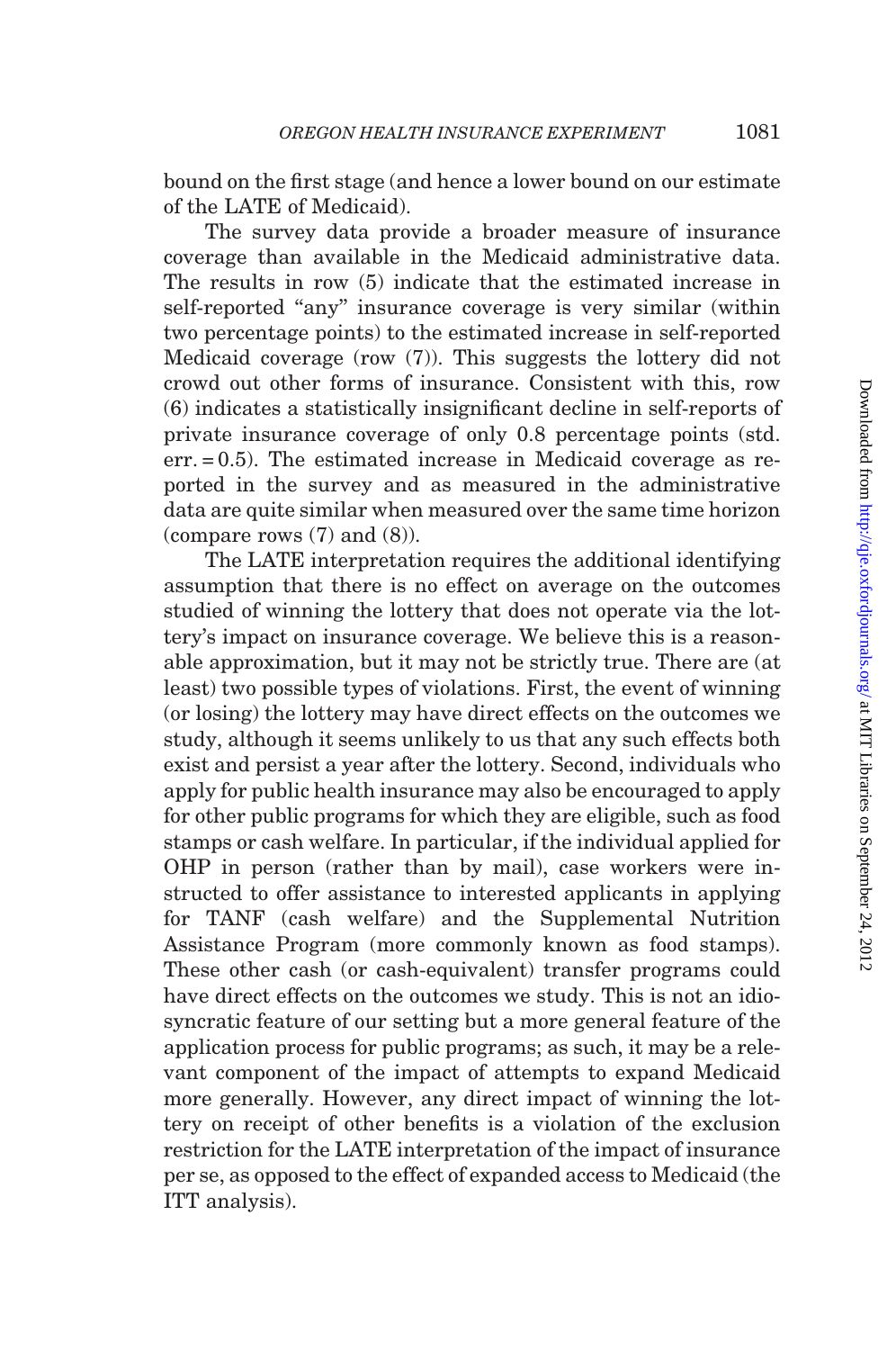bound on the first stage (and hence a lower bound on our estimate of the LATE of Medicaid).

The survey data provide a broader measure of insurance coverage than available in the Medicaid administrative data. The results in row (5) indicate that the estimated increase in self-reported "any" insurance coverage is very similar (within two percentage points) to the estimated increase in self-reported Medicaid coverage (row (7)). This suggests the lottery did not crowd out other forms of insurance. Consistent with this, row (6) indicates a statistically insignificant decline in self-reports of private insurance coverage of only 0.8 percentage points (std. err. = 0.5). The estimated increase in Medicaid coverage as reported in the survey and as measured in the administrative data are quite similar when measured over the same time horizon (compare rows (7) and (8)).

The LATE interpretation requires the additional identifying assumption that there is no effect on average on the outcomes studied of winning the lottery that does not operate via the lottery's impact on insurance coverage. We believe this is a reasonable approximation, but it may not be strictly true. There are (at least) two possible types of violations. First, the event of winning (or losing) the lottery may have direct effects on the outcomes we study, although it seems unlikely to us that any such effects both exist and persist a year after the lottery. Second, individuals who apply for public health insurance may also be encouraged to apply for other public programs for which they are eligible, such as food stamps or cash welfare. In particular, if the individual applied for OHP in person (rather than by mail), case workers were instructed to offer assistance to interested applicants in applying for TANF (cash welfare) and the Supplemental Nutrition Assistance Program (more commonly known as food stamps). These other cash (or cash-equivalent) transfer programs could have direct effects on the outcomes we study. This is not an idiosyncratic feature of our setting but a more general feature of the application process for public programs; as such, it may be a relevant component of the impact of attempts to expand Medicaid more generally. However, any direct impact of winning the lottery on receipt of other benefits is a violation of the exclusion restriction for the LATE interpretation of the impact of insurance per se, as opposed to the effect of expanded access to Medicaid (the ITT analysis).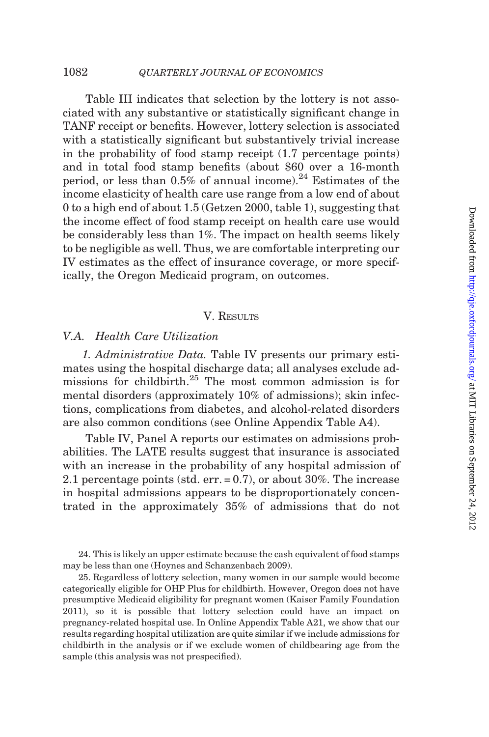Table III indicates that selection by the lottery is not associated with any substantive or statistically significant change in TANF receipt or benefits. However, lottery selection is associated with a statistically significant but substantively trivial increase in the probability of food stamp receipt (1.7 percentage points) and in total food stamp benefits (about $60 over a 16-month period, or less than 0.5% of annual income).[24] Estimates of the income elasticity of health care use range from a low end of about 0 to a high end of about 1.5 (Getzen 2000, table 1), suggesting that the income effect of food stamp receipt on health care use would be considerably less than 1%. The impact on health seems likely to be negligible as well. Thus, we are comfortable interpreting our IV estimates as the effect of insurance coverage, or more specifically, the Oregon Medicaid program, on outcomes.

## V. Results

### V.A. *Health Care Utilization*

*1. Administrative Data.* Table IV presents our primary estimates using the hospital discharge data; all analyses exclude admissions for childbirth.[25] The most common admission is for mental disorders (approximately 10% of admissions); skin infections, complications from diabetes, and alcohol-related disorders are also common conditions (see Online Appendix Table A4).

Table IV, Panel A reports our estimates on admissions probabilities. The LATE results suggest that insurance is associated with an increase in the probability of any hospital admission of 2.1 percentage points (std. err. = 0.7), or about 30%. The increase in hospital admissions appears to be disproportionately concentrated in the approximately 35% of admissions that do not

24. This is likely an upper estimate because the cash equivalent of food stamps may be less than one (Hoynes and Schanzenbach 2009).

25. Regardless of lottery selection, many women in our sample would become categorically eligible for OHP Plus for childbirth. However, Oregon does not have presumptive Medicaid eligibility for pregnant women (Kaiser Family Foundation 2011), so it is possible that lottery selection could have an impact on pregnancy-related hospital use. In Online Appendix Table A21, we show that our results regarding hospital utilization are quite similar if we include admissions for childbirth in the analysis or if we exclude women of childbearing age from the sample (this analysis was not prespecified).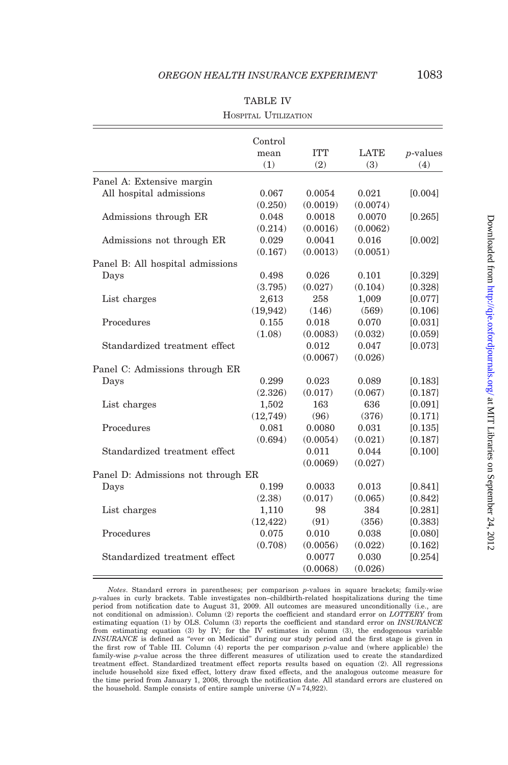TABLE IV

Hospital Utilization

| | Control mean (1) | ITT (2) | LATE (3) | $p$-values (4) |
|---|---|---|---|---|
| Panel A: Extensive margin | | | | |
| All hospital admissions | 0.067 | 0.0054 | 0.021 | [0.004] |
| | (0.250) | (0.0019) | (0.0074) | |
| Admissions through ER | 0.048 | 0.0018 | 0.0070 | [0.265] |
| | (0.214) | (0.0016) | (0.0062) | |
| Admissions not through ER | 0.029 | 0.0041 | 0.016 | [0.002] |
| | (0.167) | (0.0013) | (0.0051) | |
| Panel B: All hospital admissions | | | | |
| Days | 0.498 | 0.026 | 0.101 | [0.329] |
| | (3.795) | (0.027) | (0.104) | {0.328} |
| List charges | 2,613 | 258 | 1,009 | [0.077] |
| | (19,942) | (146) | (569) | {0.106} |
| Procedures | 0.155 | 0.018 | 0.070 | [0.031] |
| | (1.08) | (0.0083) | (0.032) | {0.059} |
| Standardized treatment effect | | 0.012 | 0.047 | [0.073] |
| | | (0.0067) | (0.026) | |
| Panel C: Admissions through ER | | | | |
| Days | 0.299 | 0.023 | 0.089 | [0.183] |
| | (2.326) | (0.017) | (0.067) | {0.187} |
| List charges | 1,502 | 163 | 636 | [0.091] |
| | (12,749) | (96) | (376) | {0.171} |
| Procedures | 0.081 | 0.0080 | 0.031 | [0.135] |
| | (0.694) | (0.0054) | (0.021) | {0.187} |
| Standardized treatment effect | | 0.011 | 0.044 | [0.100] |
| | | (0.0069) | (0.027) | |
| Panel D: Admissions not through ER | | | | |
| Days | 0.199 | 0.0033 | 0.013 | [0.841] |
| | (2.38) | (0.017) | (0.065) | {0.842} |
| List charges | 1,110 | 98 | 384 | [0.281] |
| | (12,422) | (91) | (356) | {0.383} |
| Procedures | 0.075 | 0.010 | 0.038 | [0.080] |
| | (0.708) | (0.0056) | (0.022) | {0.162} |
| Standardized treatment effect | | 0.0077 | 0.030 | [0.254] |
| | | (0.0068) | (0.026) | |

*Notes*. Standard errors in parentheses; per comparison $p$-values in square brackets; family-wise $p$-values in curly brackets. Table investigates non–childbirth-related hospitalizations during the time period from notification date to August 31, 2009. All outcomes are measured unconditionally (i.e., are not conditional on admission). Column (2) reports the coefficient and standard error on *LOTTERY* from estimating equation (1) by OLS. Column (3) reports the coefficient and standard error on *INSURANCE* from estimating equation (3) by IV; for the IV estimates in column (3), the endogenous variable *INSURANCE* is defined as "ever on Medicaid" during our study period and the first stage is given in the first row of Table III. Column (4) reports the per comparison $p$-value and (where applicable) the family-wise $p$-value across the three different measures of utilization used to create the standardized treatment effect. Standardized treatment effect reports results based on equation (2). All regressions include household size fixed effect, lottery draw fixed effects, and the analogous outcome measure for the time period from January 1, 2008, through the notification date. All standard errors are clustered on the household. Sample consists of entire sample universe ($N = 74{,}922$).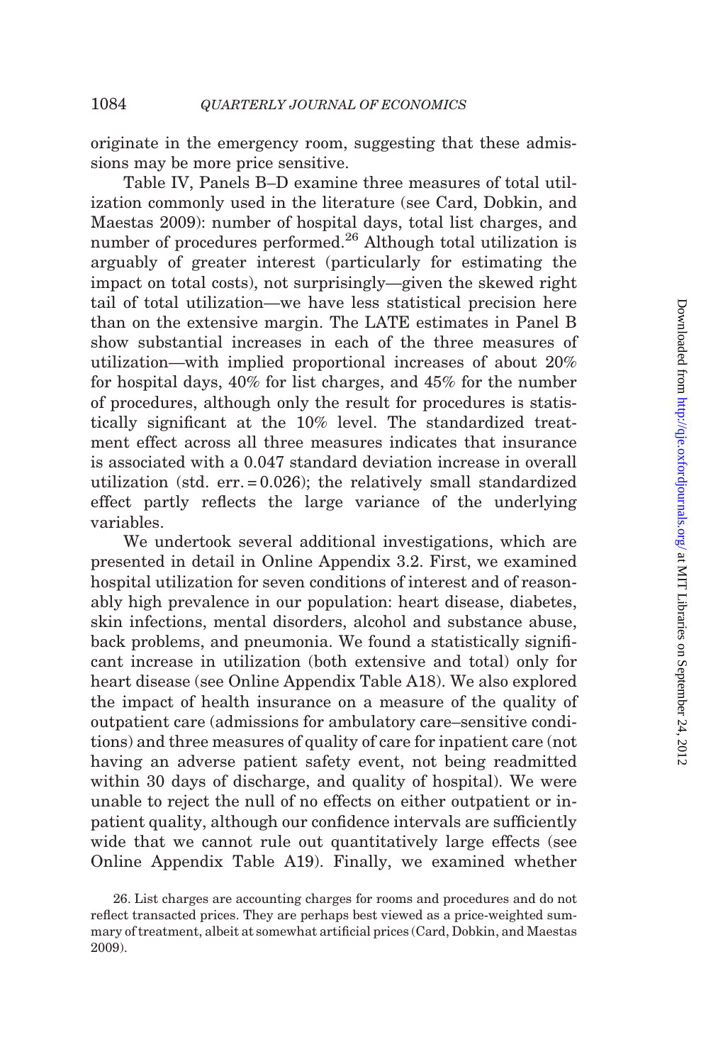originate in the emergency room, suggesting that these admissions may be more price sensitive.

Table IV, Panels B–D examine three measures of total utilization commonly used in the literature (see Card, Dobkin, and Maestas 2009): number of hospital days, total list charges, and number of procedures performed.[26] Although total utilization is arguably of greater interest (particularly for estimating the impact on total costs), not surprisingly—given the skewed right tail of total utilization—we have less statistical precision here than on the extensive margin. The LATE estimates in Panel B show substantial increases in each of the three measures of utilization—with implied proportional increases of about 20% for hospital days, 40% for list charges, and 45% for the number of procedures, although only the result for procedures is statistically significant at the 10% level. The standardized treatment effect across all three measures indicates that insurance is associated with a 0.047 standard deviation increase in overall utilization (std. err. = 0.026); the relatively small standardized effect partly reflects the large variance of the underlying variables.

We undertook several additional investigations, which are presented in detail in Online Appendix 3.2. First, we examined hospital utilization for seven conditions of interest and of reasonably high prevalence in our population: heart disease, diabetes, skin infections, mental disorders, alcohol and substance abuse, back problems, and pneumonia. We found a statistically significant increase in utilization (both extensive and total) only for heart disease (see Online Appendix Table A18). We also explored the impact of health insurance on a measure of the quality of outpatient care (admissions for ambulatory care–sensitive conditions) and three measures of quality of care for inpatient care (not having an adverse patient safety event, not being readmitted within 30 days of discharge, and quality of hospital). We were unable to reject the null of no effects on either outpatient or inpatient quality, although our confidence intervals are sufficiently wide that we cannot rule out quantitatively large effects (see Online Appendix Table A19). Finally, we examined whether

26. List charges are accounting charges for rooms and procedures and do not reflect transacted prices. They are perhaps best viewed as a price-weighted summary of treatment, albeit at somewhat artificial prices (Card, Dobkin, and Maestas 2009).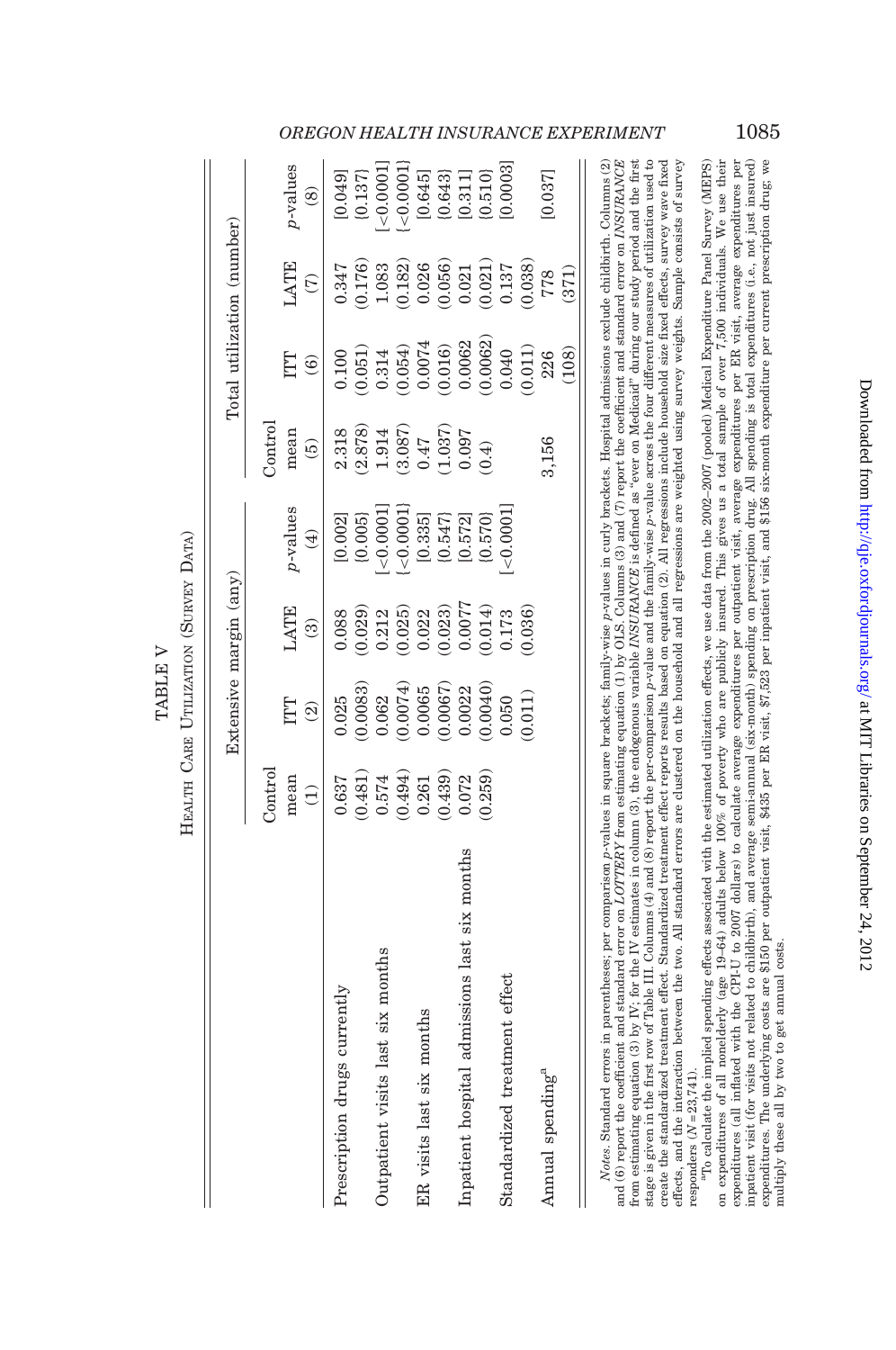TABLE V

Health Care Utilization (Survey Data)

| | Extensive margin (any) | | | | Total utilization (number) | | | |
|---|---|---|---|---|---|---|---|---|
| | Control mean (1) | ITT (2) | LATE (3) | p-values (4) | Control mean (5) | ITT (6) | LATE (7) | p-values (8) |
| Prescription drugs currently | 0.637 | 0.025 | 0.088 | [0.002] | 2.318 | 0.100 | 0.347 | [0.049] |
| | (0.481) | (0.0083) | (0.029) | {0.005} | (2.878) | (0.051) | (0.176) | {0.137} |
| Outpatient visits last six months | 0.574 | 0.062 | 0.212 | [<0.0001] | 1.914 | 0.314 | 1.083 | [<0.0001] |
| | (0.494) | (0.0074) | (0.025) | {<0.0001} | (3.087) | (0.054) | (0.182) | {<0.0001} |
| ER visits last six months | 0.261 | 0.0065 | 0.022 | [0.335] | 0.47 | 0.0074 | 0.026 | [0.645] |
| | (0.439) | (0.0067) | (0.023) | {0.547} | (1.037) | (0.016) | (0.056) | {0.643} |
| Inpatient hospital admissions last six months | 0.072 | 0.0022 | 0.0077 | [0.572] | 0.097 | 0.0062 | 0.021 | [0.311] |
| | (0.259) | (0.0040) | (0.014) | {0.570} | (0.4) | (0.0062) | (0.021) | {0.510} |
| Standardized treatment effect | | 0.050 | 0.173 | [<0.0001] | | 0.040 | 0.137 | [0.0003] |
| | | (0.011) | (0.036) | | | (0.011) | (0.038) | |
| Annual spending[a] | | | | | 3,156 | 226 | 778 | [0.037] |
| | | | | | | (108) | (371) | |

*Notes.* Standard errors in parentheses; per comparison p-values in square brackets; family-wise p-values in curly brackets. Hospital admissions exclude childbirth. Columns (2) and (6) report the coefficient and standard error on *LOTTERY* from estimating equation (1) by OLS. Columns (3) and (7) report the coefficient and standard error on *INSURANCE* from estimating equation (3) by IV; for the IV estimates in column (3), the endogenous variable *INSURANCE* is defined as "ever on Medicaid" during our study period and the first stage is given in the first row of Table III. Columns (4) and (8) report the per-comparison p-value and the family-wise p-value across the four different measures of utilization used to create the standardized treatment effect. Standardized treatment effect reports results based on equation (2). All regressions include household size fixed effects, survey wave fixed effects, and the interaction between the two. All standard errors are clustered on the household and all regressions are weighted using survey weights. Sample consists of survey responders (N = 23,741).

[a]To calculate the implied spending effects associated with the estimated utilization effects, we use data from the 2002–2007 (pooled) Medical Expenditure Panel Survey (MEPS) on expenditures of all nonelderly (age 19–64) adults below 100% of poverty who are publicly insured. This gives us a total sample of over 7,500 individuals. We use their expenditures (all inflated with the CPI-U to 2007 dollars) to calculate average expenditures per outpatient visit, average expenditures per ER visit, average expenditures per inpatient visit (for visits not related to childbirth), and average semi-annual (six-month) spending on prescription drug. All spending is total expenditures (i.e., not just insured) expenditures. The underlying costs are \$150 per outpatient visit, \$435 per ER visit, \$7,523 per inpatient visit, and \$156 six-month expenditure per current prescription drug; we multiply these all by two to get annual costs.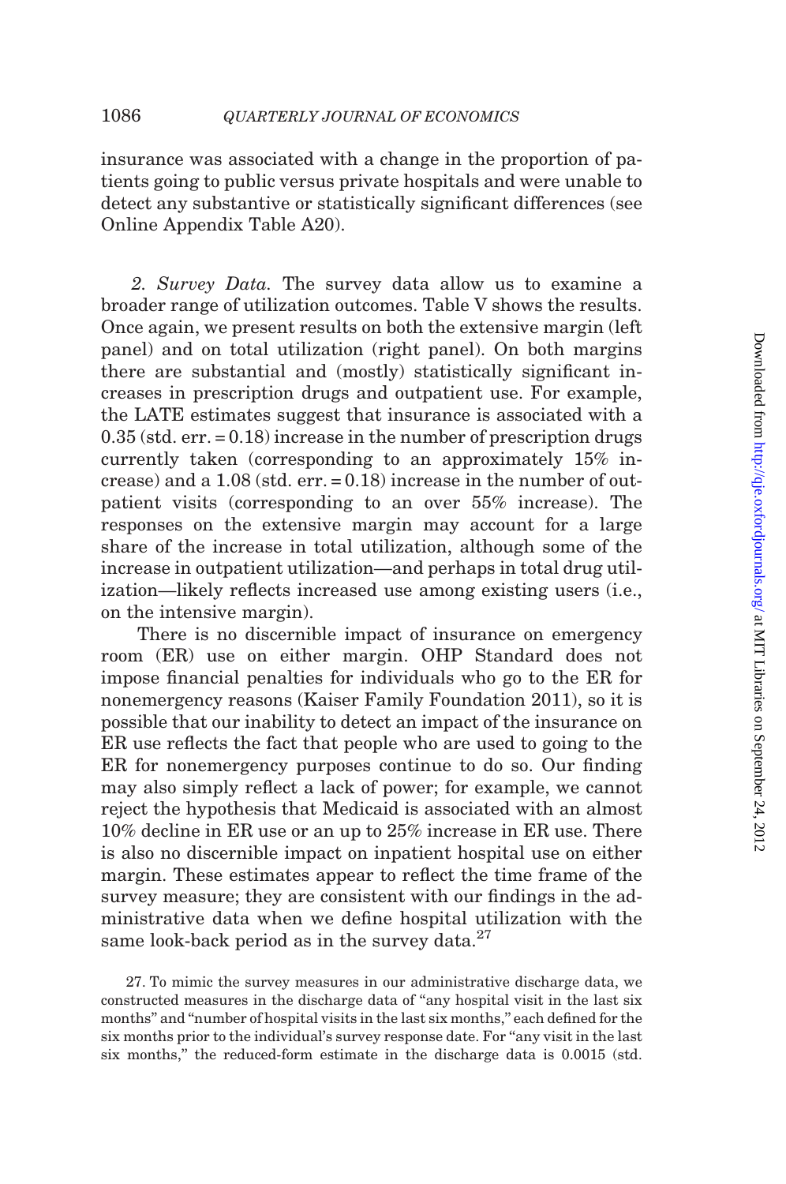insurance was associated with a change in the proportion of patients going to public versus private hospitals and were unable to detect any substantive or statistically significant differences (see Online Appendix Table A20).

*2. Survey Data.* The survey data allow us to examine a broader range of utilization outcomes. Table V shows the results. Once again, we present results on both the extensive margin (left panel) and on total utilization (right panel). On both margins there are substantial and (mostly) statistically significant increases in prescription drugs and outpatient use. For example, the LATE estimates suggest that insurance is associated with a 0.35 (std. err. = 0.18) increase in the number of prescription drugs currently taken (corresponding to an approximately 15% increase) and a 1.08 (std. err. = 0.18) increase in the number of outpatient visits (corresponding to an over 55% increase). The responses on the extensive margin may account for a large share of the increase in total utilization, although some of the increase in outpatient utilization—and perhaps in total drug utilization—likely reflects increased use among existing users (i.e., on the intensive margin).

There is no discernible impact of insurance on emergency room (ER) use on either margin. OHP Standard does not impose financial penalties for individuals who go to the ER for nonemergency reasons (Kaiser Family Foundation 2011), so it is possible that our inability to detect an impact of the insurance on ER use reflects the fact that people who are used to going to the ER for nonemergency purposes continue to do so. Our finding may also simply reflect a lack of power; for example, we cannot reject the hypothesis that Medicaid is associated with an almost 10% decline in ER use or an up to 25% increase in ER use. There is also no discernible impact on inpatient hospital use on either margin. These estimates appear to reflect the time frame of the survey measure; they are consistent with our findings in the administrative data when we define hospital utilization with the same look-back period as in the survey data.[27]

27. To mimic the survey measures in our administrative discharge data, we constructed measures in the discharge data of "any hospital visit in the last six months" and "number of hospital visits in the last six months," each defined for the six months prior to the individual's survey response date. For "any visit in the last six months," the reduced-form estimate in the discharge data is 0.0015 (std.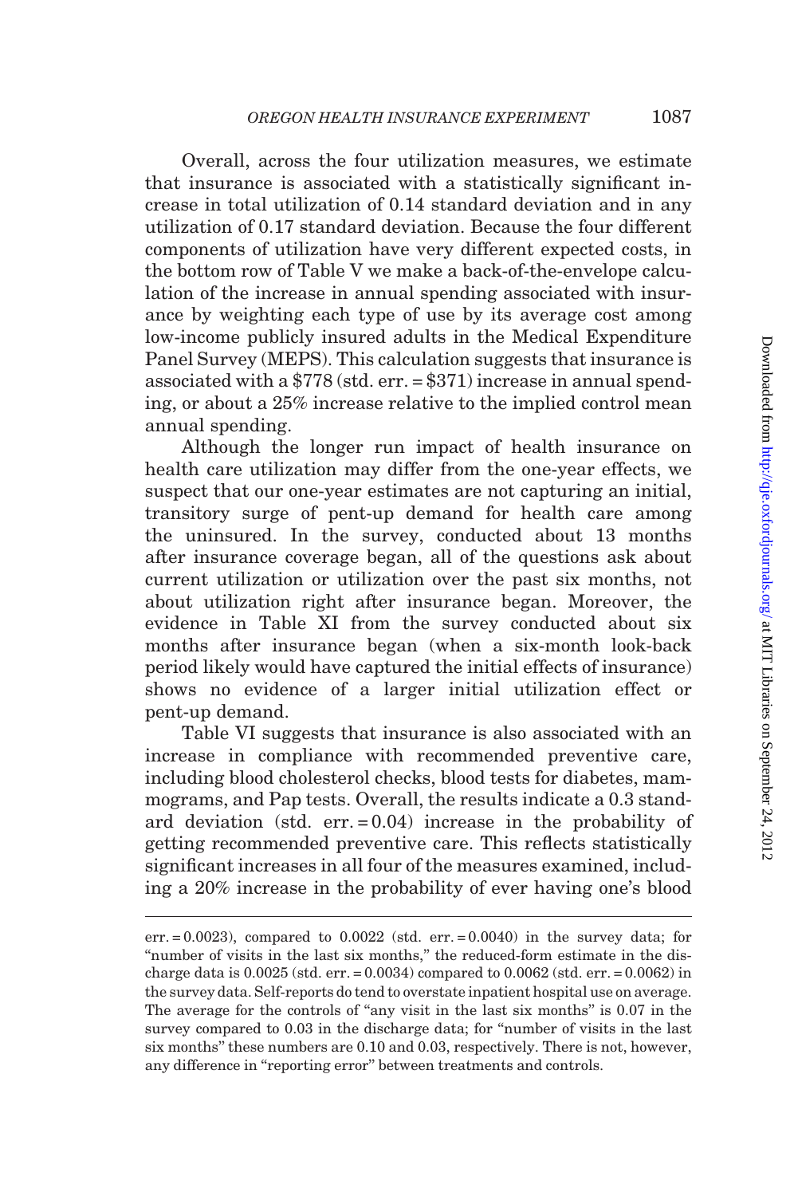Overall, across the four utilization measures, we estimate that insurance is associated with a statistically significant increase in total utilization of 0.14 standard deviation and in any utilization of 0.17 standard deviation. Because the four different components of utilization have very different expected costs, in the bottom row of Table V we make a back-of-the-envelope calculation of the increase in annual spending associated with insurance by weighting each type of use by its average cost among low-income publicly insured adults in the Medical Expenditure Panel Survey (MEPS). This calculation suggests that insurance is associated with a \$778 (std. err. = \$371) increase in annual spending, or about a 25% increase relative to the implied control mean annual spending.

Although the longer run impact of health insurance on health care utilization may differ from the one-year effects, we suspect that our one-year estimates are not capturing an initial, transitory surge of pent-up demand for health care among the uninsured. In the survey, conducted about 13 months after insurance coverage began, all of the questions ask about current utilization or utilization over the past six months, not about utilization right after insurance began. Moreover, the evidence in Table XI from the survey conducted about six months after insurance began (when a six-month look-back period likely would have captured the initial effects of insurance) shows no evidence of a larger initial utilization effect or pent-up demand.

Table VI suggests that insurance is also associated with an increase in compliance with recommended preventive care, including blood cholesterol checks, blood tests for diabetes, mammograms, and Pap tests. Overall, the results indicate a 0.3 standard deviation (std. err. = 0.04) increase in the probability of getting recommended preventive care. This reflects statistically significant increases in all four of the measures examined, including a 20% increase in the probability of ever having one's blood

---

err. = 0.0023), compared to 0.0022 (std. err. = 0.0040) in the survey data; for "number of visits in the last six months," the reduced-form estimate in the discharge data is 0.0025 (std. err. = 0.0034) compared to 0.0062 (std. err. = 0.0062) in the survey data. Self-reports do tend to overstate inpatient hospital use on average. The average for the controls of "any visit in the last six months" is 0.07 in the survey compared to 0.03 in the discharge data; for "number of visits in the last six months" these numbers are 0.10 and 0.03, respectively. There is not, however, any difference in "reporting error" between treatments and controls.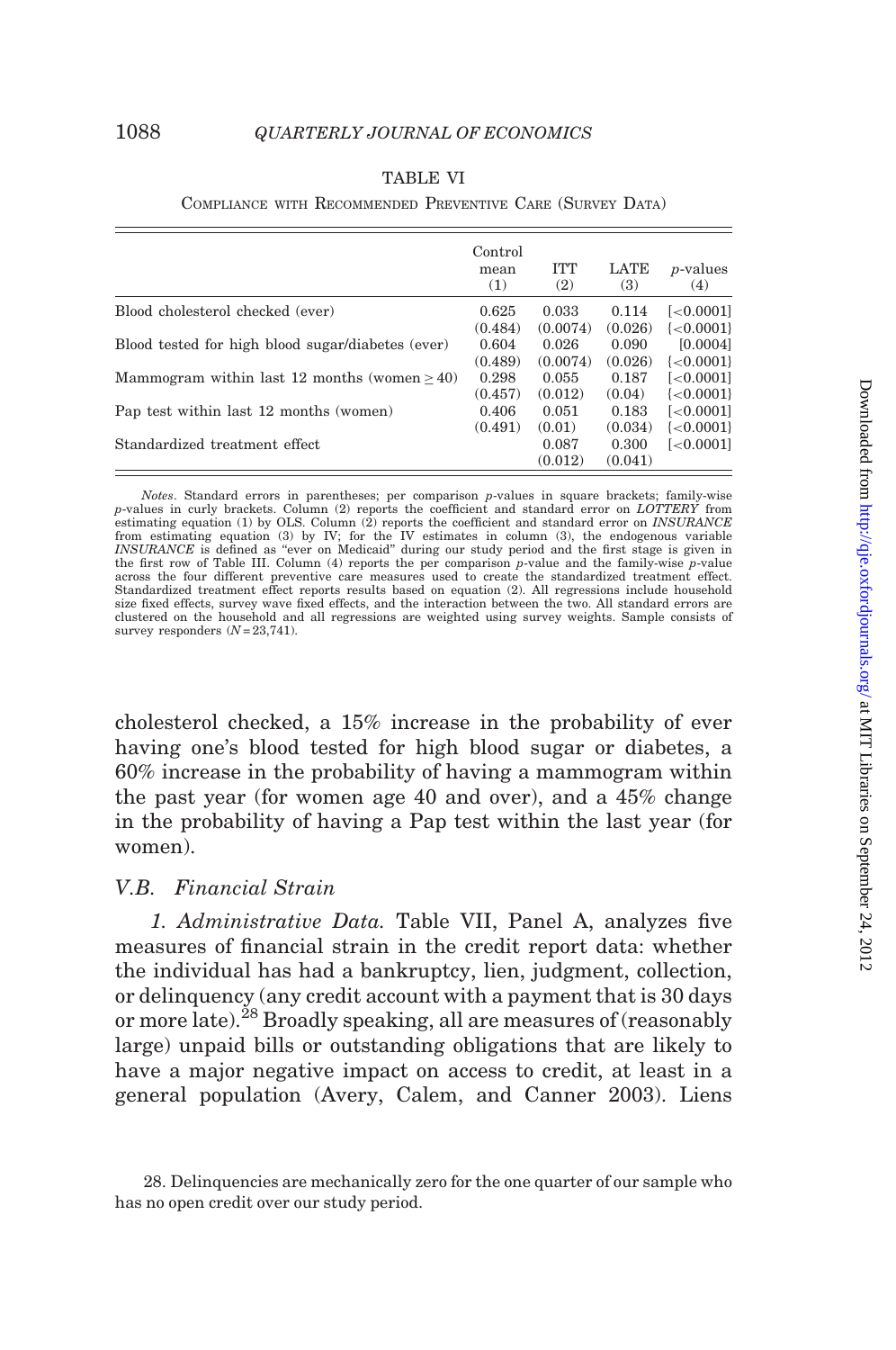TABLE VI

Compliance with Recommended Preventive Care (Survey Data)

| | Control mean (1) | ITT (2) | LATE (3) | $p$-values (4) |
|---|---|---|---|---|
| Blood cholesterol checked (ever) | 0.625 | 0.033 | 0.114 | [<0.0001] |
| | (0.484) | (0.0074) | (0.026) | {<0.0001} |
| Blood tested for high blood sugar/diabetes (ever) | 0.604 | 0.026 | 0.090 | [0.0004] |
| | (0.489) | (0.0074) | (0.026) | {<0.0001} |
| Mammogram within last 12 months (women ≥ 40) | 0.298 | 0.055 | 0.187 | [<0.0001] |
| | (0.457) | (0.012) | (0.04) | {<0.0001} |
| Pap test within last 12 months (women) | 0.406 | 0.051 | 0.183 | [<0.0001] |
| | (0.491) | (0.01) | (0.034) | {<0.0001} |
| Standardized treatment effect | | 0.087 | 0.300 | [<0.0001] |
| | | (0.012) | (0.041) | |

*Notes*. Standard errors in parentheses; per comparison $p$-values in square brackets; family-wise $p$-values in curly brackets. Column (2) reports the coefficient and standard error on *LOTTERY* from estimating equation (1) by OLS. Column (2) reports the coefficient and standard error on *INSURANCE* from estimating equation (3) by IV; for the IV estimates in column (3), the endogenous variable *INSURANCE* is defined as "ever on Medicaid" during our study period and the first stage is given in the first row of Table III. Column (4) reports the per comparison $p$-value and the family-wise $p$-value across the four different preventive care measures used to create the standardized treatment effect. Standardized treatment effect reports results based on equation (2). All regressions include household size fixed effects, survey wave fixed effects, and the interaction between the two. All standard errors are clustered on the household and all regressions are weighted using survey weights. Sample consists of survey responders ($N$ = 23,741).

cholesterol checked, a 15% increase in the probability of ever having one's blood tested for high blood sugar or diabetes, a 60% increase in the probability of having a mammogram within the past year (for women age 40 and over), and a 45% change in the probability of having a Pap test within the last year (for women).

### V.B. *Financial Strain*

*1. Administrative Data.* Table VII, Panel A, analyzes five measures of financial strain in the credit report data: whether the individual has had a bankruptcy, lien, judgment, collection, or delinquency (any credit account with a payment that is 30 days or more late).[28] Broadly speaking, all are measures of (reasonably large) unpaid bills or outstanding obligations that are likely to have a major negative impact on access to credit, at least in a general population (Avery, Calem, and Canner 2003). Liens

28. Delinquencies are mechanically zero for the one quarter of our sample who has no open credit over our study period.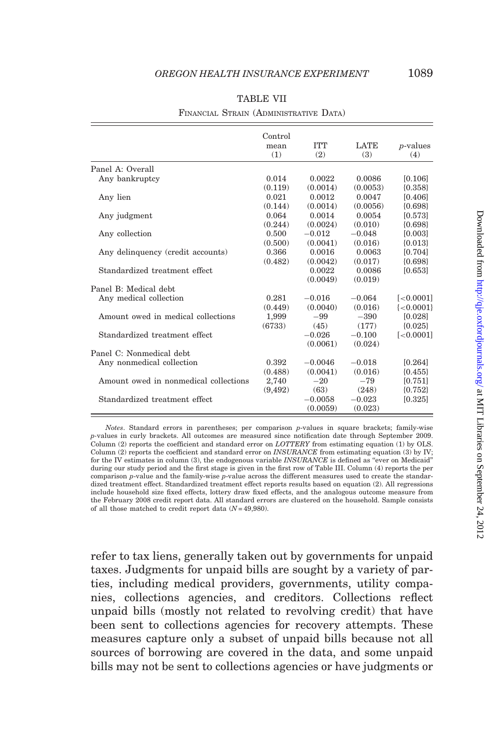TABLE VII

Financial Strain (Administrative Data)

| | Control mean (1) | ITT (2) | LATE (3) | $p$-values (4) |
|---|---|---|---|---|
| Panel A: Overall | | | | |
| Any bankruptcy | 0.014 | 0.0022 | 0.0086 | [0.106] |
| | (0.119) | (0.0014) | (0.0053) | {0.358} |
| Any lien | 0.021 | 0.0012 | 0.0047 | [0.406] |
| | (0.144) | (0.0014) | (0.0056) | {0.698} |
| Any judgment | 0.064 | 0.0014 | 0.0054 | [0.573] |
| | (0.244) | (0.0024) | (0.010) | {0.698} |
| Any collection | 0.500 | −0.012 | −0.048 | [0.003] |
| | (0.500) | (0.0041) | (0.016) | {0.013} |
| Any delinquency (credit accounts) | 0.366 | 0.0016 | 0.0063 | [0.704] |
| | (0.482) | (0.0042) | (0.017) | {0.698} |
| Standardized treatment effect | | 0.0022 | 0.0086 | [0.653] |
| | | (0.0049) | (0.019) | |
| Panel B: Medical debt | | | | |
| Any medical collection | 0.281 | −0.016 | −0.064 | [<0.0001] |
| | (0.449) | (0.0040) | (0.016) | {<0.0001} |
| Amount owed in medical collections | 1,999 | −99 | −390 | [0.028] |
| | (6733) | (45) | (177) | {0.025} |
| Standardized treatment effect | | −0.026 | −0.100 | [<0.0001] |
| | | (0.0061) | (0.024) | |
| Panel C: Nonmedical debt | | | | |
| Any nonmedical collection | 0.392 | −0.0046 | −0.018 | [0.264] |
| | (0.488) | (0.0041) | (0.016) | {0.455} |
| Amount owed in nonmedical collections | 2,740 | −20 | −79 | [0.751] |
| | (9,492) | (63) | (248) | {0.752} |
| Standardized treatment effect | | −0.0058 | −0.023 | [0.325] |
| | | (0.0059) | (0.023) | |

*Notes*. Standard errors in parentheses; per comparison $p$-values in square brackets; family-wise $p$-values in curly brackets. All outcomes are measured since notification date through September 2009. Column (2) reports the coefficient and standard error on *LOTTERY* from estimating equation (1) by OLS. Column (2) reports the coefficient and standard error on *INSURANCE* from estimating equation (3) by IV; for the IV estimates in column (3), the endogenous variable *INSURANCE* is defined as "ever on Medicaid" during our study period and the first stage is given in the first row of Table III. Column (4) reports the per comparison $p$-value and the family-wise $p$-value across the different measures used to create the standardized treatment effect. Standardized treatment effect reports results based on equation (2). All regressions include household size fixed effects, lottery draw fixed effects, and the analogous outcome measure from the February 2008 credit report data. All standard errors are clustered on the household. Sample consists of all those matched to credit report data ($N = 49{,}980$).

refer to tax liens, generally taken out by governments for unpaid taxes. Judgments for unpaid bills are sought by a variety of parties, including medical providers, governments, utility companies, collections agencies, and creditors. Collections reflect unpaid bills (mostly not related to revolving credit) that have been sent to collections agencies for recovery attempts. These measures capture only a subset of unpaid bills because not all sources of borrowing are covered in the data, and some unpaid bills may not be sent to collections agencies or have judgments or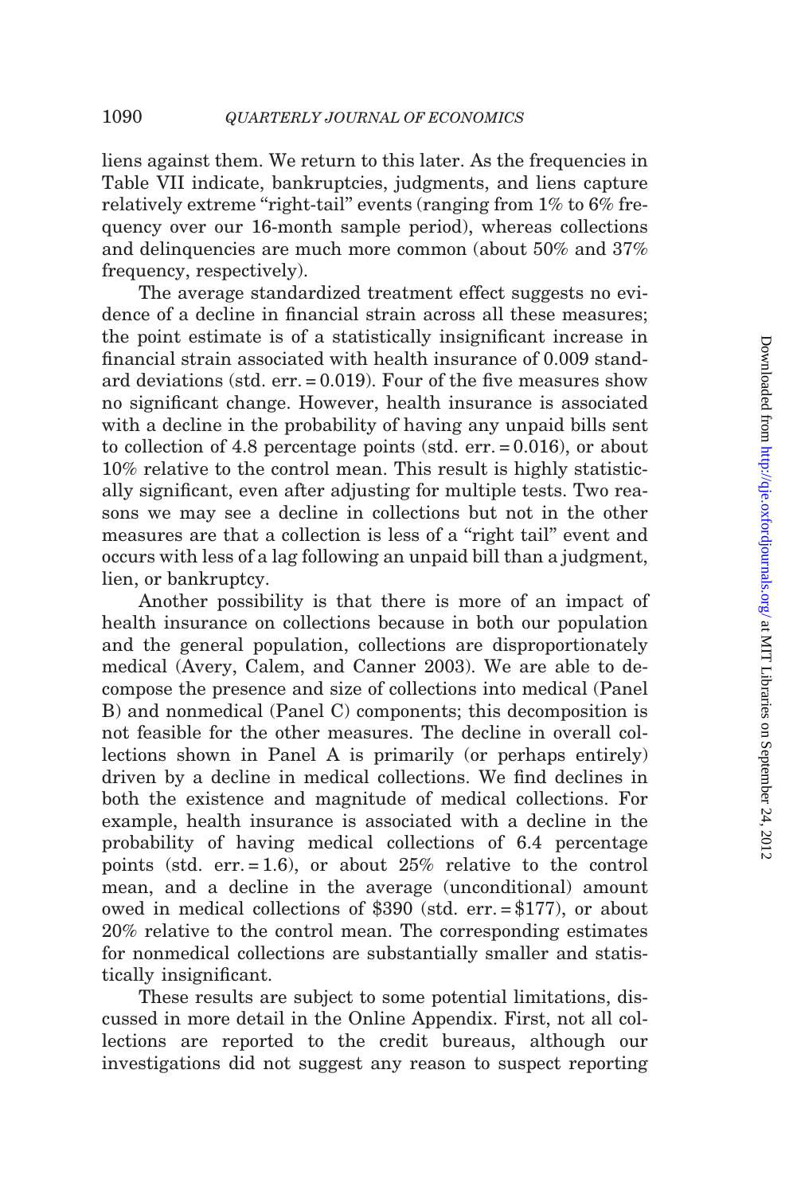liens against them. We return to this later. As the frequencies in Table VII indicate, bankruptcies, judgments, and liens capture relatively extreme "right-tail" events (ranging from 1% to 6% frequency over our 16-month sample period), whereas collections and delinquencies are much more common (about 50% and 37% frequency, respectively).

The average standardized treatment effect suggests no evidence of a decline in financial strain across all these measures; the point estimate is of a statistically insignificant increase in financial strain associated with health insurance of 0.009 standard deviations (std. err. = 0.019). Four of the five measures show no significant change. However, health insurance is associated with a decline in the probability of having any unpaid bills sent to collection of 4.8 percentage points (std. err. = 0.016), or about 10% relative to the control mean. This result is highly statistically significant, even after adjusting for multiple tests. Two reasons we may see a decline in collections but not in the other measures are that a collection is less of a "right tail" event and occurs with less of a lag following an unpaid bill than a judgment, lien, or bankruptcy.

Another possibility is that there is more of an impact of health insurance on collections because in both our population and the general population, collections are disproportionately medical (Avery, Calem, and Canner 2003). We are able to decompose the presence and size of collections into medical (Panel B) and nonmedical (Panel C) components; this decomposition is not feasible for the other measures. The decline in overall collections shown in Panel A is primarily (or perhaps entirely) driven by a decline in medical collections. We find declines in both the existence and magnitude of medical collections. For example, health insurance is associated with a decline in the probability of having medical collections of 6.4 percentage points (std. err. = 1.6), or about 25% relative to the control mean, and a decline in the average (unconditional) amount owed in medical collections of $390 (std. err. = $177), or about 20% relative to the control mean. The corresponding estimates for nonmedical collections are substantially smaller and statistically insignificant.

These results are subject to some potential limitations, discussed in more detail in the Online Appendix. First, not all collections are reported to the credit bureaus, although our investigations did not suggest any reason to suspect reporting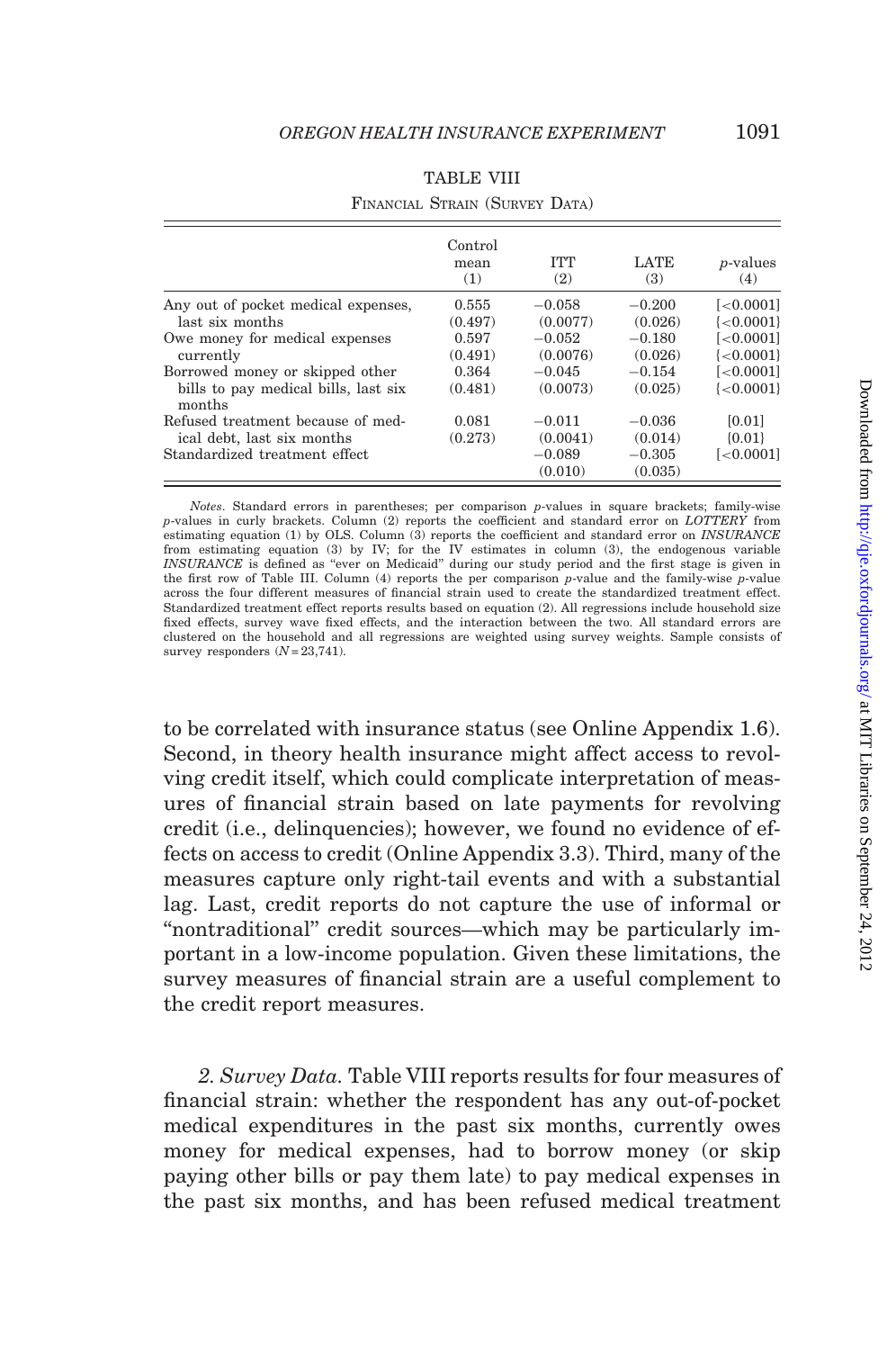TABLE VIII

FINANCIAL STRAIN (SURVEY DATA)

| | Control mean (1) | ITT (2) | LATE (3) | *p*-values (4) |
|---|---|---|---|---|
| Any out of pocket medical expenses, last six months | 0.555 (0.497) | −0.058 (0.0077) | −0.200 (0.026) | [<0.0001] {<0.0001} |
| Owe money for medical expenses currently | 0.597 (0.491) | −0.052 (0.0076) | −0.180 (0.026) | [<0.0001] {<0.0001} |
| Borrowed money or skipped other bills to pay medical bills, last six months | 0.364 (0.481) | −0.045 (0.0073) | −0.154 (0.025) | [<0.0001] {<0.0001} |
| Refused treatment because of medical debt, last six months | 0.081 (0.273) | −0.011 (0.0041) | −0.036 (0.014) | [0.01] {0.01} |
| Standardized treatment effect | | −0.089 (0.010) | −0.305 (0.035) | [<0.0001] |

*Notes*. Standard errors in parentheses; per comparison *p*-values in square brackets; family-wise *p*-values in curly brackets. Column (2) reports the coefficient and standard error on *LOTTERY* from estimating equation (1) by OLS. Column (3) reports the coefficient and standard error on *INSURANCE* from estimating equation (3) by IV; for the IV estimates in column (3), the endogenous variable *INSURANCE* is defined as "ever on Medicaid" during our study period and the first stage is given in the first row of Table III. Column (4) reports the per comparison *p*-value and the family-wise *p*-value across the four different measures of financial strain used to create the standardized treatment effect. Standardized treatment effect reports results based on equation (2). All regressions include household size fixed effects, survey wave fixed effects, and the interaction between the two. All standard errors are clustered on the household and all regressions are weighted using survey weights. Sample consists of survey responders ($N = 23{,}741$).

to be correlated with insurance status (see Online Appendix 1.6). Second, in theory health insurance might affect access to revolving credit itself, which could complicate interpretation of measures of financial strain based on late payments for revolving credit (i.e., delinquencies); however, we found no evidence of effects on access to credit (Online Appendix 3.3). Third, many of the measures capture only right-tail events and with a substantial lag. Last, credit reports do not capture the use of informal or "nontraditional" credit sources—which may be particularly important in a low-income population. Given these limitations, the survey measures of financial strain are a useful complement to the credit report measures.

*2. Survey Data.* Table VIII reports results for four measures of financial strain: whether the respondent has any out-of-pocket medical expenditures in the past six months, currently owes money for medical expenses, had to borrow money (or skip paying other bills or pay them late) to pay medical expenses in the past six months, and has been refused medical treatment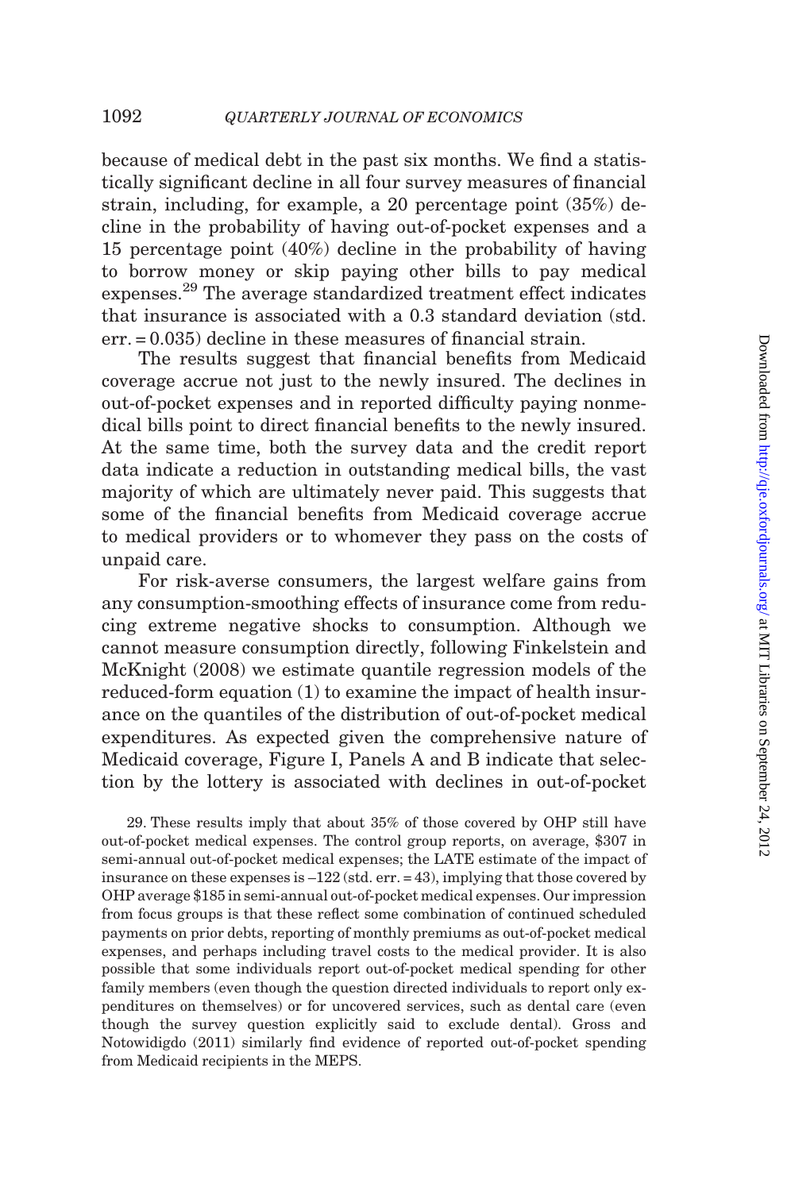because of medical debt in the past six months. We find a statistically significant decline in all four survey measures of financial strain, including, for example, a 20 percentage point (35%) decline in the probability of having out-of-pocket expenses and a 15 percentage point (40%) decline in the probability of having to borrow money or skip paying other bills to pay medical expenses.[29] The average standardized treatment effect indicates that insurance is associated with a 0.3 standard deviation (std. err. = 0.035) decline in these measures of financial strain.

The results suggest that financial benefits from Medicaid coverage accrue not just to the newly insured. The declines in out-of-pocket expenses and in reported difficulty paying nonmedical bills point to direct financial benefits to the newly insured. At the same time, both the survey data and the credit report data indicate a reduction in outstanding medical bills, the vast majority of which are ultimately never paid. This suggests that some of the financial benefits from Medicaid coverage accrue to medical providers or to whomever they pass on the costs of unpaid care.

For risk-averse consumers, the largest welfare gains from any consumption-smoothing effects of insurance come from reducing extreme negative shocks to consumption. Although we cannot measure consumption directly, following Finkelstein and McKnight (2008) we estimate quantile regression models of the reduced-form equation (1) to examine the impact of health insurance on the quantiles of the distribution of out-of-pocket medical expenditures. As expected given the comprehensive nature of Medicaid coverage, Figure I, Panels A and B indicate that selection by the lottery is associated with declines in out-of-pocket

29. These results imply that about 35% of those covered by OHP still have out-of-pocket medical expenses. The control group reports, on average, \$307 in semi-annual out-of-pocket medical expenses; the LATE estimate of the impact of insurance on these expenses is –122 (std. err. = 43), implying that those covered by OHP average \$185 in semi-annual out-of-pocket medical expenses. Our impression from focus groups is that these reflect some combination of continued scheduled payments on prior debts, reporting of monthly premiums as out-of-pocket medical expenses, and perhaps including travel costs to the medical provider. It is also possible that some individuals report out-of-pocket medical spending for other family members (even though the question directed individuals to report only expenditures on themselves) or for uncovered services, such as dental care (even though the survey question explicitly said to exclude dental). Gross and Notowidigdo (2011) similarly find evidence of reported out-of-pocket spending from Medicaid recipients in the MEPS.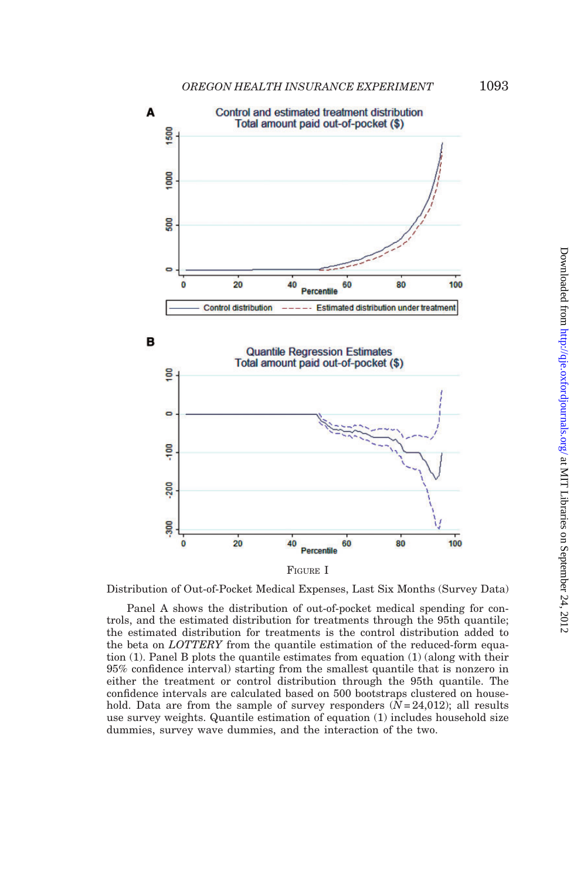FIGURE I

Distribution of Out-of-Pocket Medical Expenses, Last Six Months (Survey Data)

Panel A shows the distribution of out-of-pocket medical spending for controls, and the estimated distribution for treatments through the 95th quantile; the estimated distribution for treatments is the control distribution added to the beta on *LOTTERY* from the quantile estimation of the reduced-form equation (1). Panel B plots the quantile estimates from equation (1) (along with their 95% confidence interval) starting from the smallest quantile that is nonzero in either the treatment or control distribution through the 95th quantile. The confidence intervals are calculated based on 500 bootstraps clustered on household. Data are from the sample of survey responders ($N = 24{,}012$); all results use survey weights. Quantile estimation of equation (1) includes household size dummies, survey wave dummies, and the interaction of the two.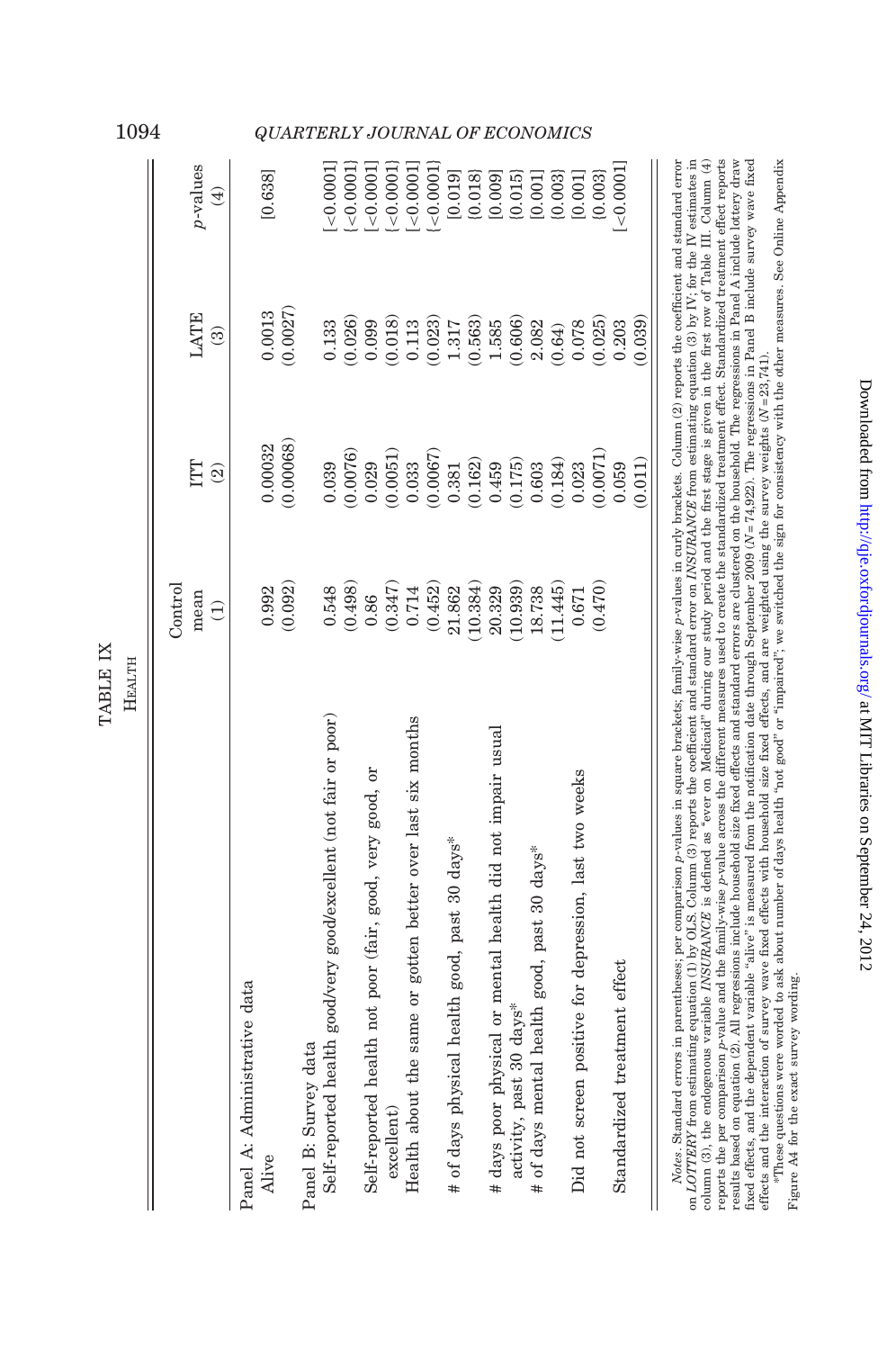TABLE IX

HEALTH

| | Control mean (1) | ITT (2) | LATE (3) | p-values (4) |
|---|---|---|---|---|
| Panel A: Administrative data | | | | |
| Alive | 0.992 | 0.00032 | 0.0013 | [0.638] |
| | (0.092) | (0.00068) | (0.0027) | |
| Panel B: Survey data | | | | |
| Self-reported health good/very good/excellent (not fair or poor) | 0.548 | 0.039 | 0.133 | [<0.0001] |
| | (0.498) | (0.0076) | (0.026) | {<0.0001} |
| Self-reported health not poor (fair, good, very good, or excellent) | 0.86 | 0.029 | 0.099 | [<0.0001] |
| | (0.347) | (0.0051) | (0.018) | {<0.0001} |
| Health about the same or gotten better over last six months | 0.714 | 0.033 | 0.113 | [<0.0001] |
| | (0.452) | (0.0067) | (0.023) | {<0.0001} |
| # of days physical health good, past 30 days* | 21.862 | 0.381 | 1.317 | [0.019] |
| | (10.384) | (0.162) | (0.563) | {0.018} |
| # days poor physical or mental health did not impair usual activity, past 30 days* | 20.329 | 0.459 | 1.585 | [0.009] |
| | (10.939) | (0.175) | (0.606) | {0.015} |
| # of days mental health good, past 30 days* | 18.738 | 0.603 | 2.082 | [0.001] |
| | (11.445) | (0.184) | (0.64) | {0.003} |
| Did not screen positive for depression, last two weeks | 0.671 | 0.023 | 0.078 | [0.001] |
| | (0.470) | (0.0071) | (0.025) | {0.003} |
| Standardized treatment effect | | 0.059 | 0.203 | [<0.0001] |
| | | (0.011) | (0.039) | |

*Notes*. Standard errors in parentheses; per comparison $p$-values in square brackets; family-wise $p$-values in curly brackets. Column (2) reports the coefficient and standard error on *LOTTERY* from estimating equation (1) by OLS. Column (3) reports the coefficient and standard error on *INSURANCE* from estimating equation (3) by IV; for the IV estimates in column (3), the endogenous variable *INSURANCE* is defined as "ever on Medicaid" during our study period and the first stage is given in the first row of Table III. Column (4) reports the per comparison $p$-value and the family-wise $p$-value across the different measures used to create the standardized treatment effect. Standardized treatment effect reports results based on equation (2). All regressions include household size fixed effects and standard errors are clustered on the household. The regressions in Panel A include lottery draw fixed effects, and the dependent variable "alive" is measured from the notification date through September 2009 ($N$ = 74,922). The regressions in Panel B include survey wave fixed effects and the interaction of survey wave fixed effects with household size fixed effects, and are weighted using the survey weights ($N$ = 23,741).

*These questions were worded to ask about number of days health "not good" or "impaired"; we switched the sign for consistency with the other measures. See Online Appendix Figure A4 for the exact survey wording.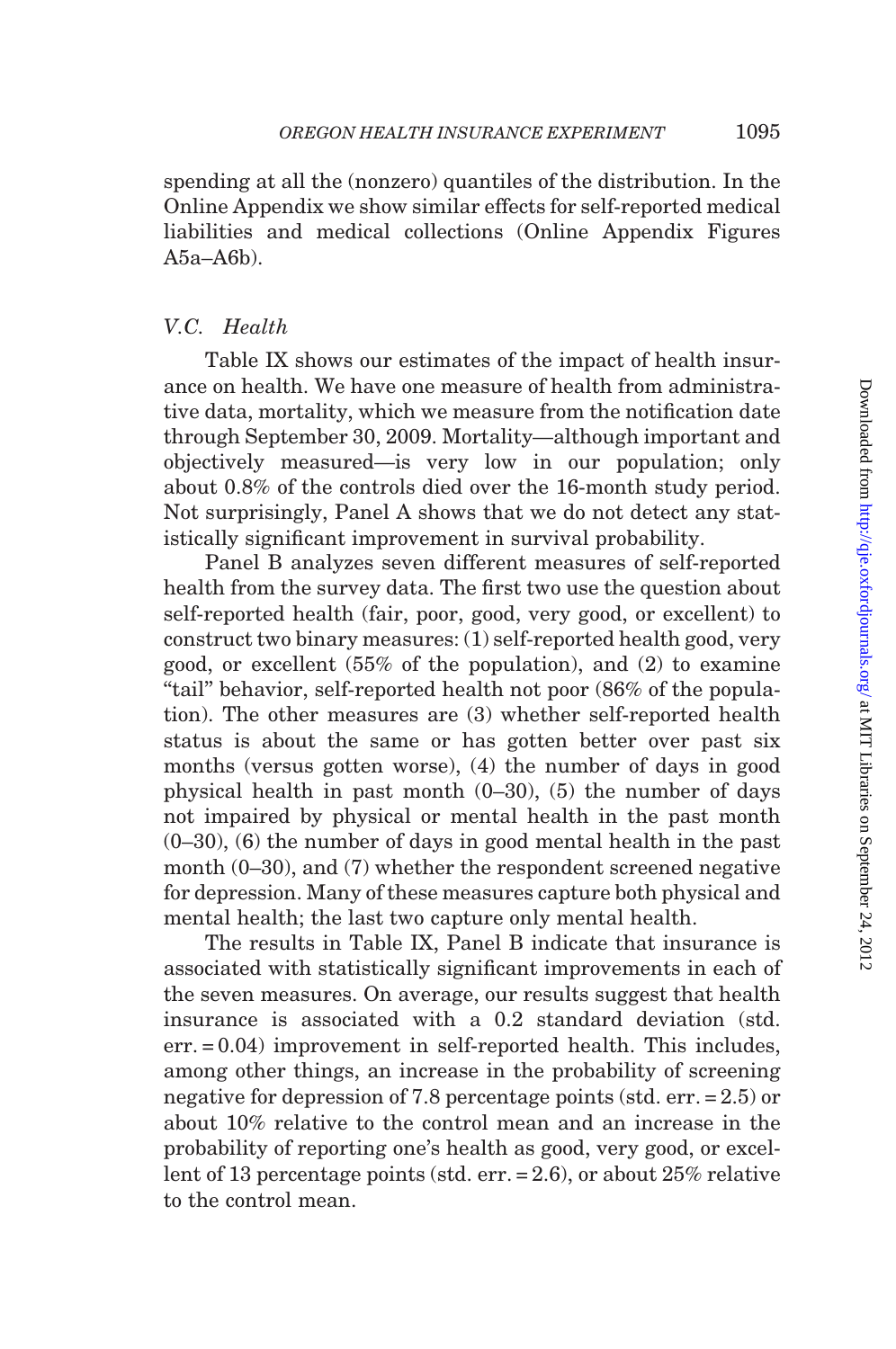spending at all the (nonzero) quantiles of the distribution. In the Online Appendix we show similar effects for self-reported medical liabilities and medical collections (Online Appendix Figures A5a–A6b).

### V.C. Health

Table IX shows our estimates of the impact of health insurance on health. We have one measure of health from administrative data, mortality, which we measure from the notification date through September 30, 2009. Mortality—although important and objectively measured—is very low in our population; only about 0.8% of the controls died over the 16-month study period. Not surprisingly, Panel A shows that we do not detect any statistically significant improvement in survival probability.

Panel B analyzes seven different measures of self-reported health from the survey data. The first two use the question about self-reported health (fair, poor, good, very good, or excellent) to construct two binary measures: (1) self-reported health good, very good, or excellent (55% of the population), and (2) to examine "tail" behavior, self-reported health not poor (86% of the population). The other measures are (3) whether self-reported health status is about the same or has gotten better over past six months (versus gotten worse), (4) the number of days in good physical health in past month (0–30), (5) the number of days not impaired by physical or mental health in the past month (0–30), (6) the number of days in good mental health in the past month (0–30), and (7) whether the respondent screened negative for depression. Many of these measures capture both physical and mental health; the last two capture only mental health.

The results in Table IX, Panel B indicate that insurance is associated with statistically significant improvements in each of the seven measures. On average, our results suggest that health insurance is associated with a 0.2 standard deviation (std. err. = 0.04) improvement in self-reported health. This includes, among other things, an increase in the probability of screening negative for depression of 7.8 percentage points (std. err. = 2.5) or about 10% relative to the control mean and an increase in the probability of reporting one's health as good, very good, or excellent of 13 percentage points (std. err. = 2.6), or about 25% relative to the control mean.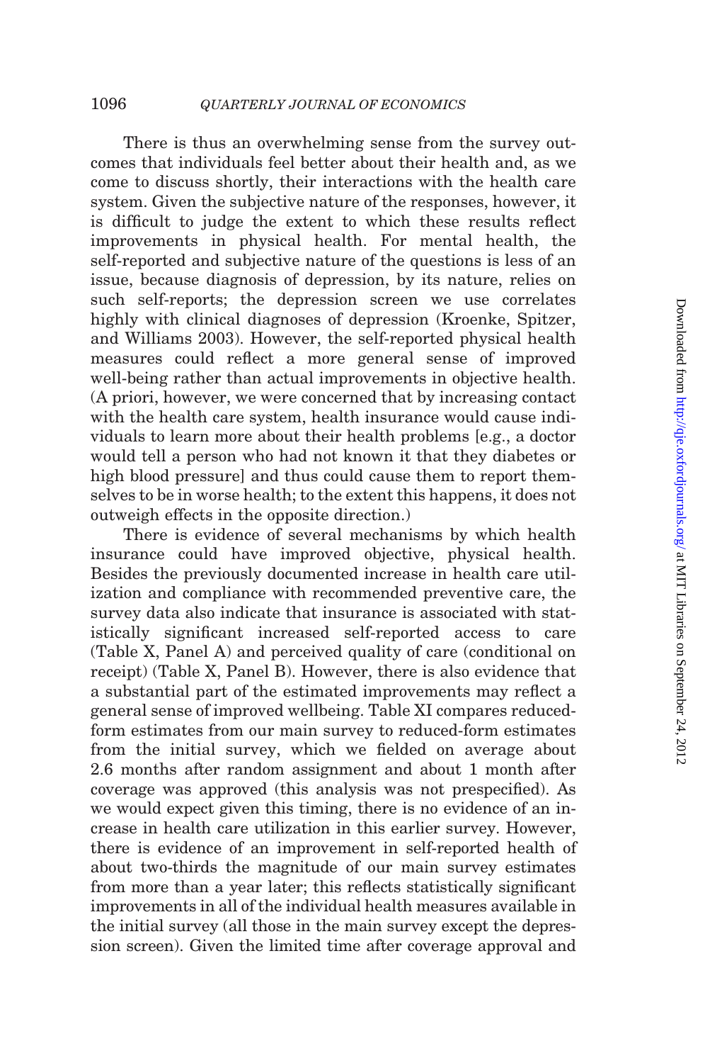There is thus an overwhelming sense from the survey outcomes that individuals feel better about their health and, as we come to discuss shortly, their interactions with the health care system. Given the subjective nature of the responses, however, it is difficult to judge the extent to which these results reflect improvements in physical health. For mental health, the self-reported and subjective nature of the questions is less of an issue, because diagnosis of depression, by its nature, relies on such self-reports; the depression screen we use correlates highly with clinical diagnoses of depression (Kroenke, Spitzer, and Williams 2003). However, the self-reported physical health measures could reflect a more general sense of improved well-being rather than actual improvements in objective health. (A priori, however, we were concerned that by increasing contact with the health care system, health insurance would cause individuals to learn more about their health problems [e.g., a doctor would tell a person who had not known it that they diabetes or high blood pressure] and thus could cause them to report themselves to be in worse health; to the extent this happens, it does not outweigh effects in the opposite direction.)

There is evidence of several mechanisms by which health insurance could have improved objective, physical health. Besides the previously documented increase in health care utilization and compliance with recommended preventive care, the survey data also indicate that insurance is associated with statistically significant increased self-reported access to care (Table X, Panel A) and perceived quality of care (conditional on receipt) (Table X, Panel B). However, there is also evidence that a substantial part of the estimated improvements may reflect a general sense of improved wellbeing. Table XI compares reduced-form estimates from our main survey to reduced-form estimates from the initial survey, which we fielded on average about 2.6 months after random assignment and about 1 month after coverage was approved (this analysis was not prespecified). As we would expect given this timing, there is no evidence of an increase in health care utilization in this earlier survey. However, there is evidence of an improvement in self-reported health of about two-thirds the magnitude of our main survey estimates from more than a year later; this reflects statistically significant improvements in all of the individual health measures available in the initial survey (all those in the main survey except the depression screen). Given the limited time after coverage approval and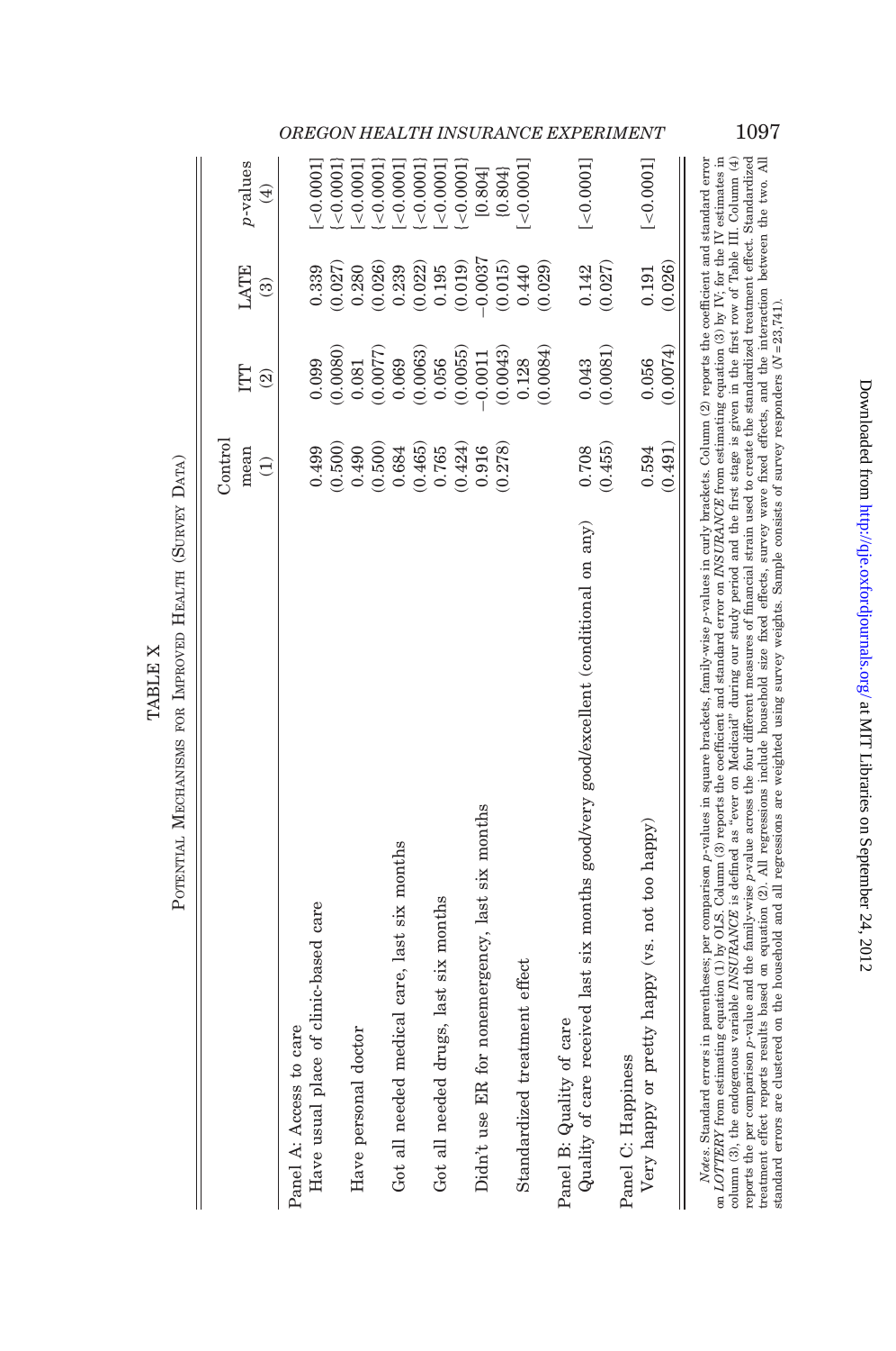TABLE X

POTENTIAL MECHANISMS FOR IMPROVED HEALTH (SURVEY DATA)

| | Control mean (1) | ITT (2) | LATE (3) | p-values (4) |
|---|---|---|---|---|
| Panel A: Access to care | | | | |
| Have usual place of clinic-based care | 0.499 | 0.099 | 0.339 | [<0.0001] |
| | (0.500) | (0.0080) | (0.027) | {<0.0001} |
| Have personal doctor | 0.490 | 0.081 | 0.280 | [<0.0001] |
| | (0.500) | (0.0077) | (0.026) | {<0.0001} |
| Got all needed medical care, last six months | 0.684 | 0.069 | 0.239 | [<0.0001] |
| | (0.465) | (0.0063) | (0.022) | {<0.0001} |
| Got all needed drugs, last six months | 0.765 | 0.056 | 0.195 | [<0.0001] |
| | (0.424) | (0.0055) | (0.019) | {<0.0001} |
| Didn't use ER for nonemergency, last six months | 0.916 | −0.0011 | −0.0037 | [0.804] |
| | (0.278) | (0.0043) | (0.015) | {0.804} |
| Standardized treatment effect | | 0.128 | 0.440 | [<0.0001] |
| | | (0.0084) | (0.029) | |
| Panel B: Quality of care | | | | |
| Quality of care received last six months good/very good/excellent (conditional on any) | 0.708 | 0.043 | 0.142 | [<0.0001] |
| | (0.455) | (0.0081) | (0.027) | |
| Panel C: Happiness | | | | |
| Very happy or pretty happy (vs. not too happy) | 0.594 | 0.056 | 0.191 | [<0.0001] |
| | (0.491) | (0.0074) | (0.026) | |

*Notes.* Standard errors in parentheses; per comparison *p*-values in square brackets, family-wise *p*-values in curly brackets. Column (2) reports the coefficient and standard error on *LOTTERY* from estimating equation (1) by OLS. Column (3) reports the coefficient and standard error on *INSURANCE* from estimating equation (3) by IV; for the IV estimates in column (3), the endogenous variable *INSURANCE* is defined as "ever on Medicaid" during our study period and the first stage is given in the first row of Table III. Column (4) reports the per comparison *p*-value and the family-wise *p*-value across the four different measures of financial strain used to create the standardized treatment effect. Standardized treatment effect reports results based on equation (2). All regressions include household size fixed effects, survey wave fixed effects, and the interaction between the two. All standard errors are clustered on the household and all regressions are weighted using survey weights. Sample consists of survey responders ($N$=23,741).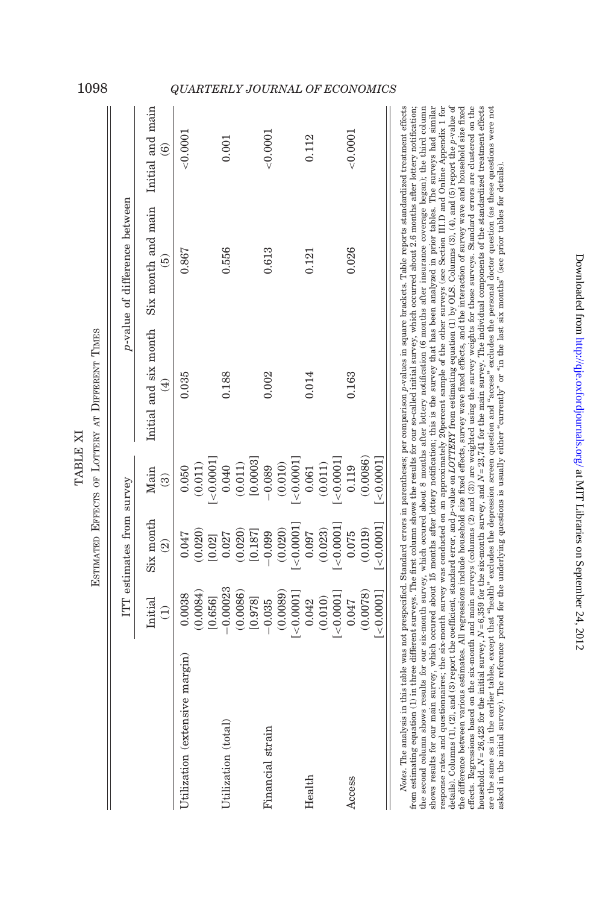TABLE XI

Estimated Effects of Lottery at Different Times

| | ITT estimates from survey | | | p-value of difference between | | |
|---|---|---|---|---|---|---|
| | Initial (1) | Six month (2) | Main (3) | Initial and six month (4) | Six month and main (5) | Initial and main (6) |
| Utilization (extensive margin) | 0.0038 | 0.047 | 0.050 | 0.035 | 0.867 | <0.0001 |
| | (0.0084) | (0.020) | (0.011) | | | |
| | [0.656] | [0.02] | [<0.0001] | | | |
| Utilization (total) | −0.00023 | 0.027 | 0.040 | 0.188 | 0.556 | 0.001 |
| | (0.0086) | (0.020) | (0.011) | | | |
| | [0.978] | [0.187] | [0.0003] | | | |
| Financial strain | −0.035 | −0.099 | −0.089 | 0.002 | 0.613 | <0.0001 |
| | (0.0089) | (0.020) | (0.010) | | | |
| | [<0.0001] | [<0.0001] | [<0.0001] | | | |
| Health | 0.042 | 0.097 | 0.061 | 0.014 | 0.121 | 0.112 |
| | (0.010) | (0.023) | (0.011) | | | |
| | [<0.0001] | [<0.0001] | [<0.0001] | | | |
| Access | 0.047 | 0.075 | 0.119 | 0.163 | 0.026 | <0.0001 |
| | (0.0078) | (0.019) | (0.0086) | | | |
| | [<0.0001] | [<0.0001] | [<0.0001] | | | |

*Notes.* The analysis in this table was not prespecified. Standard errors in parentheses; per comparison *p*-values in square brackets. Table reports standardized treatment effects from estimating equation (1) in three different surveys. The first column shows the results for our so-called initial survey, which occurred about 2.6 months after lottery notification; the second column shows results for our six-month survey, which occured about 8 months after lottery notification (6 months after insurance coverage began); the third column shows results for our main survey, which occured about 15 months after lottery notification; this is the survey that has been analyzed in prior tables. The surveys had similar response rates and questionnaires; the six-month survey was conducted on an approximately 20percent sample of the other surveys (see Section III.D and Online Appendix 1 for details). Columns (1), (2), and (3) report the coefficient, standard error, and *p*-value on *LOTTERY* from estimating equation (1) by OLS. Columns (3), (4), and (5) report the *p*-value of the difference between various estimates. All regressions include household size fixed effects, survey wave fixed effects, and the interaction of survey wave and household size fixed effects. Regressions based on the six-month and main surveys (columns (2) and (3)) are weighted using the survey weights for those surveys. Standard errors are clustered on the household. $N = 26{,}423$ for the initial survey, $N = 6{,}359$ for the six-month survey, and $N = 23{,}741$ for the main survey. The individual components of the standardized treatment effects are the same as in the earlier tables, except that "health" excludes the depression screen question and "access" excludes the personal doctor question (as these questions were not asked in the initial survey). The reference period for the underlying questions is usually either "currently" or "in the last six months" (see prior tables for details).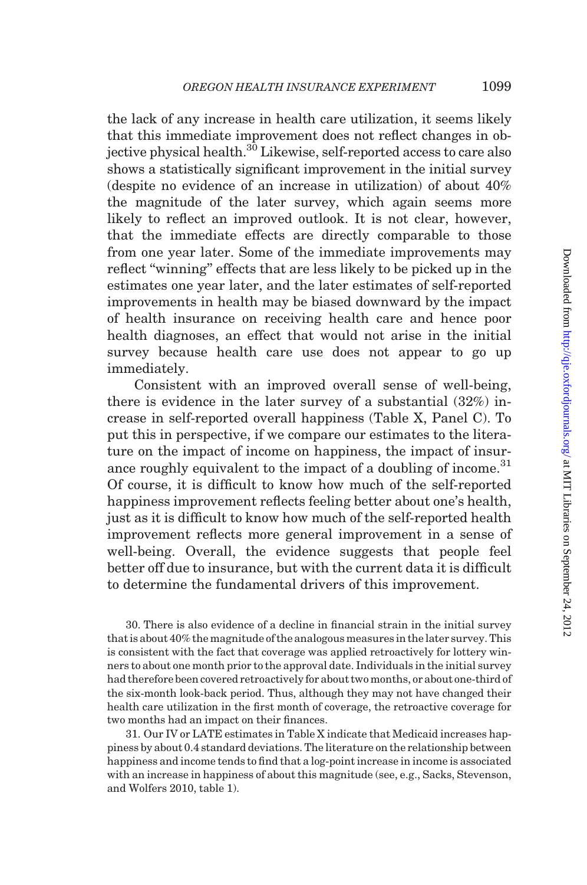the lack of any increase in health care utilization, it seems likely that this immediate improvement does not reflect changes in objective physical health.[30] Likewise, self-reported access to care also shows a statistically significant improvement in the initial survey (despite no evidence of an increase in utilization) of about 40% the magnitude of the later survey, which again seems more likely to reflect an improved outlook. It is not clear, however, that the immediate effects are directly comparable to those from one year later. Some of the immediate improvements may reflect "winning" effects that are less likely to be picked up in the estimates one year later, and the later estimates of self-reported improvements in health may be biased downward by the impact of health insurance on receiving health care and hence poor health diagnoses, an effect that would not arise in the initial survey because health care use does not appear to go up immediately.

Consistent with an improved overall sense of well-being, there is evidence in the later survey of a substantial (32%) increase in self-reported overall happiness (Table X, Panel C). To put this in perspective, if we compare our estimates to the literature on the impact of income on happiness, the impact of insurance roughly equivalent to the impact of a doubling of income.[31] Of course, it is difficult to know how much of the self-reported happiness improvement reflects feeling better about one's health, just as it is difficult to know how much of the self-reported health improvement reflects more general improvement in a sense of well-being. Overall, the evidence suggests that people feel better off due to insurance, but with the current data it is difficult to determine the fundamental drivers of this improvement.

30. There is also evidence of a decline in financial strain in the initial survey that is about 40% the magnitude of the analogous measures in the later survey. This is consistent with the fact that coverage was applied retroactively for lottery winners to about one month prior to the approval date. Individuals in the initial survey had therefore been covered retroactively for about two months, or about one-third of the six-month look-back period. Thus, although they may not have changed their health care utilization in the first month of coverage, the retroactive coverage for two months had an impact on their finances.

31. Our IV or LATE estimates in Table X indicate that Medicaid increases happiness by about 0.4 standard deviations. The literature on the relationship between happiness and income tends to find that a log-point increase in income is associated with an increase in happiness of about this magnitude (see, e.g., Sacks, Stevenson, and Wolfers 2010, table 1).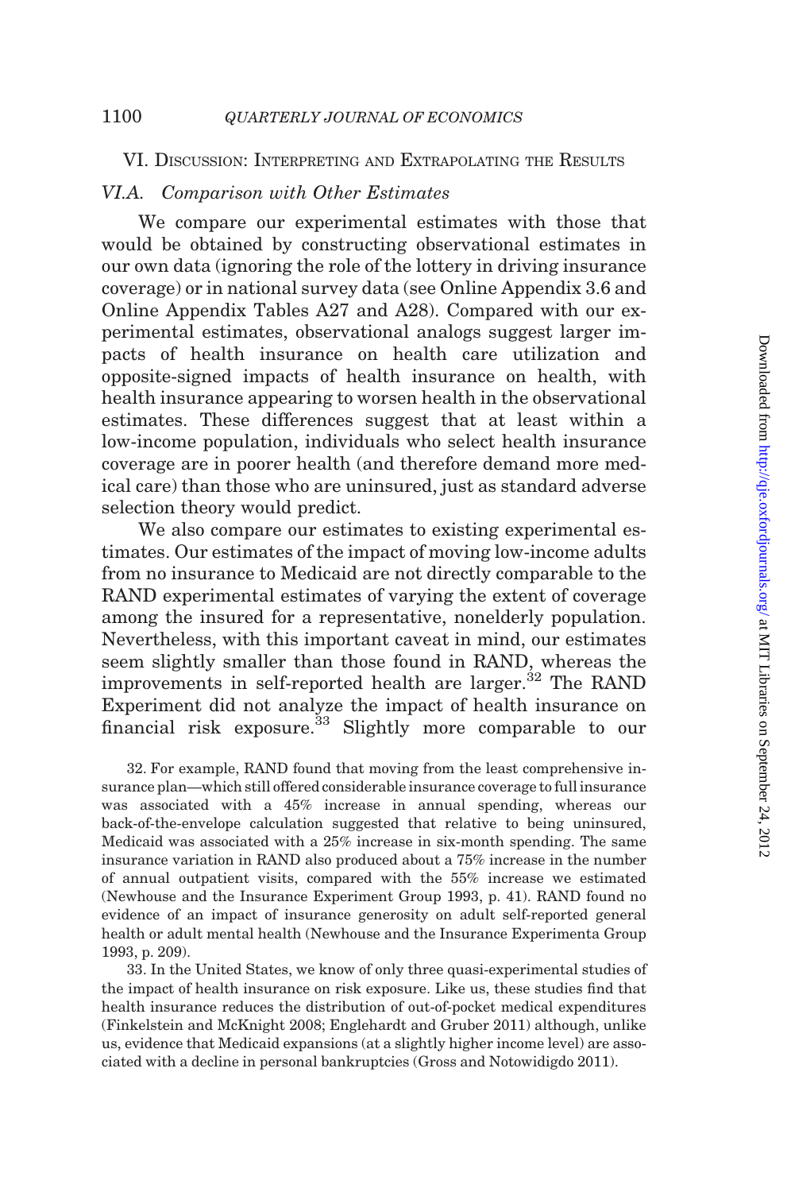## VI. Discussion: Interpreting and Extrapolating the Results

### VI.A. Comparison with Other Estimates

We compare our experimental estimates with those that would be obtained by constructing observational estimates in our own data (ignoring the role of the lottery in driving insurance coverage) or in national survey data (see Online Appendix 3.6 and Online Appendix Tables A27 and A28). Compared with our experimental estimates, observational analogs suggest larger impacts of health insurance on health care utilization and opposite-signed impacts of health insurance on health, with health insurance appearing to worsen health in the observational estimates. These differences suggest that at least within a low-income population, individuals who select health insurance coverage are in poorer health (and therefore demand more medical care) than those who are uninsured, just as standard adverse selection theory would predict.

We also compare our estimates to existing experimental estimates. Our estimates of the impact of moving low-income adults from no insurance to Medicaid are not directly comparable to the RAND experimental estimates of varying the extent of coverage among the insured for a representative, nonelderly population. Nevertheless, with this important caveat in mind, our estimates seem slightly smaller than those found in RAND, whereas the improvements in self-reported health are larger.[32] The RAND Experiment did not analyze the impact of health insurance on financial risk exposure.[33] Slightly more comparable to our

32. For example, RAND found that moving from the least comprehensive insurance plan—which still offered considerable insurance coverage to full insurance was associated with a 45% increase in annual spending, whereas our back-of-the-envelope calculation suggested that relative to being uninsured, Medicaid was associated with a 25% increase in six-month spending. The same insurance variation in RAND also produced about a 75% increase in the number of annual outpatient visits, compared with the 55% increase we estimated (Newhouse and the Insurance Experiment Group 1993, p. 41). RAND found no evidence of an impact of insurance generosity on adult self-reported general health or adult mental health (Newhouse and the Insurance Experimenta Group 1993, p. 209).

33. In the United States, we know of only three quasi-experimental studies of the impact of health insurance on risk exposure. Like us, these studies find that health insurance reduces the distribution of out-of-pocket medical expenditures (Finkelstein and McKnight 2008; Englehardt and Gruber 2011) although, unlike us, evidence that Medicaid expansions (at a slightly higher income level) are associated with a decline in personal bankruptcies (Gross and Notowidigdo 2011).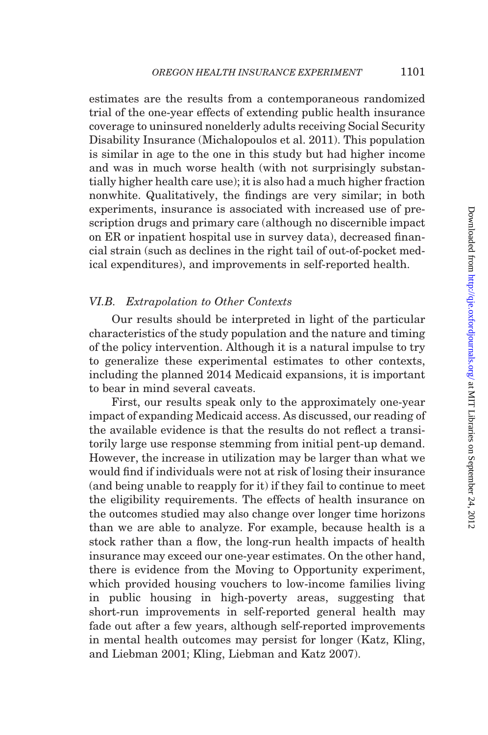estimates are the results from a contemporaneous randomized trial of the one-year effects of extending public health insurance coverage to uninsured nonelderly adults receiving Social Security Disability Insurance (Michalopoulos et al. 2011). This population is similar in age to the one in this study but had higher income and was in much worse health (with not surprisingly substantially higher health care use); it is also had a much higher fraction nonwhite. Qualitatively, the findings are very similar; in both experiments, insurance is associated with increased use of prescription drugs and primary care (although no discernible impact on ER or inpatient hospital use in survey data), decreased financial strain (such as declines in the right tail of out-of-pocket medical expenditures), and improvements in self-reported health.

### *VI.B. Extrapolation to Other Contexts*

Our results should be interpreted in light of the particular characteristics of the study population and the nature and timing of the policy intervention. Although it is a natural impulse to try to generalize these experimental estimates to other contexts, including the planned 2014 Medicaid expansions, it is important to bear in mind several caveats.

First, our results speak only to the approximately one-year impact of expanding Medicaid access. As discussed, our reading of the available evidence is that the results do not reflect a transitorily large use response stemming from initial pent-up demand. However, the increase in utilization may be larger than what we would find if individuals were not at risk of losing their insurance (and being unable to reapply for it) if they fail to continue to meet the eligibility requirements. The effects of health insurance on the outcomes studied may also change over longer time horizons than we are able to analyze. For example, because health is a stock rather than a flow, the long-run health impacts of health insurance may exceed our one-year estimates. On the other hand, there is evidence from the Moving to Opportunity experiment, which provided housing vouchers to low-income families living in public housing in high-poverty areas, suggesting that short-run improvements in self-reported general health may fade out after a few years, although self-reported improvements in mental health outcomes may persist for longer (Katz, Kling, and Liebman 2001; Kling, Liebman and Katz 2007).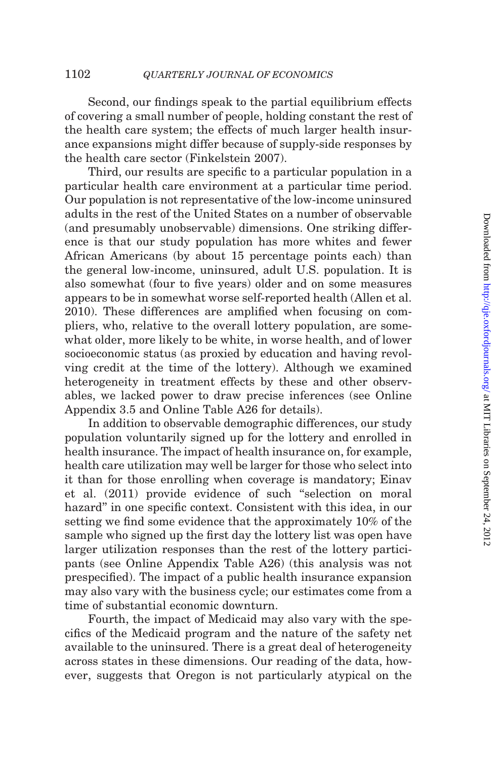Second, our findings speak to the partial equilibrium effects of covering a small number of people, holding constant the rest of the health care system; the effects of much larger health insurance expansions might differ because of supply-side responses by the health care sector (Finkelstein 2007).

Third, our results are specific to a particular population in a particular health care environment at a particular time period. Our population is not representative of the low-income uninsured adults in the rest of the United States on a number of observable (and presumably unobservable) dimensions. One striking difference is that our study population has more whites and fewer African Americans (by about 15 percentage points each) than the general low-income, uninsured, adult U.S. population. It is also somewhat (four to five years) older and on some measures appears to be in somewhat worse self-reported health (Allen et al. 2010). These differences are amplified when focusing on compliers, who, relative to the overall lottery population, are somewhat older, more likely to be white, in worse health, and of lower socioeconomic status (as proxied by education and having revolving credit at the time of the lottery). Although we examined heterogeneity in treatment effects by these and other observables, we lacked power to draw precise inferences (see Online Appendix 3.5 and Online Table A26 for details).

In addition to observable demographic differences, our study population voluntarily signed up for the lottery and enrolled in health insurance. The impact of health insurance on, for example, health care utilization may well be larger for those who select into it than for those enrolling when coverage is mandatory; Einav et al. (2011) provide evidence of such "selection on moral hazard" in one specific context. Consistent with this idea, in our setting we find some evidence that the approximately 10% of the sample who signed up the first day the lottery list was open have larger utilization responses than the rest of the lottery participants (see Online Appendix Table A26) (this analysis was not prespecified). The impact of a public health insurance expansion may also vary with the business cycle; our estimates come from a time of substantial economic downturn.

Fourth, the impact of Medicaid may also vary with the specifics of the Medicaid program and the nature of the safety net available to the uninsured. There is a great deal of heterogeneity across states in these dimensions. Our reading of the data, however, suggests that Oregon is not particularly atypical on the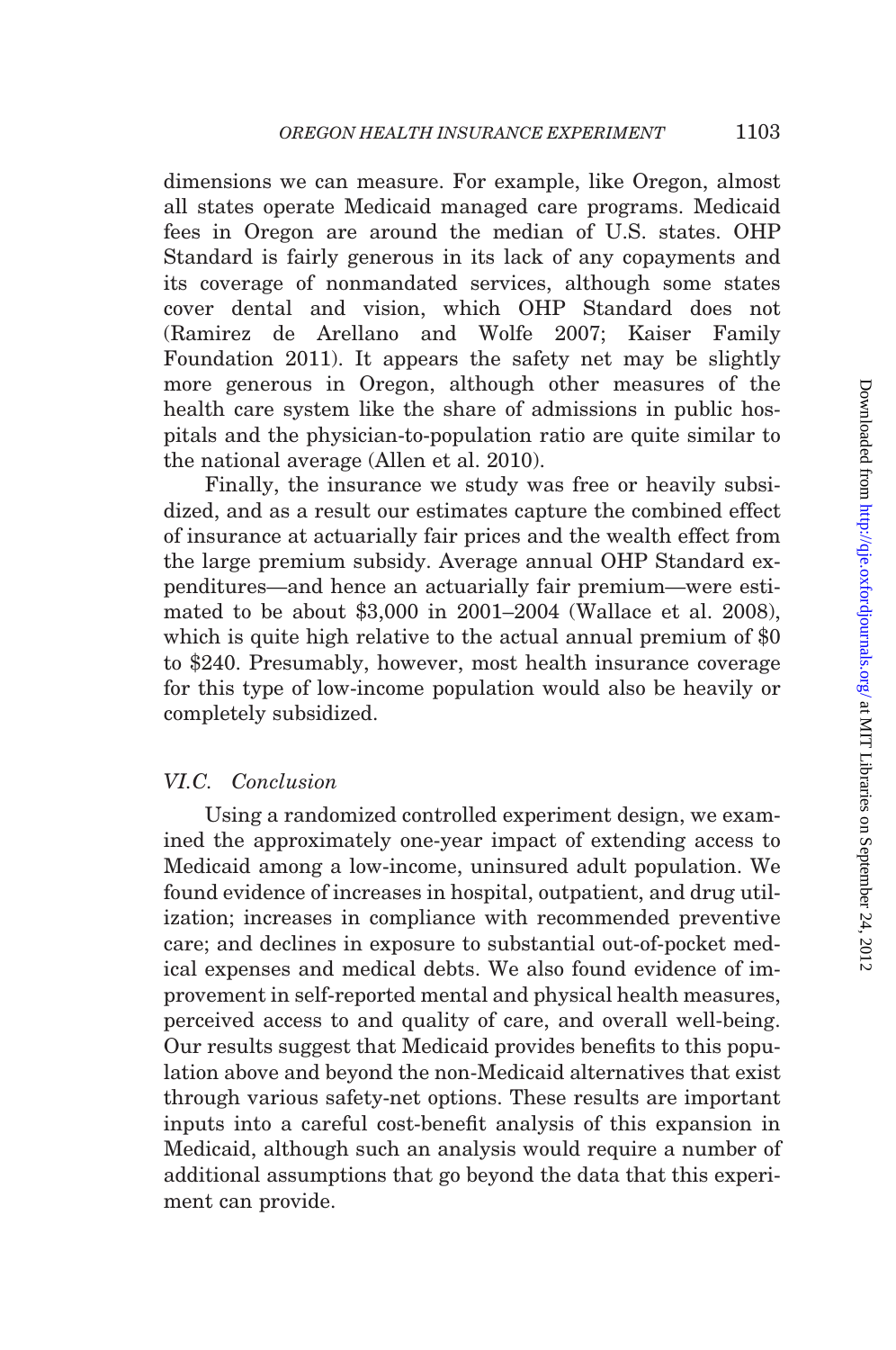dimensions we can measure. For example, like Oregon, almost all states operate Medicaid managed care programs. Medicaid fees in Oregon are around the median of U.S. states. OHP Standard is fairly generous in its lack of any copayments and its coverage of nonmandated services, although some states cover dental and vision, which OHP Standard does not (Ramirez de Arellano and Wolfe 2007; Kaiser Family Foundation 2011). It appears the safety net may be slightly more generous in Oregon, although other measures of the health care system like the share of admissions in public hospitals and the physician-to-population ratio are quite similar to the national average (Allen et al. 2010).

Finally, the insurance we study was free or heavily subsidized, and as a result our estimates capture the combined effect of insurance at actuarially fair prices and the wealth effect from the large premium subsidy. Average annual OHP Standard expenditures—and hence an actuarially fair premium—were estimated to be about $3,000 in 2001–2004 (Wallace et al. 2008), which is quite high relative to the actual annual premium of $0 to $240. Presumably, however, most health insurance coverage for this type of low-income population would also be heavily or completely subsidized.

### *VI.C. Conclusion*

Using a randomized controlled experiment design, we examined the approximately one-year impact of extending access to Medicaid among a low-income, uninsured adult population. We found evidence of increases in hospital, outpatient, and drug utilization; increases in compliance with recommended preventive care; and declines in exposure to substantial out-of-pocket medical expenses and medical debts. We also found evidence of improvement in self-reported mental and physical health measures, perceived access to and quality of care, and overall well-being. Our results suggest that Medicaid provides benefits to this population above and beyond the non-Medicaid alternatives that exist through various safety-net options. These results are important inputs into a careful cost-benefit analysis of this expansion in Medicaid, although such an analysis would require a number of additional assumptions that go beyond the data that this experiment can provide.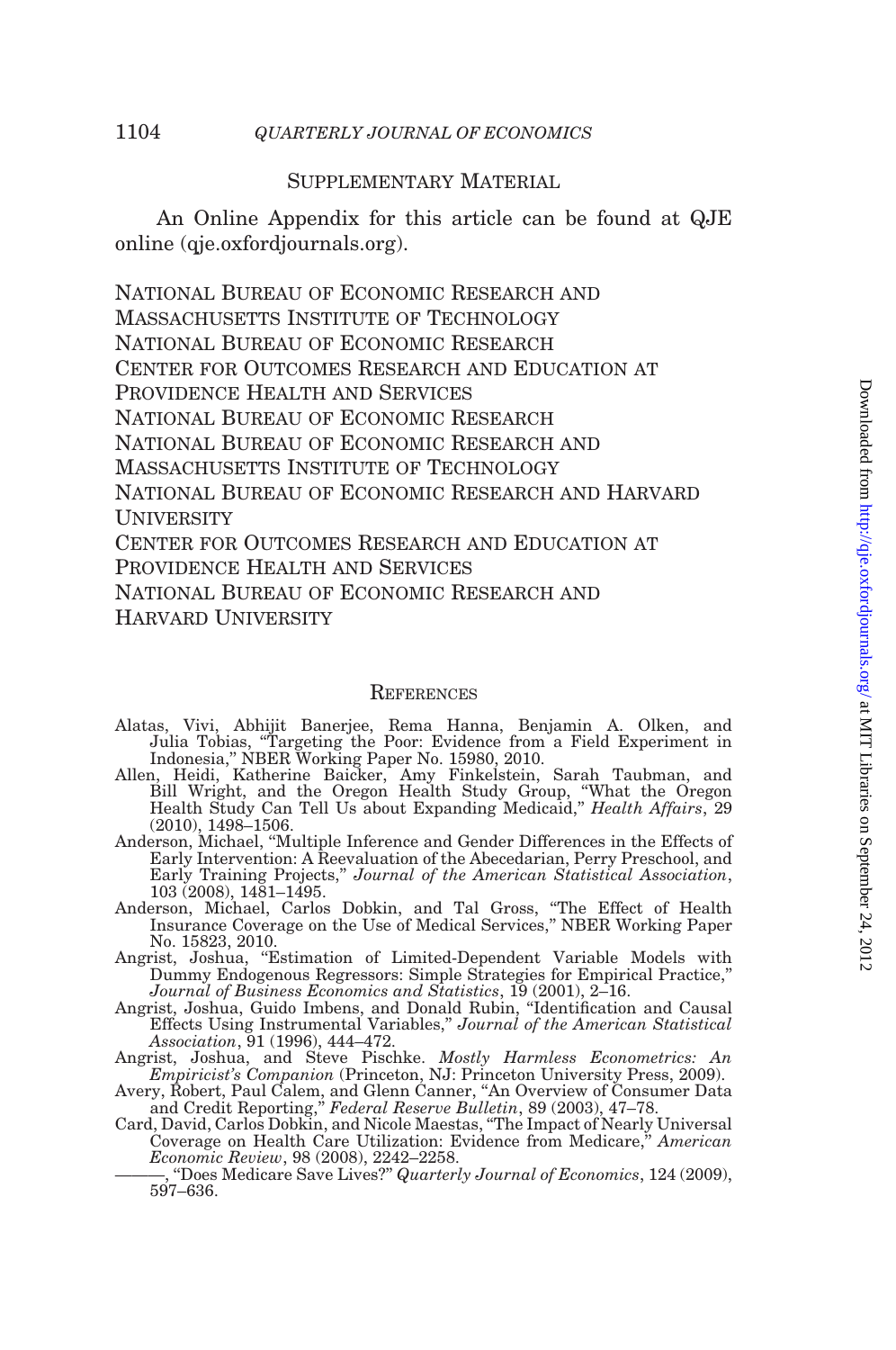## Supplementary Material

An Online Appendix for this article can be found at QJE online (qje.oxfordjournals.org).

National Bureau of Economic Research and Massachusetts Institute of Technology
National Bureau of Economic Research
Center for Outcomes Research and Education at Providence Health and Services
National Bureau of Economic Research
National Bureau of Economic Research and Massachusetts Institute of Technology
National Bureau of Economic Research and Harvard University
Center for Outcomes Research and Education at Providence Health and Services
National Bureau of Economic Research and Harvard University

## References

Alatas, Vivi, Abhijit Banerjee, Rema Hanna, Benjamin A. Olken, and Julia Tobias, "Targeting the Poor: Evidence from a Field Experiment in Indonesia," NBER Working Paper No. 15980, 2010.

Allen, Heidi, Katherine Baicker, Amy Finkelstein, Sarah Taubman, and Bill Wright, and the Oregon Health Study Group, "What the Oregon Health Study Can Tell Us about Expanding Medicaid," *Health Affairs*, 29 (2010), 1498–1506.

Anderson, Michael, "Multiple Inference and Gender Differences in the Effects of Early Intervention: A Reevaluation of the Abecedarian, Perry Preschool, and Early Training Projects," *Journal of the American Statistical Association*, 103 (2008), 1481–1495.

Anderson, Michael, Carlos Dobkin, and Tal Gross, "The Effect of Health Insurance Coverage on the Use of Medical Services," NBER Working Paper No. 15823, 2010.

Angrist, Joshua, "Estimation of Limited-Dependent Variable Models with Dummy Endogenous Regressors: Simple Strategies for Empirical Practice," *Journal of Business Economics and Statistics*, 19 (2001), 2–16.

Angrist, Joshua, Guido Imbens, and Donald Rubin, "Identification and Causal Effects Using Instrumental Variables," *Journal of the American Statistical Association*, 91 (1996), 444–472.

Angrist, Joshua, and Steve Pischke. *Mostly Harmless Econometrics: An Empiricist's Companion* (Princeton, NJ: Princeton University Press, 2009).

Avery, Robert, Paul Calem, and Glenn Canner, "An Overview of Consumer Data and Credit Reporting," *Federal Reserve Bulletin*, 89 (2003), 47–78.

Card, David, Carlos Dobkin, and Nicole Maestas, "The Impact of Nearly Universal Coverage on Health Care Utilization: Evidence from Medicare," *American Economic Review*, 98 (2008), 2242–2258.

———, "Does Medicare Save Lives?" *Quarterly Journal of Economics*, 124 (2009), 597–636.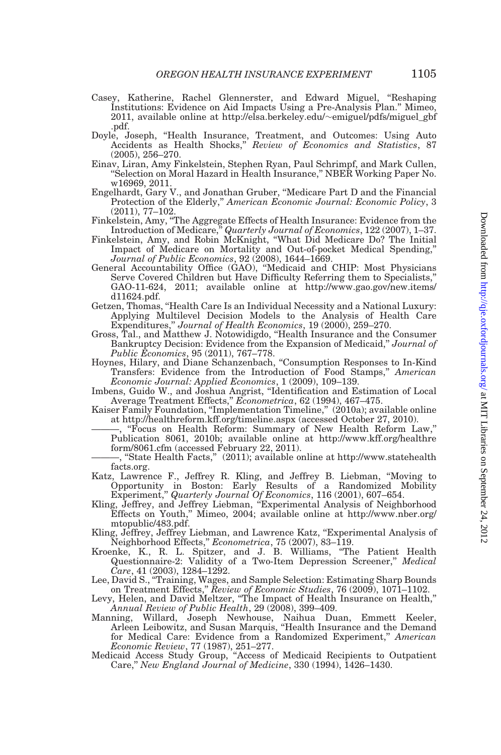Casey, Katherine, Rachel Glennerster, and Edward Miguel, "Reshaping Institutions: Evidence on Aid Impacts Using a Pre-Analysis Plan." Mimeo, 2011, available online at http://elsa.berkeley.edu/~emiguel/pdfs/miguel_gbf.pdf.

Doyle, Joseph, "Health Insurance, Treatment, and Outcomes: Using Auto Accidents as Health Shocks," *Review of Economics and Statistics*, 87 (2005), 256–270.

Einav, Liran, Amy Finkelstein, Stephen Ryan, Paul Schrimpf, and Mark Cullen, "Selection on Moral Hazard in Health Insurance," NBER Working Paper No. w16969, 2011.

Engelhardt, Gary V., and Jonathan Gruber, "Medicare Part D and the Financial Protection of the Elderly," *American Economic Journal: Economic Policy*, 3 (2011), 77–102.

Finkelstein, Amy, "The Aggregate Effects of Health Insurance: Evidence from the Introduction of Medicare," *Quarterly Journal of Economics*, 122 (2007), 1–37.

Finkelstein, Amy, and Robin McKnight, "What Did Medicare Do? The Initial Impact of Medicare on Mortality and Out-of-pocket Medical Spending," *Journal of Public Economics*, 92 (2008), 1644–1669.

General Accountability Office (GAO), "Medicaid and CHIP: Most Physicians Serve Covered Children but Have Difficulty Referring them to Specialists," GAO-11-624, 2011; available online at http://www.gao.gov/new.items/d11624.pdf.

Getzen, Thomas, "Health Care Is an Individual Necessity and a National Luxury: Applying Multilevel Decision Models to the Analysis of Health Care Expenditures," *Journal of Health Economics*, 19 (2000), 259–270.

Gross, Tal., and Matthew J. Notowidigdo, "Health Insurance and the Consumer Bankruptcy Decision: Evidence from the Expansion of Medicaid," *Journal of Public Economics*, 95 (2011), 767–778.

Hoynes, Hilary, and Diane Schanzenbach, "Consumption Responses to In-Kind Transfers: Evidence from the Introduction of Food Stamps," *American Economic Journal: Applied Economics*, 1 (2009), 109–139.

Imbens, Guido W., and Joshua Angrist, "Identification and Estimation of Local Average Treatment Effects," *Econometrica*, 62 (1994), 467–475.

Kaiser Family Foundation, "Implementation Timeline," (2010a); available online at http://healthreform.kff.org/timeline.aspx (accessed October 27, 2010).

———, "Focus on Health Reform: Summary of New Health Reform Law," Publication 8061, 2010b; available online at http://www.kff.org/healthreform/8061.cfm (accessed February 22, 2011).

———, "State Health Facts," (2011); available online at http://www.statehealthfacts.org.

Katz, Lawrence F., Jeffrey R. Kling, and Jeffrey B. Liebman, "Moving to Opportunity in Boston: Early Results of a Randomized Mobility Experiment," *Quarterly Journal Of Economics*, 116 (2001), 607–654.

Kling, Jeffrey, and Jeffrey Liebman, "Experimental Analysis of Neighborhood Effects on Youth," Mimeo, 2004; available online at http://www.nber.org/mtopublic/483.pdf.

Kling, Jeffrey, Jeffrey Liebman, and Lawrence Katz, "Experimental Analysis of Neighborhood Effects," *Econometrica*, 75 (2007), 83–119.

Kroenke, K., R. L. Spitzer, and J. B. Williams, "The Patient Health Questionnaire-2: Validity of a Two-Item Depression Screener," *Medical Care*, 41 (2003), 1284–1292.

Lee, David S., "Training, Wages, and Sample Selection: Estimating Sharp Bounds on Treatment Effects," *Review of Economic Studies*, 76 (2009), 1071–1102.

Levy, Helen, and David Meltzer, "The Impact of Health Insurance on Health," *Annual Review of Public Health*, 29 (2008), 399–409.

Manning, Willard, Joseph Newhouse, Naihua Duan, Emmett Keeler, Arleen Leibowitz, and Susan Marquis, "Health Insurance and the Demand for Medical Care: Evidence from a Randomized Experiment," *American Economic Review*, 77 (1987), 251–277.

Medicaid Access Study Group, "Access of Medicaid Recipients to Outpatient Care," *New England Journal of Medicine*, 330 (1994), 1426–1430.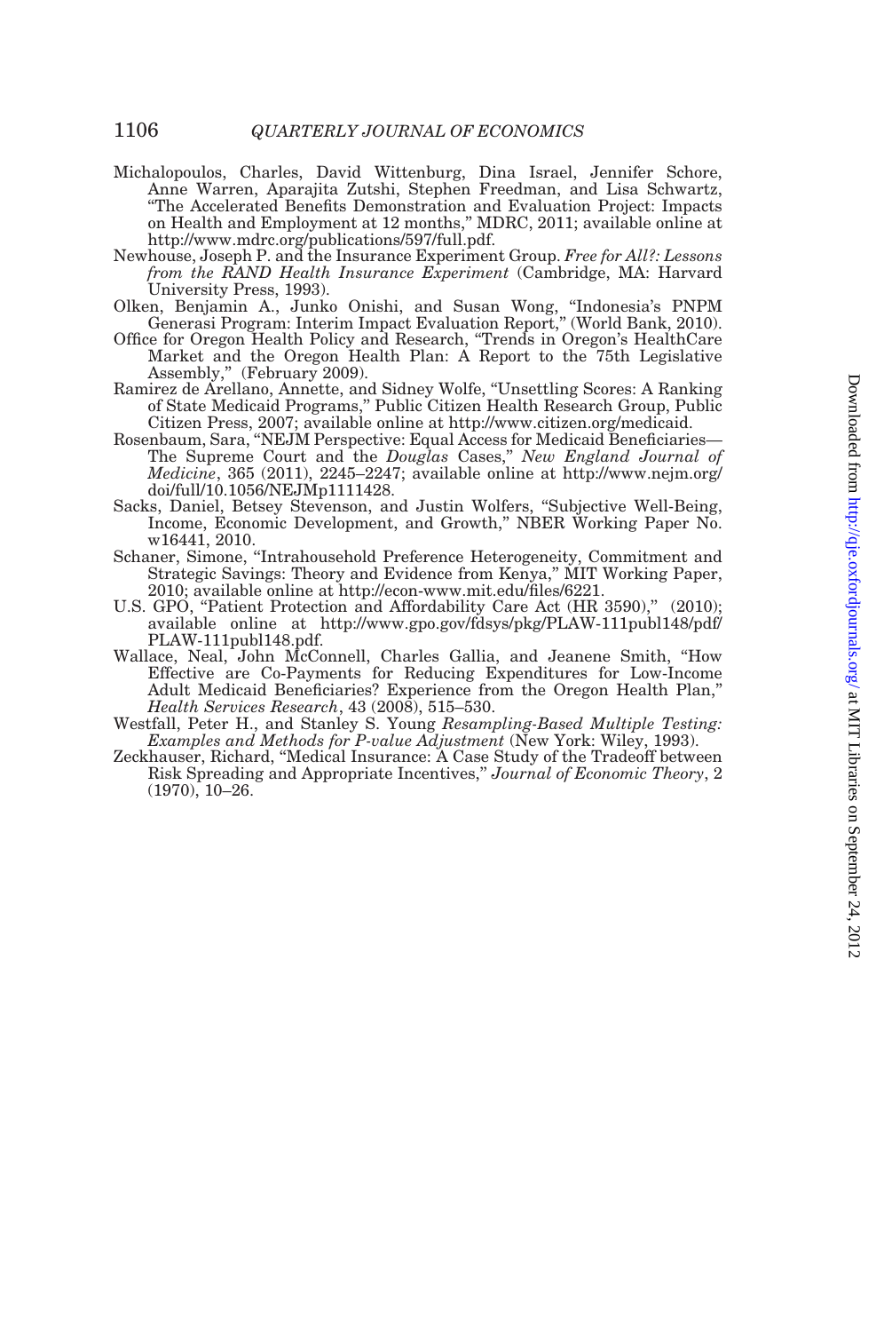Michalopoulos, Charles, David Wittenburg, Dina Israel, Jennifer Schore, Anne Warren, Aparajita Zutshi, Stephen Freedman, and Lisa Schwartz, "The Accelerated Benefits Demonstration and Evaluation Project: Impacts on Health and Employment at 12 months," MDRC, 2011; available online at http://www.mdrc.org/publications/597/full.pdf.

Newhouse, Joseph P. and the Insurance Experiment Group. *Free for All?: Lessons from the RAND Health Insurance Experiment* (Cambridge, MA: Harvard University Press, 1993).

Olken, Benjamin A., Junko Onishi, and Susan Wong, "Indonesia's PNPM Generasi Program: Interim Impact Evaluation Report," (World Bank, 2010).

Office for Oregon Health Policy and Research, "Trends in Oregon's HealthCare Market and the Oregon Health Plan: A Report to the 75th Legislative Assembly," (February 2009).

Ramirez de Arellano, Annette, and Sidney Wolfe, "Unsettling Scores: A Ranking of State Medicaid Programs," Public Citizen Health Research Group, Public Citizen Press, 2007; available online at http://www.citizen.org/medicaid.

Rosenbaum, Sara, "NEJM Perspective: Equal Access for Medicaid Beneficiaries—The Supreme Court and the *Douglas* Cases," *New England Journal of Medicine*, 365 (2011), 2245–2247; available online at http://www.nejm.org/doi/full/10.1056/NEJMp1111428.

Sacks, Daniel, Betsey Stevenson, and Justin Wolfers, "Subjective Well-Being, Income, Economic Development, and Growth," NBER Working Paper No. w16441, 2010.

Schaner, Simone, "Intrahousehold Preference Heterogeneity, Commitment and Strategic Savings: Theory and Evidence from Kenya," MIT Working Paper, 2010; available online at http://econ-www.mit.edu/files/6221.

U.S. GPO, "Patient Protection and Affordability Care Act (HR 3590)," (2010); available online at http://www.gpo.gov/fdsys/pkg/PLAW-111publ148/pdf/PLAW-111publ148.pdf.

Wallace, Neal, John McConnell, Charles Gallia, and Jeanene Smith, "How Effective are Co-Payments for Reducing Expenditures for Low-Income Adult Medicaid Beneficiaries? Experience from the Oregon Health Plan," *Health Services Research*, 43 (2008), 515–530.

Westfall, Peter H., and Stanley S. Young *Resampling-Based Multiple Testing: Examples and Methods for P-value Adjustment* (New York: Wiley, 1993).

Zeckhauser, Richard, "Medical Insurance: A Case Study of the Tradeoff between Risk Spreading and Appropriate Incentives," *Journal of Economic Theory*, 2 (1970), 10–26.